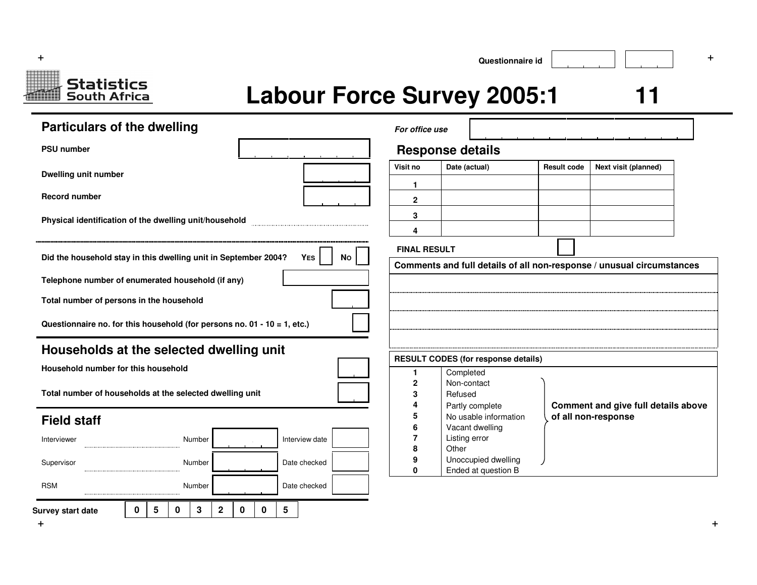Questionnaire id

Statistics South Africa

# Labour Force Survey 2005:1 11

## Particulars of the dwelling

*For office use*

PSU number

Dwelling unit number

Record number

Physical identification of the dwelling unit/household

Did the household stay in this dwelling unit in September 2004? YES NO

Telephone number of enumerated household (if any)

Total number of persons in the household

Questionnaire no. for this household (for persons no. 01 - 10 = 1, etc.)

## Households at the selected dwelling unit

Household number for this household

Total number of households at the selected dwelling unit

## Field staff

| | | | | | |
|---|---|---|---|---|---|
| Interviewer | | Number | | Interview date | |
| Supervisor | | Number | | Date checked | |
| RSM | | Number | | Date checked | |

**Survey start date**

| 0 | 5 | 0 | 3 | 2 | 0 | 0 | 5 |
|---|---|---|---|---|---|---|---|

## Response details

| Visit no | Date (actual) | Result code | Next visit (planned) |
|---|---|---|---|
| 1 | | | |
| 2 | | | |
| 3 | | | |
| 4 | | | |

**FINAL RESULT**

**Comments and full details of all non-response / unusual circumstances**

| RESULT CODES (for response details) | | |
|---|---|---|
| 1 | Completed | |
| 2 | Non-contact | Comment and give full details above of all non-response |
| 3 | Refused | |
| 4 | Partly complete | |
| 5 | No usable information | |
| 6 | Vacant dwelling | |
| 7 | Listing error | |
| 8 | Other | |
| 9 | Unoccupied dwelling | |
| 0 | Ended at question B | |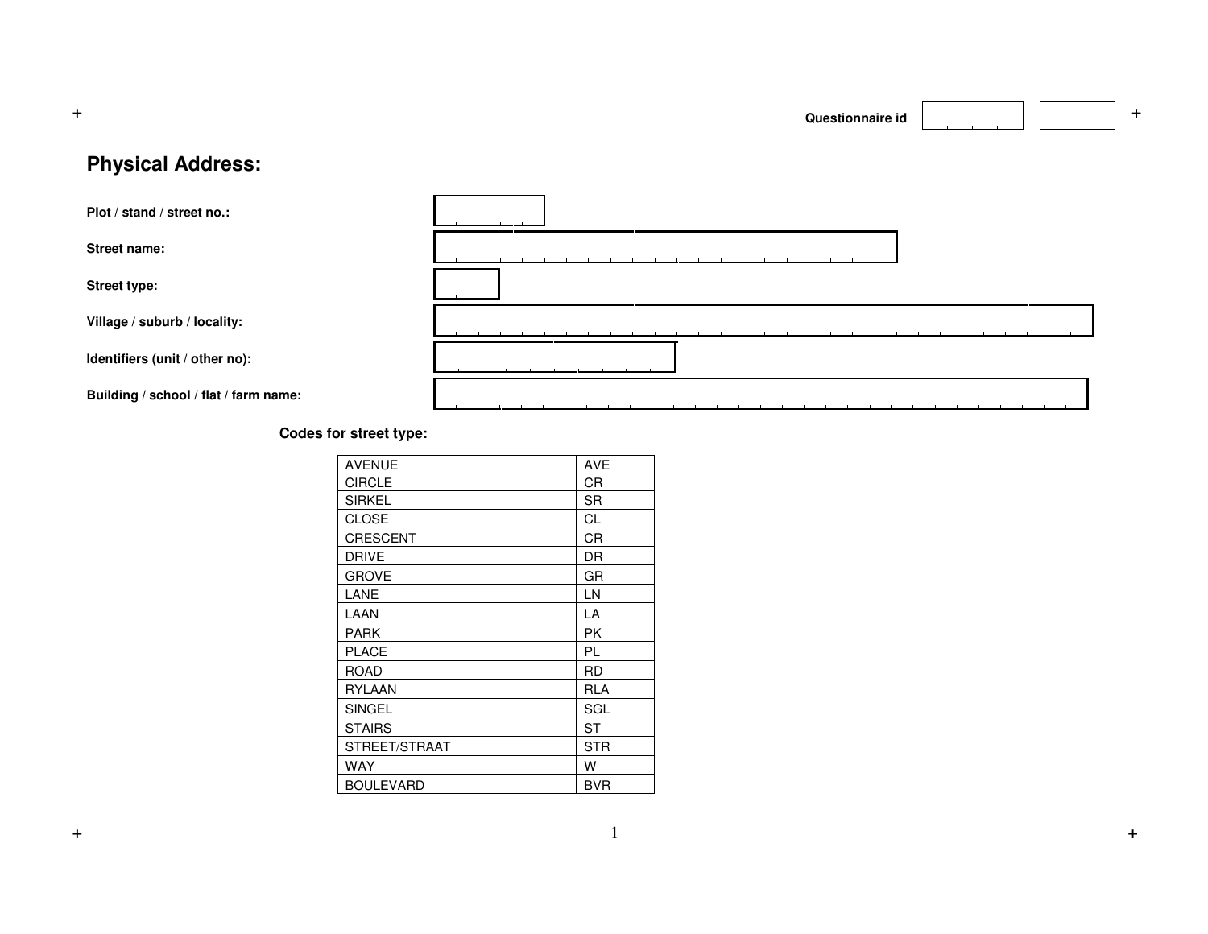Questionnaire id

## Physical Address:

**Plot / stand / street no.:**

**Street name:**

**Street type:**

**Village / suburb / locality:**

**Identifiers (unit / other no):**

**Building / school / flat / farm name:**

**Codes for street type:**

| | |
|---|---|
| AVENUE | AVE |
| CIRCLE | CR |
| SIRKEL | SR |
| CLOSE | CL |
| CRESCENT | CR |
| DRIVE | DR |
| GROVE | GR |
| LANE | LN |
| LAAN | LA |
| PARK | PK |
| PLACE | PL |
| ROAD | RD |
| RYLAAN | RLA |
| SINGEL | SGL |
| STAIRS | ST |
| STREET/STRAAT | STR |
| WAY | W |
| BOULEVARD | BVR |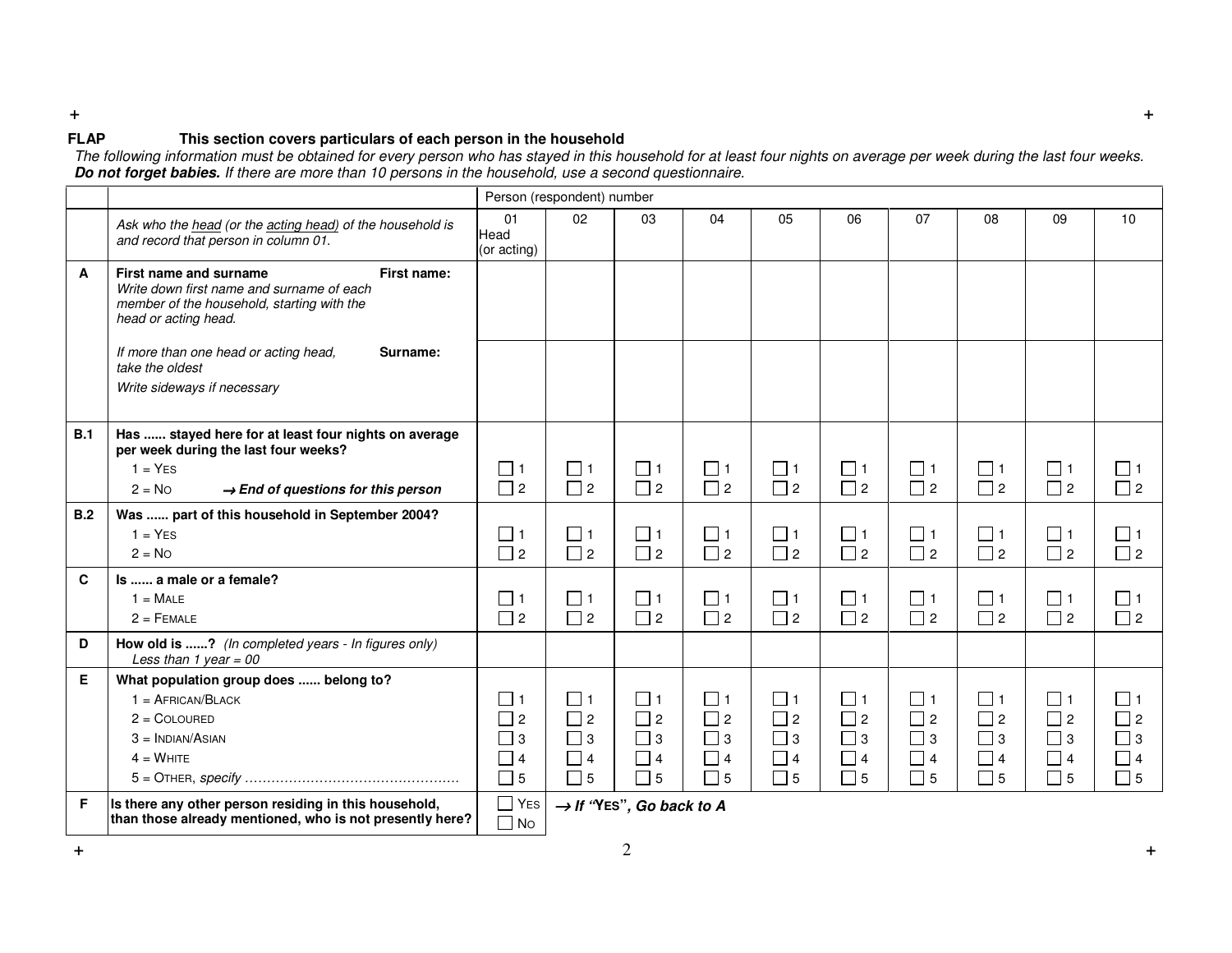**FLAP** **This section covers particulars of each person in the household**

*The following information must be obtained for every person who has stayed in this household for at least four nights on average per week during the last four weeks.* ***Do not forget babies.*** *If there are more than 10 persons in the household, use a second questionnaire.*

| | | Person (respondent) number | | | | | | | | | |
|---|---|---|---|---|---|---|---|---|---|---|---|
| | *Ask who the head (or the acting head) of the household is and record that person in column 01.* | 01 Head (or acting) | 02 | 03 | 04 | 05 | 06 | 07 | 08 | 09 | 10 |
| **A** | **First name and surname** *Write down first name and surname of each member of the household, starting with the head or acting head.* **First name:** | | | | | | | | | | |
| | *If more than one head or acting head, take the oldest* *Write sideways if necessary* **Surname:** | | | | | | | | | | |
| **B.1** | **Has ...... stayed here for at least four nights on average per week during the last four weeks?** 1 = YES 2 = NO → ***End of questions for this person*** | ☐ 1 ☐ 2 | ☐ 1 ☐ 2 | ☐ 1 ☐ 2 | ☐ 1 ☐ 2 | ☐ 1 ☐ 2 | ☐ 1 ☐ 2 | ☐ 1 ☐ 2 | ☐ 1 ☐ 2 | ☐ 1 ☐ 2 | ☐ 1 ☐ 2 |
| **B.2** | **Was ...... part of this household in September 2004?** 1 = YES 2 = NO | ☐ 1 ☐ 2 | ☐ 1 ☐ 2 | ☐ 1 ☐ 2 | ☐ 1 ☐ 2 | ☐ 1 ☐ 2 | ☐ 1 ☐ 2 | ☐ 1 ☐ 2 | ☐ 1 ☐ 2 | ☐ 1 ☐ 2 | ☐ 1 ☐ 2 |
| **C** | **Is ...... a male or a female?** 1 = MALE 2 = FEMALE | ☐ 1 ☐ 2 | ☐ 1 ☐ 2 | ☐ 1 ☐ 2 | ☐ 1 ☐ 2 | ☐ 1 ☐ 2 | ☐ 1 ☐ 2 | ☐ 1 ☐ 2 | ☐ 1 ☐ 2 | ☐ 1 ☐ 2 | ☐ 1 ☐ 2 |
| **D** | **How old is ......?** *(In completed years - In figures only)* *Less than 1 year = 00* | | | | | | | | | | |
| **E** | **What population group does ...... belong to?** 1 = AFRICAN/BLACK 2 = COLOURED 3 = INDIAN/ASIAN 4 = WHITE 5 = OTHER, *specify* ………………………………………… | ☐ 1 ☐ 2 ☐ 3 ☐ 4 ☐ 5 | ☐ 1 ☐ 2 ☐ 3 ☐ 4 ☐ 5 | ☐ 1 ☐ 2 ☐ 3 ☐ 4 ☐ 5 | ☐ 1 ☐ 2 ☐ 3 ☐ 4 ☐ 5 | ☐ 1 ☐ 2 ☐ 3 ☐ 4 ☐ 5 | ☐ 1 ☐ 2 ☐ 3 ☐ 4 ☐ 5 | ☐ 1 ☐ 2 ☐ 3 ☐ 4 ☐ 5 | ☐ 1 ☐ 2 ☐ 3 ☐ 4 ☐ 5 | ☐ 1 ☐ 2 ☐ 3 ☐ 4 ☐ 5 | ☐ 1 ☐ 2 ☐ 3 ☐ 4 ☐ 5 |
| **F** | **Is there any other person residing in this household, than those already mentioned, who is not presently here?** | ☐ YES ☐ NO | → ***If "YES", Go back to A*** | | | | | | | | |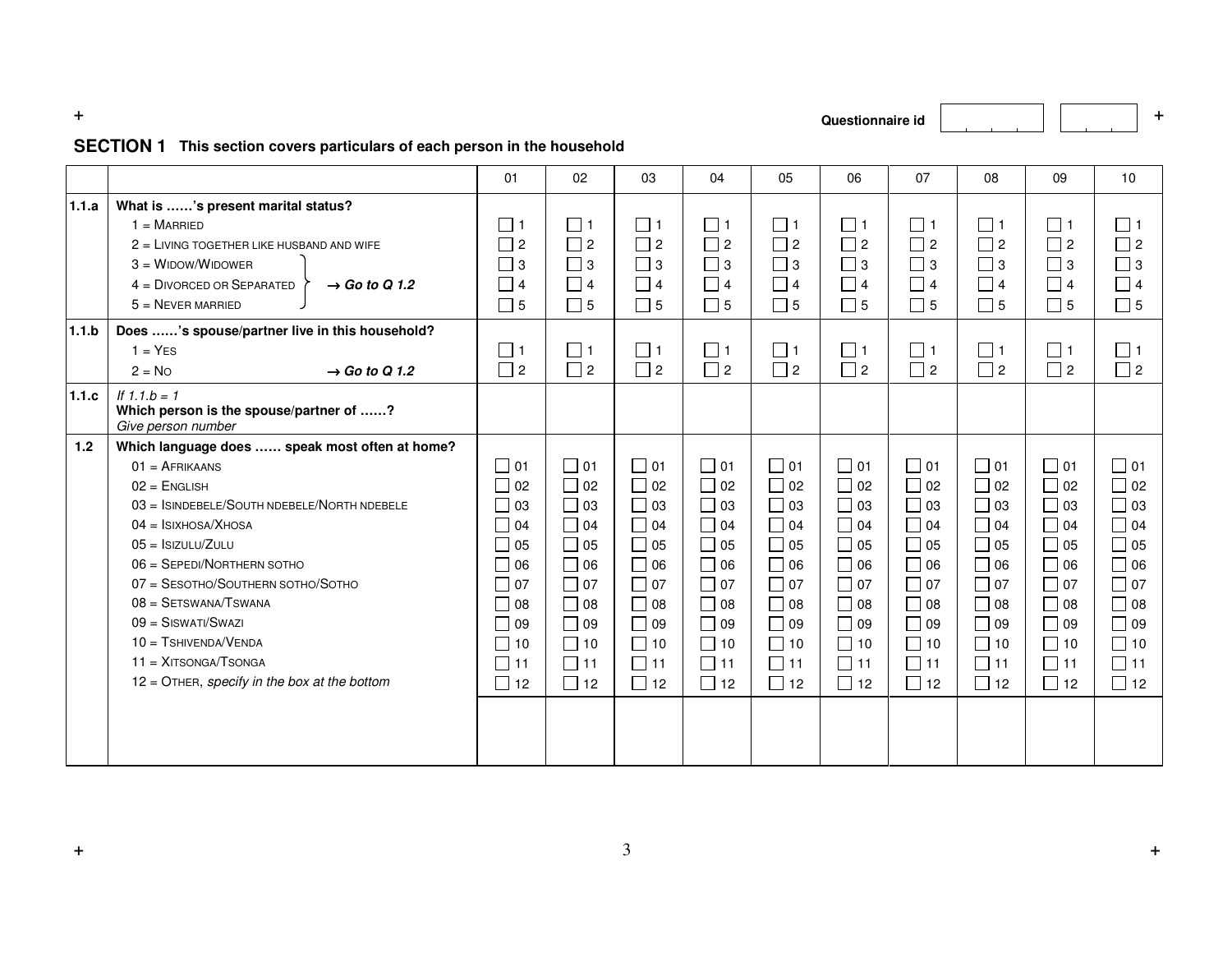Questionnaire id

## SECTION 1 This section covers particulars of each person in the household

| | | 01 | 02 | 03 | 04 | 05 | 06 | 07 | 08 | 09 | 10 |
|---|---|---|---|---|---|---|---|---|---|---|---|
| 1.1.a | **What is ……'s present marital status?**<br>1 = MARRIED<br>2 = LIVING TOGETHER LIKE HUSBAND AND WIFE<br>3 = WIDOW/WIDOWER<br>4 = DIVORCED OR SEPARATED **→ *Go to Q 1.2***<br>5 = NEVER MARRIED | ☐ 1<br>☐ 2<br>☐ 3<br>☐ 4<br>☐ 5 | ☐ 1<br>☐ 2<br>☐ 3<br>☐ 4<br>☐ 5 | ☐ 1<br>☐ 2<br>☐ 3<br>☐ 4<br>☐ 5 | ☐ 1<br>☐ 2<br>☐ 3<br>☐ 4<br>☐ 5 | ☐ 1<br>☐ 2<br>☐ 3<br>☐ 4<br>☐ 5 | ☐ 1<br>☐ 2<br>☐ 3<br>☐ 4<br>☐ 5 | ☐ 1<br>☐ 2<br>☐ 3<br>☐ 4<br>☐ 5 | ☐ 1<br>☐ 2<br>☐ 3<br>☐ 4<br>☐ 5 | ☐ 1<br>☐ 2<br>☐ 3<br>☐ 4<br>☐ 5 | ☐ 1<br>☐ 2<br>☐ 3<br>☐ 4<br>☐ 5 |
| 1.1.b | **Does ……'s spouse/partner live in this household?**<br>1 = YES<br>2 = NO **→ *Go to Q 1.2*** | ☐ 1<br>☐ 2 | ☐ 1<br>☐ 2 | ☐ 1<br>☐ 2 | ☐ 1<br>☐ 2 | ☐ 1<br>☐ 2 | ☐ 1<br>☐ 2 | ☐ 1<br>☐ 2 | ☐ 1<br>☐ 2 | ☐ 1<br>☐ 2 | ☐ 1<br>☐ 2 |
| 1.1.c | *If 1.1.b = 1*<br>**Which person is the spouse/partner of ……?**<br>*Give person number* | | | | | | | | | | |
| 1.2 | **Which language does …… speak most often at home?**<br>01 = AFRIKAANS<br>02 = ENGLISH<br>03 = ISINDEBELE/SOUTH NDEBELE/NORTH NDEBELE<br>04 = ISIXHOSA/XHOSA<br>05 = ISIZULU/ZULU<br>06 = SEPEDI/NORTHERN SOTHO<br>07 = SESOTHO/SOUTHERN SOTHO/SOTHO<br>08 = SETSWANA/TSWANA<br>09 = SISWATI/SWAZI<br>10 = TSHIVENDA/VENDA<br>11 = XITSONGA/TSONGA<br>12 = OTHER, *specify in the box at the bottom* | ☐ 01<br>☐ 02<br>☐ 03<br>☐ 04<br>☐ 05<br>☐ 06<br>☐ 07<br>☐ 08<br>☐ 09<br>☐ 10<br>☐ 11<br>☐ 12 | ☐ 01<br>☐ 02<br>☐ 03<br>☐ 04<br>☐ 05<br>☐ 06<br>☐ 07<br>☐ 08<br>☐ 09<br>☐ 10<br>☐ 11<br>☐ 12 | ☐ 01<br>☐ 02<br>☐ 03<br>☐ 04<br>☐ 05<br>☐ 06<br>☐ 07<br>☐ 08<br>☐ 09<br>☐ 10<br>☐ 11<br>☐ 12 | ☐ 01<br>☐ 02<br>☐ 03<br>☐ 04<br>☐ 05<br>☐ 06<br>☐ 07<br>☐ 08<br>☐ 09<br>☐ 10<br>☐ 11<br>☐ 12 | ☐ 01<br>☐ 02<br>☐ 03<br>☐ 04<br>☐ 05<br>☐ 06<br>☐ 07<br>☐ 08<br>☐ 09<br>☐ 10<br>☐ 11<br>☐ 12 | ☐ 01<br>☐ 02<br>☐ 03<br>☐ 04<br>☐ 05<br>☐ 06<br>☐ 07<br>☐ 08<br>☐ 09<br>☐ 10<br>☐ 11<br>☐ 12 | ☐ 01<br>☐ 02<br>☐ 03<br>☐ 04<br>☐ 05<br>☐ 06<br>☐ 07<br>☐ 08<br>☐ 09<br>☐ 10<br>☐ 11<br>☐ 12 | ☐ 01<br>☐ 02<br>☐ 03<br>☐ 04<br>☐ 05<br>☐ 06<br>☐ 07<br>☐ 08<br>☐ 09<br>☐ 10<br>☐ 11<br>☐ 12 | ☐ 01<br>☐ 02<br>☐ 03<br>☐ 04<br>☐ 05<br>☐ 06<br>☐ 07<br>☐ 08<br>☐ 09<br>☐ 10<br>☐ 11<br>☐ 12 | ☐ 01<br>☐ 02<br>☐ 03<br>☐ 04<br>☐ 05<br>☐ 06<br>☐ 07<br>☐ 08<br>☐ 09<br>☐ 10<br>☐ 11<br>☐ 12 |
| | | | | | | | | | | | |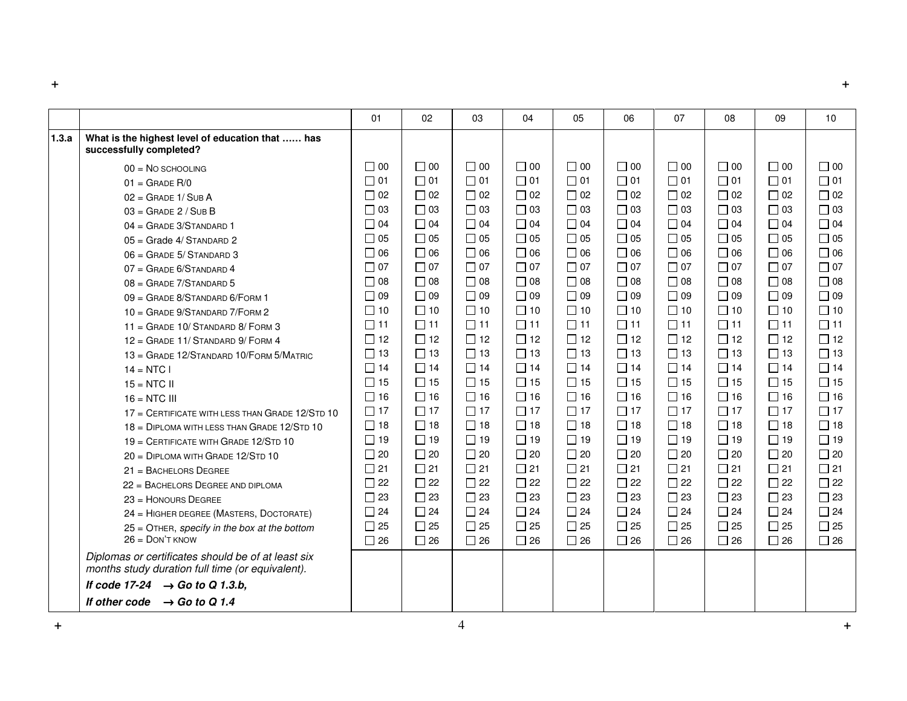| | | 01 | 02 | 03 | 04 | 05 | 06 | 07 | 08 | 09 | 10 |
|---|---|---|---|---|---|---|---|---|---|---|---|
| **1.3.a** | **What is the highest level of education that …… has successfully completed?** | | | | | | | | | | |
| | 00 = No schooling | ☐ 00 | ☐ 00 | ☐ 00 | ☐ 00 | ☐ 00 | ☐ 00 | ☐ 00 | ☐ 00 | ☐ 00 | ☐ 00 |
| | 01 = Grade R/0 | ☐ 01 | ☐ 01 | ☐ 01 | ☐ 01 | ☐ 01 | ☐ 01 | ☐ 01 | ☐ 01 | ☐ 01 | ☐ 01 |
| | 02 = Grade 1/ Sub A | ☐ 02 | ☐ 02 | ☐ 02 | ☐ 02 | ☐ 02 | ☐ 02 | ☐ 02 | ☐ 02 | ☐ 02 | ☐ 02 |
| | 03 = Grade 2 / Sub B | ☐ 03 | ☐ 03 | ☐ 03 | ☐ 03 | ☐ 03 | ☐ 03 | ☐ 03 | ☐ 03 | ☐ 03 | ☐ 03 |
| | 04 = Grade 3/Standard 1 | ☐ 04 | ☐ 04 | ☐ 04 | ☐ 04 | ☐ 04 | ☐ 04 | ☐ 04 | ☐ 04 | ☐ 04 | ☐ 04 |
| | 05 = Grade 4/ Standard 2 | ☐ 05 | ☐ 05 | ☐ 05 | ☐ 05 | ☐ 05 | ☐ 05 | ☐ 05 | ☐ 05 | ☐ 05 | ☐ 05 |
| | 06 = Grade 5/ Standard 3 | ☐ 06 | ☐ 06 | ☐ 06 | ☐ 06 | ☐ 06 | ☐ 06 | ☐ 06 | ☐ 06 | ☐ 06 | ☐ 06 |
| | 07 = Grade 6/Standard 4 | ☐ 07 | ☐ 07 | ☐ 07 | ☐ 07 | ☐ 07 | ☐ 07 | ☐ 07 | ☐ 07 | ☐ 07 | ☐ 07 |
| | 08 = Grade 7/Standard 5 | ☐ 08 | ☐ 08 | ☐ 08 | ☐ 08 | ☐ 08 | ☐ 08 | ☐ 08 | ☐ 08 | ☐ 08 | ☐ 08 |
| | 09 = Grade 8/Standard 6/Form 1 | ☐ 09 | ☐ 09 | ☐ 09 | ☐ 09 | ☐ 09 | ☐ 09 | ☐ 09 | ☐ 09 | ☐ 09 | ☐ 09 |
| | 10 = Grade 9/Standard 7/Form 2 | ☐ 10 | ☐ 10 | ☐ 10 | ☐ 10 | ☐ 10 | ☐ 10 | ☐ 10 | ☐ 10 | ☐ 10 | ☐ 10 |
| | 11 = Grade 10/ Standard 8/ Form 3 | ☐ 11 | ☐ 11 | ☐ 11 | ☐ 11 | ☐ 11 | ☐ 11 | ☐ 11 | ☐ 11 | ☐ 11 | ☐ 11 |
| | 12 = Grade 11/ Standard 9/ Form 4 | ☐ 12 | ☐ 12 | ☐ 12 | ☐ 12 | ☐ 12 | ☐ 12 | ☐ 12 | ☐ 12 | ☐ 12 | ☐ 12 |
| | 13 = Grade 12/Standard 10/Form 5/Matric | ☐ 13 | ☐ 13 | ☐ 13 | ☐ 13 | ☐ 13 | ☐ 13 | ☐ 13 | ☐ 13 | ☐ 13 | ☐ 13 |
| | 14 = NTC I | ☐ 14 | ☐ 14 | ☐ 14 | ☐ 14 | ☐ 14 | ☐ 14 | ☐ 14 | ☐ 14 | ☐ 14 | ☐ 14 |
| | 15 = NTC II | ☐ 15 | ☐ 15 | ☐ 15 | ☐ 15 | ☐ 15 | ☐ 15 | ☐ 15 | ☐ 15 | ☐ 15 | ☐ 15 |
| | 16 = NTC III | ☐ 16 | ☐ 16 | ☐ 16 | ☐ 16 | ☐ 16 | ☐ 16 | ☐ 16 | ☐ 16 | ☐ 16 | ☐ 16 |
| | 17 = Certificate with less than Grade 12/Std 10 | ☐ 17 | ☐ 17 | ☐ 17 | ☐ 17 | ☐ 17 | ☐ 17 | ☐ 17 | ☐ 17 | ☐ 17 | ☐ 17 |
| | 18 = Diploma with less than Grade 12/Std 10 | ☐ 18 | ☐ 18 | ☐ 18 | ☐ 18 | ☐ 18 | ☐ 18 | ☐ 18 | ☐ 18 | ☐ 18 | ☐ 18 |
| | 19 = Certificate with Grade 12/Std 10 | ☐ 19 | ☐ 19 | ☐ 19 | ☐ 19 | ☐ 19 | ☐ 19 | ☐ 19 | ☐ 19 | ☐ 19 | ☐ 19 |
| | 20 = Diploma with Grade 12/Std 10 | ☐ 20 | ☐ 20 | ☐ 20 | ☐ 20 | ☐ 20 | ☐ 20 | ☐ 20 | ☐ 20 | ☐ 20 | ☐ 20 |
| | 21 = Bachelors Degree | ☐ 21 | ☐ 21 | ☐ 21 | ☐ 21 | ☐ 21 | ☐ 21 | ☐ 21 | ☐ 21 | ☐ 21 | ☐ 21 |
| | 22 = Bachelors Degree and diploma | ☐ 22 | ☐ 22 | ☐ 22 | ☐ 22 | ☐ 22 | ☐ 22 | ☐ 22 | ☐ 22 | ☐ 22 | ☐ 22 |
| | 23 = Honours Degree | ☐ 23 | ☐ 23 | ☐ 23 | ☐ 23 | ☐ 23 | ☐ 23 | ☐ 23 | ☐ 23 | ☐ 23 | ☐ 23 |
| | 24 = Higher degree (Masters, Doctorate) | ☐ 24 | ☐ 24 | ☐ 24 | ☐ 24 | ☐ 24 | ☐ 24 | ☐ 24 | ☐ 24 | ☐ 24 | ☐ 24 |
| | 25 = Other, *specify in the box at the bottom* | ☐ 25 | ☐ 25 | ☐ 25 | ☐ 25 | ☐ 25 | ☐ 25 | ☐ 25 | ☐ 25 | ☐ 25 | ☐ 25 |
| | 26 = Don't know | ☐ 26 | ☐ 26 | ☐ 26 | ☐ 26 | ☐ 26 | ☐ 26 | ☐ 26 | ☐ 26 | ☐ 26 | ☐ 26 |
| | *Diplomas or certificates should be of at least six months study duration full time (or equivalent).*<br>***If code 17-24 → Go to Q 1.3.b,***<br>***If other code → Go to Q 1.4*** | | | | | | | | | | |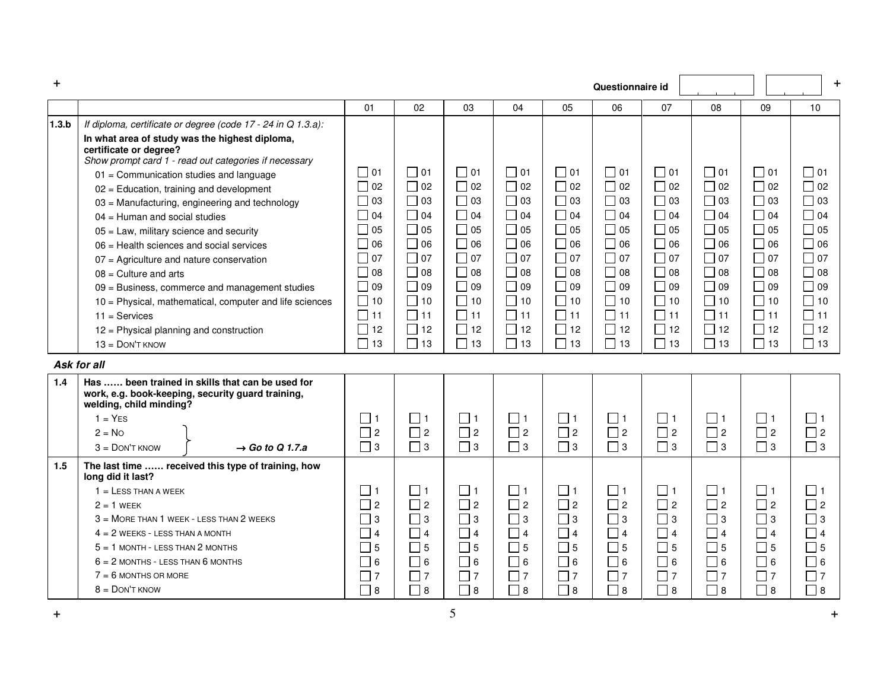Questionnaire id

| | | 01 | 02 | 03 | 04 | 05 | 06 | 07 | 08 | 09 | 10 |
|---|---|---|---|---|---|---|---|---|---|---|---|
| 1.3.b | *If diploma, certificate or degree (code 17 - 24 in Q 1.3.a):* **In what area of study was the highest diploma, certificate or degree?** *Show prompt card 1 - read out categories if necessary* | | | | | | | | | | |
| | 01 = Communication studies and language | ☐ 01 | ☐ 01 | ☐ 01 | ☐ 01 | ☐ 01 | ☐ 01 | ☐ 01 | ☐ 01 | ☐ 01 | ☐ 01 |
| | 02 = Education, training and development | ☐ 02 | ☐ 02 | ☐ 02 | ☐ 02 | ☐ 02 | ☐ 02 | ☐ 02 | ☐ 02 | ☐ 02 | ☐ 02 |
| | 03 = Manufacturing, engineering and technology | ☐ 03 | ☐ 03 | ☐ 03 | ☐ 03 | ☐ 03 | ☐ 03 | ☐ 03 | ☐ 03 | ☐ 03 | ☐ 03 |
| | 04 = Human and social studies | ☐ 04 | ☐ 04 | ☐ 04 | ☐ 04 | ☐ 04 | ☐ 04 | ☐ 04 | ☐ 04 | ☐ 04 | ☐ 04 |
| | 05 = Law, military science and security | ☐ 05 | ☐ 05 | ☐ 05 | ☐ 05 | ☐ 05 | ☐ 05 | ☐ 05 | ☐ 05 | ☐ 05 | ☐ 05 |
| | 06 = Health sciences and social services | ☐ 06 | ☐ 06 | ☐ 06 | ☐ 06 | ☐ 06 | ☐ 06 | ☐ 06 | ☐ 06 | ☐ 06 | ☐ 06 |
| | 07 = Agriculture and nature conservation | ☐ 07 | ☐ 07 | ☐ 07 | ☐ 07 | ☐ 07 | ☐ 07 | ☐ 07 | ☐ 07 | ☐ 07 | ☐ 07 |
| | 08 = Culture and arts | ☐ 08 | ☐ 08 | ☐ 08 | ☐ 08 | ☐ 08 | ☐ 08 | ☐ 08 | ☐ 08 | ☐ 08 | ☐ 08 |
| | 09 = Business, commerce and management studies | ☐ 09 | ☐ 09 | ☐ 09 | ☐ 09 | ☐ 09 | ☐ 09 | ☐ 09 | ☐ 09 | ☐ 09 | ☐ 09 |
| | 10 = Physical, mathematical, computer and life sciences | ☐ 10 | ☐ 10 | ☐ 10 | ☐ 10 | ☐ 10 | ☐ 10 | ☐ 10 | ☐ 10 | ☐ 10 | ☐ 10 |
| | 11 = Services | ☐ 11 | ☐ 11 | ☐ 11 | ☐ 11 | ☐ 11 | ☐ 11 | ☐ 11 | ☐ 11 | ☐ 11 | ☐ 11 |
| | 12 = Physical planning and construction | ☐ 12 | ☐ 12 | ☐ 12 | ☐ 12 | ☐ 12 | ☐ 12 | ☐ 12 | ☐ 12 | ☐ 12 | ☐ 12 |
| | 13 = DON'T KNOW | ☐ 13 | ☐ 13 | ☐ 13 | ☐ 13 | ☐ 13 | ☐ 13 | ☐ 13 | ☐ 13 | ☐ 13 | ☐ 13 |

***Ask for all***

| | | 01 | 02 | 03 | 04 | 05 | 06 | 07 | 08 | 09 | 10 |
|---|---|---|---|---|---|---|---|---|---|---|---|
| 1.4 | **Has …… been trained in skills that can be used for work, e.g. book-keeping, security guard training, welding, child minding?** | | | | | | | | | | |
| | 1 = YES | ☐ 1 | ☐ 1 | ☐ 1 | ☐ 1 | ☐ 1 | ☐ 1 | ☐ 1 | ☐ 1 | ☐ 1 | ☐ 1 |
| | 2 = NO } → ***Go to Q 1.7.a*** | ☐ 2 | ☐ 2 | ☐ 2 | ☐ 2 | ☐ 2 | ☐ 2 | ☐ 2 | ☐ 2 | ☐ 2 | ☐ 2 |
| | 3 = DON'T KNOW } → ***Go to Q 1.7.a*** | ☐ 3 | ☐ 3 | ☐ 3 | ☐ 3 | ☐ 3 | ☐ 3 | ☐ 3 | ☐ 3 | ☐ 3 | ☐ 3 |
| 1.5 | **The last time …… received this type of training, how long did it last?** | | | | | | | | | | |
| | 1 = LESS THAN A WEEK | ☐ 1 | ☐ 1 | ☐ 1 | ☐ 1 | ☐ 1 | ☐ 1 | ☐ 1 | ☐ 1 | ☐ 1 | ☐ 1 |
| | 2 = 1 WEEK | ☐ 2 | ☐ 2 | ☐ 2 | ☐ 2 | ☐ 2 | ☐ 2 | ☐ 2 | ☐ 2 | ☐ 2 | ☐ 2 |
| | 3 = MORE THAN 1 WEEK - LESS THAN 2 WEEKS | ☐ 3 | ☐ 3 | ☐ 3 | ☐ 3 | ☐ 3 | ☐ 3 | ☐ 3 | ☐ 3 | ☐ 3 | ☐ 3 |
| | 4 = 2 WEEKS - LESS THAN A MONTH | ☐ 4 | ☐ 4 | ☐ 4 | ☐ 4 | ☐ 4 | ☐ 4 | ☐ 4 | ☐ 4 | ☐ 4 | ☐ 4 |
| | 5 = 1 MONTH - LESS THAN 2 MONTHS | ☐ 5 | ☐ 5 | ☐ 5 | ☐ 5 | ☐ 5 | ☐ 5 | ☐ 5 | ☐ 5 | ☐ 5 | ☐ 5 |
| | 6 = 2 MONTHS - LESS THAN 6 MONTHS | ☐ 6 | ☐ 6 | ☐ 6 | ☐ 6 | ☐ 6 | ☐ 6 | ☐ 6 | ☐ 6 | ☐ 6 | ☐ 6 |
| | 7 = 6 MONTHS OR MORE | ☐ 7 | ☐ 7 | ☐ 7 | ☐ 7 | ☐ 7 | ☐ 7 | ☐ 7 | ☐ 7 | ☐ 7 | ☐ 7 |
| | 8 = DON'T KNOW | ☐ 8 | ☐ 8 | ☐ 8 | ☐ 8 | ☐ 8 | ☐ 8 | ☐ 8 | ☐ 8 | ☐ 8 | ☐ 8 |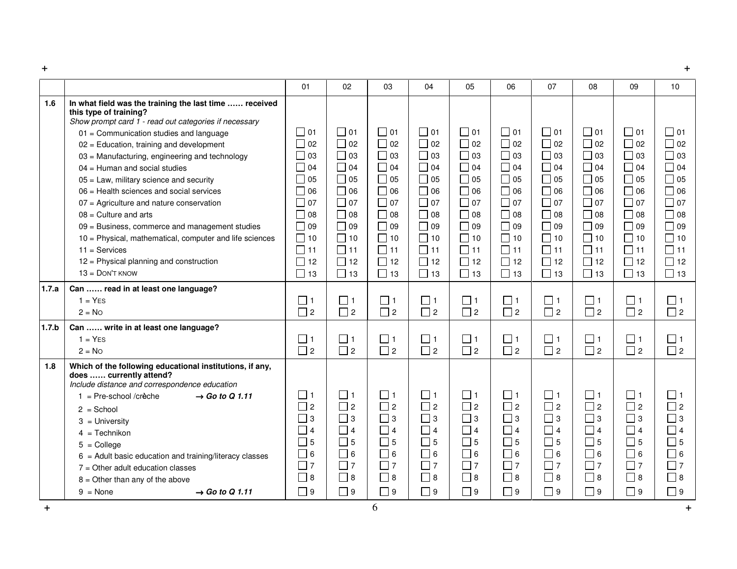| | | 01 | 02 | 03 | 04 | 05 | 06 | 07 | 08 | 09 | 10 |
|---|---|---|---|---|---|---|---|---|---|---|---|
| **1.6** | **In what field was the training the last time …… received this type of training?** *Show prompt card 1 - read out categories if necessary* | | | | | | | | | | |
| | 01 = Communication studies and language | ☐ 01 | ☐ 01 | ☐ 01 | ☐ 01 | ☐ 01 | ☐ 01 | ☐ 01 | ☐ 01 | ☐ 01 | ☐ 01 |
| | 02 = Education, training and development | ☐ 02 | ☐ 02 | ☐ 02 | ☐ 02 | ☐ 02 | ☐ 02 | ☐ 02 | ☐ 02 | ☐ 02 | ☐ 02 |
| | 03 = Manufacturing, engineering and technology | ☐ 03 | ☐ 03 | ☐ 03 | ☐ 03 | ☐ 03 | ☐ 03 | ☐ 03 | ☐ 03 | ☐ 03 | ☐ 03 |
| | 04 = Human and social studies | ☐ 04 | ☐ 04 | ☐ 04 | ☐ 04 | ☐ 04 | ☐ 04 | ☐ 04 | ☐ 04 | ☐ 04 | ☐ 04 |
| | 05 = Law, military science and security | ☐ 05 | ☐ 05 | ☐ 05 | ☐ 05 | ☐ 05 | ☐ 05 | ☐ 05 | ☐ 05 | ☐ 05 | ☐ 05 |
| | 06 = Health sciences and social services | ☐ 06 | ☐ 06 | ☐ 06 | ☐ 06 | ☐ 06 | ☐ 06 | ☐ 06 | ☐ 06 | ☐ 06 | ☐ 06 |
| | 07 = Agriculture and nature conservation | ☐ 07 | ☐ 07 | ☐ 07 | ☐ 07 | ☐ 07 | ☐ 07 | ☐ 07 | ☐ 07 | ☐ 07 | ☐ 07 |
| | 08 = Culture and arts | ☐ 08 | ☐ 08 | ☐ 08 | ☐ 08 | ☐ 08 | ☐ 08 | ☐ 08 | ☐ 08 | ☐ 08 | ☐ 08 |
| | 09 = Business, commerce and management studies | ☐ 09 | ☐ 09 | ☐ 09 | ☐ 09 | ☐ 09 | ☐ 09 | ☐ 09 | ☐ 09 | ☐ 09 | ☐ 09 |
| | 10 = Physical, mathematical, computer and life sciences | ☐ 10 | ☐ 10 | ☐ 10 | ☐ 10 | ☐ 10 | ☐ 10 | ☐ 10 | ☐ 10 | ☐ 10 | ☐ 10 |
| | 11 = Services | ☐ 11 | ☐ 11 | ☐ 11 | ☐ 11 | ☐ 11 | ☐ 11 | ☐ 11 | ☐ 11 | ☐ 11 | ☐ 11 |
| | 12 = Physical planning and construction | ☐ 12 | ☐ 12 | ☐ 12 | ☐ 12 | ☐ 12 | ☐ 12 | ☐ 12 | ☐ 12 | ☐ 12 | ☐ 12 |
| | 13 = DON'T KNOW | ☐ 13 | ☐ 13 | ☐ 13 | ☐ 13 | ☐ 13 | ☐ 13 | ☐ 13 | ☐ 13 | ☐ 13 | ☐ 13 |
| **1.7.a** | **Can …… read in at least one language?** | | | | | | | | | | |
| | 1 = YES | ☐ 1 | ☐ 1 | ☐ 1 | ☐ 1 | ☐ 1 | ☐ 1 | ☐ 1 | ☐ 1 | ☐ 1 | ☐ 1 |
| | 2 = NO | ☐ 2 | ☐ 2 | ☐ 2 | ☐ 2 | ☐ 2 | ☐ 2 | ☐ 2 | ☐ 2 | ☐ 2 | ☐ 2 |
| **1.7.b** | **Can …… write in at least one language?** | | | | | | | | | | |
| | 1 = YES | ☐ 1 | ☐ 1 | ☐ 1 | ☐ 1 | ☐ 1 | ☐ 1 | ☐ 1 | ☐ 1 | ☐ 1 | ☐ 1 |
| | 2 = NO | ☐ 2 | ☐ 2 | ☐ 2 | ☐ 2 | ☐ 2 | ☐ 2 | ☐ 2 | ☐ 2 | ☐ 2 | ☐ 2 |
| **1.8** | **Which of the following educational institutions, if any, does …… currently attend?** *Include distance and correspondence education* | | | | | | | | | | |
| | 1 = Pre-school /crèche **→ *Go to Q 1.11*** | ☐ 1 | ☐ 1 | ☐ 1 | ☐ 1 | ☐ 1 | ☐ 1 | ☐ 1 | ☐ 1 | ☐ 1 | ☐ 1 |
| | 2 = School | ☐ 2 | ☐ 2 | ☐ 2 | ☐ 2 | ☐ 2 | ☐ 2 | ☐ 2 | ☐ 2 | ☐ 2 | ☐ 2 |
| | 3 = University | ☐ 3 | ☐ 3 | ☐ 3 | ☐ 3 | ☐ 3 | ☐ 3 | ☐ 3 | ☐ 3 | ☐ 3 | ☐ 3 |
| | 4 = Technikon | ☐ 4 | ☐ 4 | ☐ 4 | ☐ 4 | ☐ 4 | ☐ 4 | ☐ 4 | ☐ 4 | ☐ 4 | ☐ 4 |
| | 5 = College | ☐ 5 | ☐ 5 | ☐ 5 | ☐ 5 | ☐ 5 | ☐ 5 | ☐ 5 | ☐ 5 | ☐ 5 | ☐ 5 |
| | 6 = Adult basic education and training/literacy classes | ☐ 6 | ☐ 6 | ☐ 6 | ☐ 6 | ☐ 6 | ☐ 6 | ☐ 6 | ☐ 6 | ☐ 6 | ☐ 6 |
| | 7 = Other adult education classes | ☐ 7 | ☐ 7 | ☐ 7 | ☐ 7 | ☐ 7 | ☐ 7 | ☐ 7 | ☐ 7 | ☐ 7 | ☐ 7 |
| | 8 = Other than any of the above | ☐ 8 | ☐ 8 | ☐ 8 | ☐ 8 | ☐ 8 | ☐ 8 | ☐ 8 | ☐ 8 | ☐ 8 | ☐ 8 |
| | 9 = None **→ *Go to Q 1.11*** | ☐ 9 | ☐ 9 | ☐ 9 | ☐ 9 | ☐ 9 | ☐ 9 | ☐ 9 | ☐ 9 | ☐ 9 | ☐ 9 |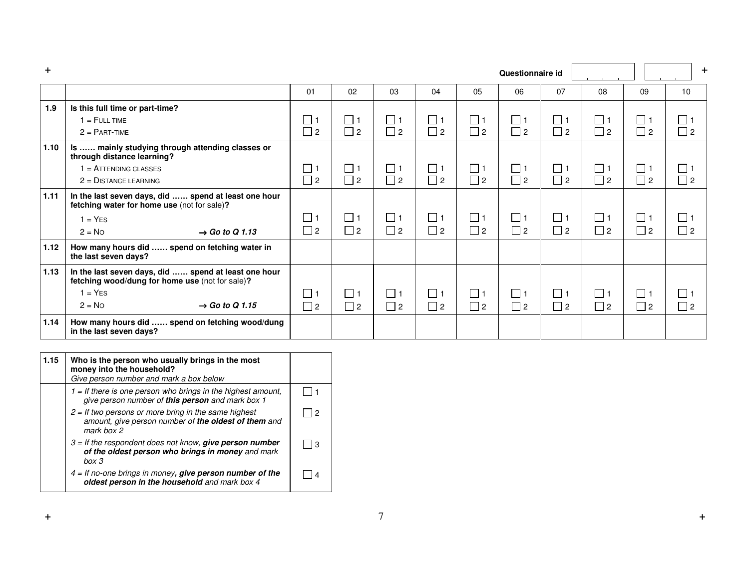Questionnaire id

| | | 01 | 02 | 03 | 04 | 05 | 06 | 07 | 08 | 09 | 10 |
|---|---|---|---|---|---|---|---|---|---|---|---|
| **1.9** | **Is this full time or part-time?**<br>1 = FULL TIME<br>2 = PART-TIME | ☐ 1<br>☐ 2 | ☐ 1<br>☐ 2 | ☐ 1<br>☐ 2 | ☐ 1<br>☐ 2 | ☐ 1<br>☐ 2 | ☐ 1<br>☐ 2 | ☐ 1<br>☐ 2 | ☐ 1<br>☐ 2 | ☐ 1<br>☐ 2 | ☐ 1<br>☐ 2 |
| **1.10** | **Is …… mainly studying through attending classes or through distance learning?**<br>1 = ATTENDING CLASSES<br>2 = DISTANCE LEARNING | ☐ 1<br>☐ 2 | ☐ 1<br>☐ 2 | ☐ 1<br>☐ 2 | ☐ 1<br>☐ 2 | ☐ 1<br>☐ 2 | ☐ 1<br>☐ 2 | ☐ 1<br>☐ 2 | ☐ 1<br>☐ 2 | ☐ 1<br>☐ 2 | ☐ 1<br>☐ 2 |
| **1.11** | **In the last seven days, did …… spend at least one hour fetching water for home use** (not for sale)**?**<br>1 = YES<br>2 = NO → ***Go to Q 1.13*** | ☐ 1<br>☐ 2 | ☐ 1<br>☐ 2 | ☐ 1<br>☐ 2 | ☐ 1<br>☐ 2 | ☐ 1<br>☐ 2 | ☐ 1<br>☐ 2 | ☐ 1<br>☐ 2 | ☐ 1<br>☐ 2 | ☐ 1<br>☐ 2 | ☐ 1<br>☐ 2 |
| **1.12** | **How many hours did …… spend on fetching water in the last seven days?** | | | | | | | | | | |
| **1.13** | **In the last seven days, did …… spend at least one hour fetching wood/dung for home use** (not for sale)**?**<br>1 = YES<br>2 = NO → ***Go to Q 1.15*** | ☐ 1<br>☐ 2 | ☐ 1<br>☐ 2 | ☐ 1<br>☐ 2 | ☐ 1<br>☐ 2 | ☐ 1<br>☐ 2 | ☐ 1<br>☐ 2 | ☐ 1<br>☐ 2 | ☐ 1<br>☐ 2 | ☐ 1<br>☐ 2 | ☐ 1<br>☐ 2 |
| **1.14** | **How many hours did …… spend on fetching wood/dung in the last seven days?** | | | | | | | | | | |

| | | |
|---|---|---|
| **1.15** | **Who is the person who usually brings in the most money into the household?**<br>*Give person number and mark a box below* | |
| | *1 = If there is one person who brings in the highest amount, give person number of* ***this person*** *and mark box 1* | ☐ 1 |
| | *2 = If two persons or more bring in the same highest amount, give person number of* ***the oldest of them*** *and mark box 2* | ☐ 2 |
| | *3 = If the respondent does not know,* ***give person number of the oldest person who brings in money*** *and mark box 3* | ☐ 3 |
| | *4 = If no-one brings in money****, give person number of the oldest person in the household*** *and mark box 4* | ☐ 4 |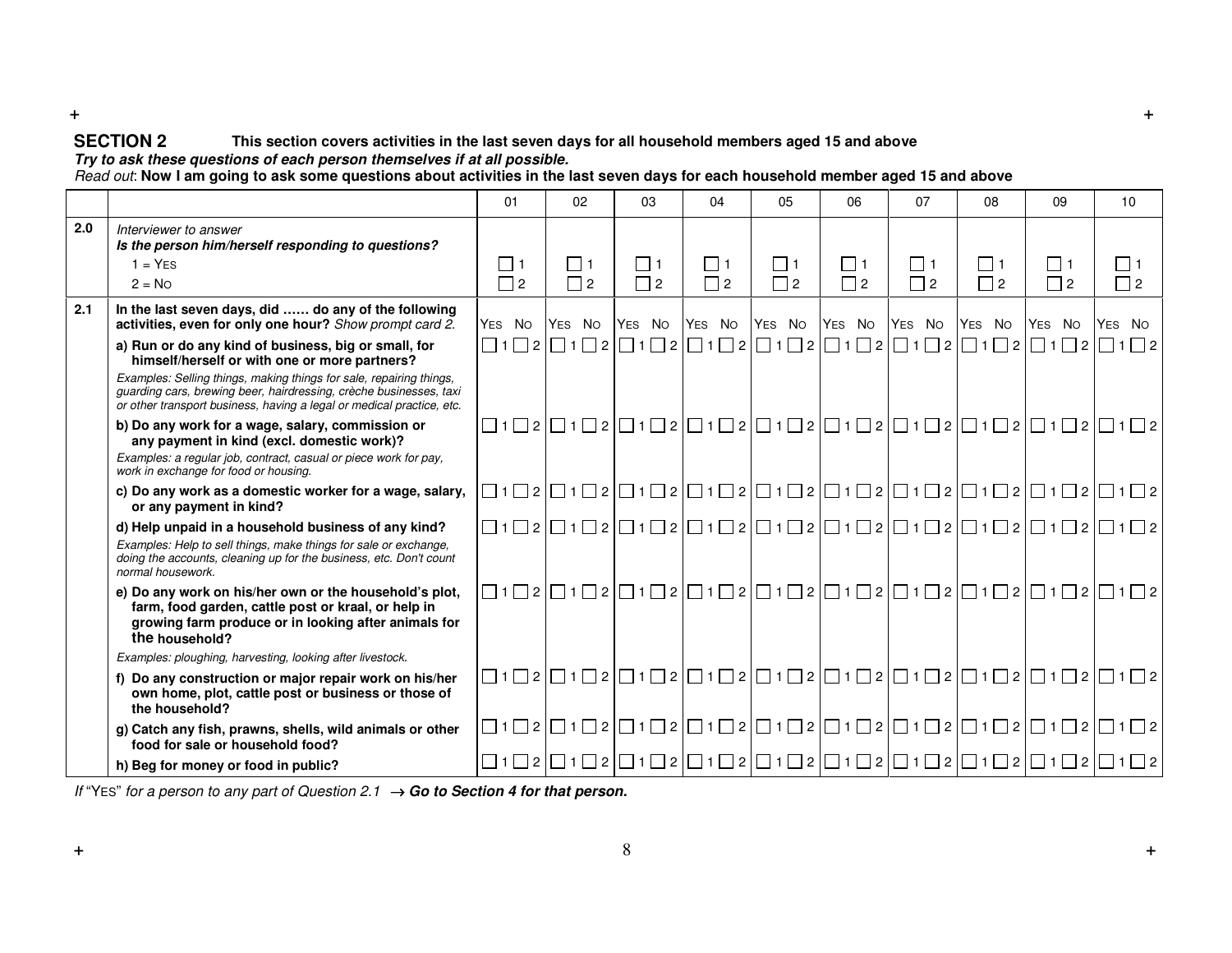## SECTION 2 **This section covers activities in the last seven days for all household members aged 15 and above**

***Try to ask these questions of each person themselves if at all possible.***

*Read out*: **Now I am going to ask some questions about activities in the last seven days for each household member aged 15 and above**

| | | 01 | 02 | 03 | 04 | 05 | 06 | 07 | 08 | 09 | 10 |
|---|---|---|---|---|---|---|---|---|---|---|---|
| **2.0** | *Interviewer to answer*<br>***Is the person him/herself responding to questions?***<br>1 = YES<br>2 = NO | ☐ 1<br>☐ 2 | ☐ 1<br>☐ 2 | ☐ 1<br>☐ 2 | ☐ 1<br>☐ 2 | ☐ 1<br>☐ 2 | ☐ 1<br>☐ 2 | ☐ 1<br>☐ 2 | ☐ 1<br>☐ 2 | ☐ 1<br>☐ 2 | ☐ 1<br>☐ 2 |
| **2.1** | **In the last seven days, did …… do any of the following activities, even for only one hour?** *Show prompt card 2.* | YES NO | YES NO | YES NO | YES NO | YES NO | YES NO | YES NO | YES NO | YES NO | YES NO |
| | **a) Run or do any kind of business, big or small, for himself/herself or with one or more partners?**<br>*Examples: Selling things, making things for sale, repairing things, guarding cars, brewing beer, hairdressing, crèche businesses, taxi or other transport business, having a legal or medical practice, etc.* | ☐ 1 ☐ 2 | ☐ 1 ☐ 2 | ☐ 1 ☐ 2 | ☐ 1 ☐ 2 | ☐ 1 ☐ 2 | ☐ 1 ☐ 2 | ☐ 1 ☐ 2 | ☐ 1 ☐ 2 | ☐ 1 ☐ 2 | ☐ 1 ☐ 2 |
| | **b) Do any work for a wage, salary, commission or any payment in kind (excl. domestic work)?**<br>*Examples: a regular job, contract, casual or piece work for pay, work in exchange for food or housing.* | ☐ 1 ☐ 2 | ☐ 1 ☐ 2 | ☐ 1 ☐ 2 | ☐ 1 ☐ 2 | ☐ 1 ☐ 2 | ☐ 1 ☐ 2 | ☐ 1 ☐ 2 | ☐ 1 ☐ 2 | ☐ 1 ☐ 2 | ☐ 1 ☐ 2 |
| | **c) Do any work as a domestic worker for a wage, salary, or any payment in kind?** | ☐ 1 ☐ 2 | ☐ 1 ☐ 2 | ☐ 1 ☐ 2 | ☐ 1 ☐ 2 | ☐ 1 ☐ 2 | ☐ 1 ☐ 2 | ☐ 1 ☐ 2 | ☐ 1 ☐ 2 | ☐ 1 ☐ 2 | ☐ 1 ☐ 2 |
| | **d) Help unpaid in a household business of any kind?**<br>*Examples: Help to sell things, make things for sale or exchange, doing the accounts, cleaning up for the business, etc. Don't count normal housework.* | ☐ 1 ☐ 2 | ☐ 1 ☐ 2 | ☐ 1 ☐ 2 | ☐ 1 ☐ 2 | ☐ 1 ☐ 2 | ☐ 1 ☐ 2 | ☐ 1 ☐ 2 | ☐ 1 ☐ 2 | ☐ 1 ☐ 2 | ☐ 1 ☐ 2 |
| | **e) Do any work on his/her own or the household's plot, farm, food garden, cattle post or kraal, or help in growing farm produce or in looking after animals for the household?**<br>*Examples: ploughing, harvesting, looking after livestock.* | ☐ 1 ☐ 2 | ☐ 1 ☐ 2 | ☐ 1 ☐ 2 | ☐ 1 ☐ 2 | ☐ 1 ☐ 2 | ☐ 1 ☐ 2 | ☐ 1 ☐ 2 | ☐ 1 ☐ 2 | ☐ 1 ☐ 2 | ☐ 1 ☐ 2 |
| | **f) Do any construction or major repair work on his/her own home, plot, cattle post or business or those of the household?** | ☐ 1 ☐ 2 | ☐ 1 ☐ 2 | ☐ 1 ☐ 2 | ☐ 1 ☐ 2 | ☐ 1 ☐ 2 | ☐ 1 ☐ 2 | ☐ 1 ☐ 2 | ☐ 1 ☐ 2 | ☐ 1 ☐ 2 | ☐ 1 ☐ 2 |
| | **g) Catch any fish, prawns, shells, wild animals or other food for sale or household food?** | ☐ 1 ☐ 2 | ☐ 1 ☐ 2 | ☐ 1 ☐ 2 | ☐ 1 ☐ 2 | ☐ 1 ☐ 2 | ☐ 1 ☐ 2 | ☐ 1 ☐ 2 | ☐ 1 ☐ 2 | ☐ 1 ☐ 2 | ☐ 1 ☐ 2 |
| | **h) Beg for money or food in public?** | ☐ 1 ☐ 2 | ☐ 1 ☐ 2 | ☐ 1 ☐ 2 | ☐ 1 ☐ 2 | ☐ 1 ☐ 2 | ☐ 1 ☐ 2 | ☐ 1 ☐ 2 | ☐ 1 ☐ 2 | ☐ 1 ☐ 2 | ☐ 1 ☐ 2 |

*If "YES" for a person to any part of Question 2.1* → ***Go to Section 4 for that person.***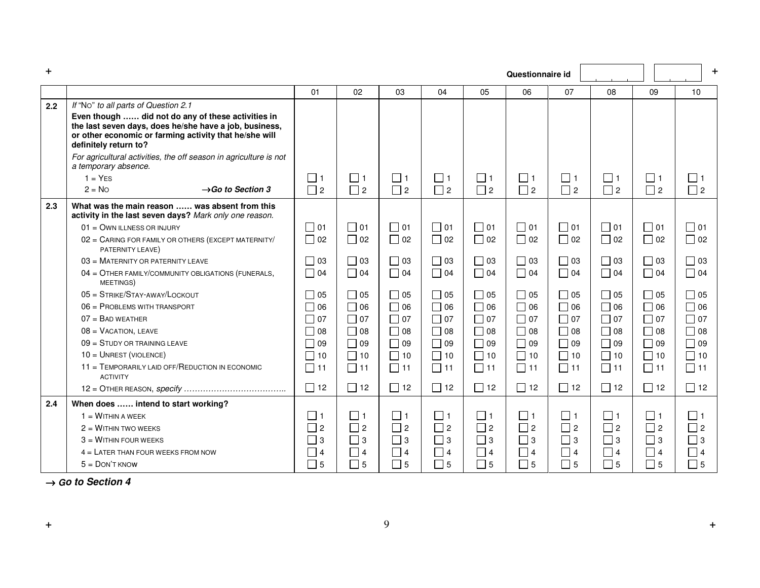Questionnaire id

| | | 01 | 02 | 03 | 04 | 05 | 06 | 07 | 08 | 09 | 10 |
|---|---|---|---|---|---|---|---|---|---|---|---|
| 2.2 | *If "No" to all parts of Question 2.1*<br>**Even though …… did not do any of these activities in the last seven days, does he/she have a job, business, or other economic or farming activity that he/she will definitely return to?**<br>*For agricultural activities, the off season in agriculture is not a temporary absence.*<br>1 = YES<br>2 = NO →***Go to Section 3*** | ☐ 1<br>☐ 2 | ☐ 1<br>☐ 2 | ☐ 1<br>☐ 2 | ☐ 1<br>☐ 2 | ☐ 1<br>☐ 2 | ☐ 1<br>☐ 2 | ☐ 1<br>☐ 2 | ☐ 1<br>☐ 2 | ☐ 1<br>☐ 2 | ☐ 1<br>☐ 2 |
| 2.3 | **What was the main reason …… was absent from this activity in the last seven days?** *Mark only one reason.*<br>01 = OWN ILLNESS OR INJURY<br>02 = CARING FOR FAMILY OR OTHERS (EXCEPT MATERNITY/ PATERNITY LEAVE)<br>03 = MATERNITY OR PATERNITY LEAVE<br>04 = OTHER FAMILY/COMMUNITY OBLIGATIONS (FUNERALS, MEETINGS)<br>05 = STRIKE/STAY-AWAY/LOCKOUT<br>06 = PROBLEMS WITH TRANSPORT<br>07 = BAD WEATHER<br>08 = VACATION, LEAVE<br>09 = STUDY OR TRAINING LEAVE<br>10 = UNREST (VIOLENCE)<br>11 = TEMPORARILY LAID OFF/REDUCTION IN ECONOMIC ACTIVITY<br>12 = OTHER REASON, *specify* ……………………………….. | ☐ 01<br>☐ 02<br>☐ 03<br>☐ 04<br>☐ 05<br>☐ 06<br>☐ 07<br>☐ 08<br>☐ 09<br>☐ 10<br>☐ 11<br>☐ 12 | ☐ 01<br>☐ 02<br>☐ 03<br>☐ 04<br>☐ 05<br>☐ 06<br>☐ 07<br>☐ 08<br>☐ 09<br>☐ 10<br>☐ 11<br>☐ 12 | ☐ 01<br>☐ 02<br>☐ 03<br>☐ 04<br>☐ 05<br>☐ 06<br>☐ 07<br>☐ 08<br>☐ 09<br>☐ 10<br>☐ 11<br>☐ 12 | ☐ 01<br>☐ 02<br>☐ 03<br>☐ 04<br>☐ 05<br>☐ 06<br>☐ 07<br>☐ 08<br>☐ 09<br>☐ 10<br>☐ 11<br>☐ 12 | ☐ 01<br>☐ 02<br>☐ 03<br>☐ 04<br>☐ 05<br>☐ 06<br>☐ 07<br>☐ 08<br>☐ 09<br>☐ 10<br>☐ 11<br>☐ 12 | ☐ 01<br>☐ 02<br>☐ 03<br>☐ 04<br>☐ 05<br>☐ 06<br>☐ 07<br>☐ 08<br>☐ 09<br>☐ 10<br>☐ 11<br>☐ 12 | ☐ 01<br>☐ 02<br>☐ 03<br>☐ 04<br>☐ 05<br>☐ 06<br>☐ 07<br>☐ 08<br>☐ 09<br>☐ 10<br>☐ 11<br>☐ 12 | ☐ 01<br>☐ 02<br>☐ 03<br>☐ 04<br>☐ 05<br>☐ 06<br>☐ 07<br>☐ 08<br>☐ 09<br>☐ 10<br>☐ 11<br>☐ 12 | ☐ 01<br>☐ 02<br>☐ 03<br>☐ 04<br>☐ 05<br>☐ 06<br>☐ 07<br>☐ 08<br>☐ 09<br>☐ 10<br>☐ 11<br>☐ 12 | ☐ 01<br>☐ 02<br>☐ 03<br>☐ 04<br>☐ 05<br>☐ 06<br>☐ 07<br>☐ 08<br>☐ 09<br>☐ 10<br>☐ 11<br>☐ 12 |
| 2.4 | **When does …… intend to start working?**<br>1 = WITHIN A WEEK<br>2 = WITHIN TWO WEEKS<br>3 = WITHIN FOUR WEEKS<br>4 = LATER THAN FOUR WEEKS FROM NOW<br>5 = DON'T KNOW | ☐ 1<br>☐ 2<br>☐ 3<br>☐ 4<br>☐ 5 | ☐ 1<br>☐ 2<br>☐ 3<br>☐ 4<br>☐ 5 | ☐ 1<br>☐ 2<br>☐ 3<br>☐ 4<br>☐ 5 | ☐ 1<br>☐ 2<br>☐ 3<br>☐ 4<br>☐ 5 | ☐ 1<br>☐ 2<br>☐ 3<br>☐ 4<br>☐ 5 | ☐ 1<br>☐ 2<br>☐ 3<br>☐ 4<br>☐ 5 | ☐ 1<br>☐ 2<br>☐ 3<br>☐ 4<br>☐ 5 | ☐ 1<br>☐ 2<br>☐ 3<br>☐ 4<br>☐ 5 | ☐ 1<br>☐ 2<br>☐ 3<br>☐ 4<br>☐ 5 | ☐ 1<br>☐ 2<br>☐ 3<br>☐ 4<br>☐ 5 |

→ ***Go to Section 4***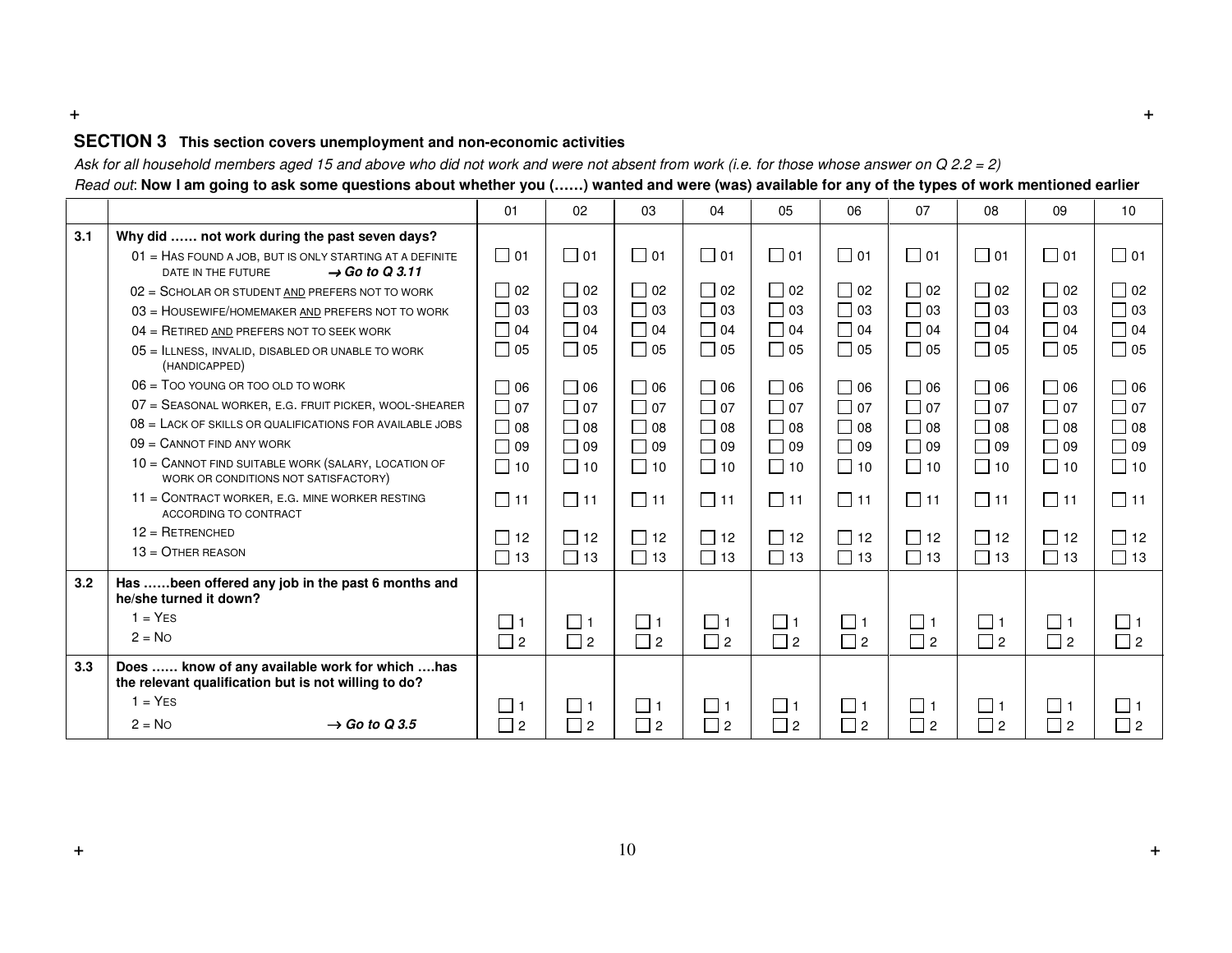## SECTION 3 This section covers unemployment and non-economic activities

*Ask for all household members aged 15 and above who did not work and were not absent from work (i.e. for those whose answer on Q 2.2 = 2)*

*Read out*: **Now I am going to ask some questions about whether you (……) wanted and were (was) available for any of the types of work mentioned earlier**

| | | 01 | 02 | 03 | 04 | 05 | 06 | 07 | 08 | 09 | 10 |
|---|---|---|---|---|---|---|---|---|---|---|---|
| **3.1** | **Why did …… not work during the past seven days?** | | | | | | | | | | |
| | 01 = HAS FOUND A JOB, BUT IS ONLY STARTING AT A DEFINITE DATE IN THE FUTURE → ***Go to Q 3.11*** | ☐ 01 | ☐ 01 | ☐ 01 | ☐ 01 | ☐ 01 | ☐ 01 | ☐ 01 | ☐ 01 | ☐ 01 | ☐ 01 |
| | 02 = SCHOLAR OR STUDENT <u>AND</u> PREFERS NOT TO WORK | ☐ 02 | ☐ 02 | ☐ 02 | ☐ 02 | ☐ 02 | ☐ 02 | ☐ 02 | ☐ 02 | ☐ 02 | ☐ 02 |
| | 03 = HOUSEWIFE/HOMEMAKER <u>AND</u> PREFERS NOT TO WORK | ☐ 03 | ☐ 03 | ☐ 03 | ☐ 03 | ☐ 03 | ☐ 03 | ☐ 03 | ☐ 03 | ☐ 03 | ☐ 03 |
| | 04 = RETIRED <u>AND</u> PREFERS NOT TO SEEK WORK | ☐ 04 | ☐ 04 | ☐ 04 | ☐ 04 | ☐ 04 | ☐ 04 | ☐ 04 | ☐ 04 | ☐ 04 | ☐ 04 |
| | 05 = ILLNESS, INVALID, DISABLED OR UNABLE TO WORK (HANDICAPPED) | ☐ 05 | ☐ 05 | ☐ 05 | ☐ 05 | ☐ 05 | ☐ 05 | ☐ 05 | ☐ 05 | ☐ 05 | ☐ 05 |
| | 06 = TOO YOUNG OR TOO OLD TO WORK | ☐ 06 | ☐ 06 | ☐ 06 | ☐ 06 | ☐ 06 | ☐ 06 | ☐ 06 | ☐ 06 | ☐ 06 | ☐ 06 |
| | 07 = SEASONAL WORKER, E.G. FRUIT PICKER, WOOL-SHEARER | ☐ 07 | ☐ 07 | ☐ 07 | ☐ 07 | ☐ 07 | ☐ 07 | ☐ 07 | ☐ 07 | ☐ 07 | ☐ 07 |
| | 08 = LACK OF SKILLS OR QUALIFICATIONS FOR AVAILABLE JOBS | ☐ 08 | ☐ 08 | ☐ 08 | ☐ 08 | ☐ 08 | ☐ 08 | ☐ 08 | ☐ 08 | ☐ 08 | ☐ 08 |
| | 09 = CANNOT FIND ANY WORK | ☐ 09 | ☐ 09 | ☐ 09 | ☐ 09 | ☐ 09 | ☐ 09 | ☐ 09 | ☐ 09 | ☐ 09 | ☐ 09 |
| | 10 = CANNOT FIND SUITABLE WORK (SALARY, LOCATION OF WORK OR CONDITIONS NOT SATISFACTORY) | ☐ 10 | ☐ 10 | ☐ 10 | ☐ 10 | ☐ 10 | ☐ 10 | ☐ 10 | ☐ 10 | ☐ 10 | ☐ 10 |
| | 11 = CONTRACT WORKER, E.G. MINE WORKER RESTING ACCORDING TO CONTRACT | ☐ 11 | ☐ 11 | ☐ 11 | ☐ 11 | ☐ 11 | ☐ 11 | ☐ 11 | ☐ 11 | ☐ 11 | ☐ 11 |
| | 12 = RETRENCHED | ☐ 12 | ☐ 12 | ☐ 12 | ☐ 12 | ☐ 12 | ☐ 12 | ☐ 12 | ☐ 12 | ☐ 12 | ☐ 12 |
| | 13 = OTHER REASON | ☐ 13 | ☐ 13 | ☐ 13 | ☐ 13 | ☐ 13 | ☐ 13 | ☐ 13 | ☐ 13 | ☐ 13 | ☐ 13 |
| **3.2** | **Has ……been offered any job in the past 6 months and he/she turned it down?** | | | | | | | | | | |
| | 1 = YES | ☐ 1 | ☐ 1 | ☐ 1 | ☐ 1 | ☐ 1 | ☐ 1 | ☐ 1 | ☐ 1 | ☐ 1 | ☐ 1 |
| | 2 = NO | ☐ 2 | ☐ 2 | ☐ 2 | ☐ 2 | ☐ 2 | ☐ 2 | ☐ 2 | ☐ 2 | ☐ 2 | ☐ 2 |
| **3.3** | **Does …… know of any available work for which ….has the relevant qualification but is not willing to do?** | | | | | | | | | | |
| | 1 = YES | ☐ 1 | ☐ 1 | ☐ 1 | ☐ 1 | ☐ 1 | ☐ 1 | ☐ 1 | ☐ 1 | ☐ 1 | ☐ 1 |
| | 2 = NO → ***Go to Q 3.5*** | ☐ 2 | ☐ 2 | ☐ 2 | ☐ 2 | ☐ 2 | ☐ 2 | ☐ 2 | ☐ 2 | ☐ 2 | ☐ 2 |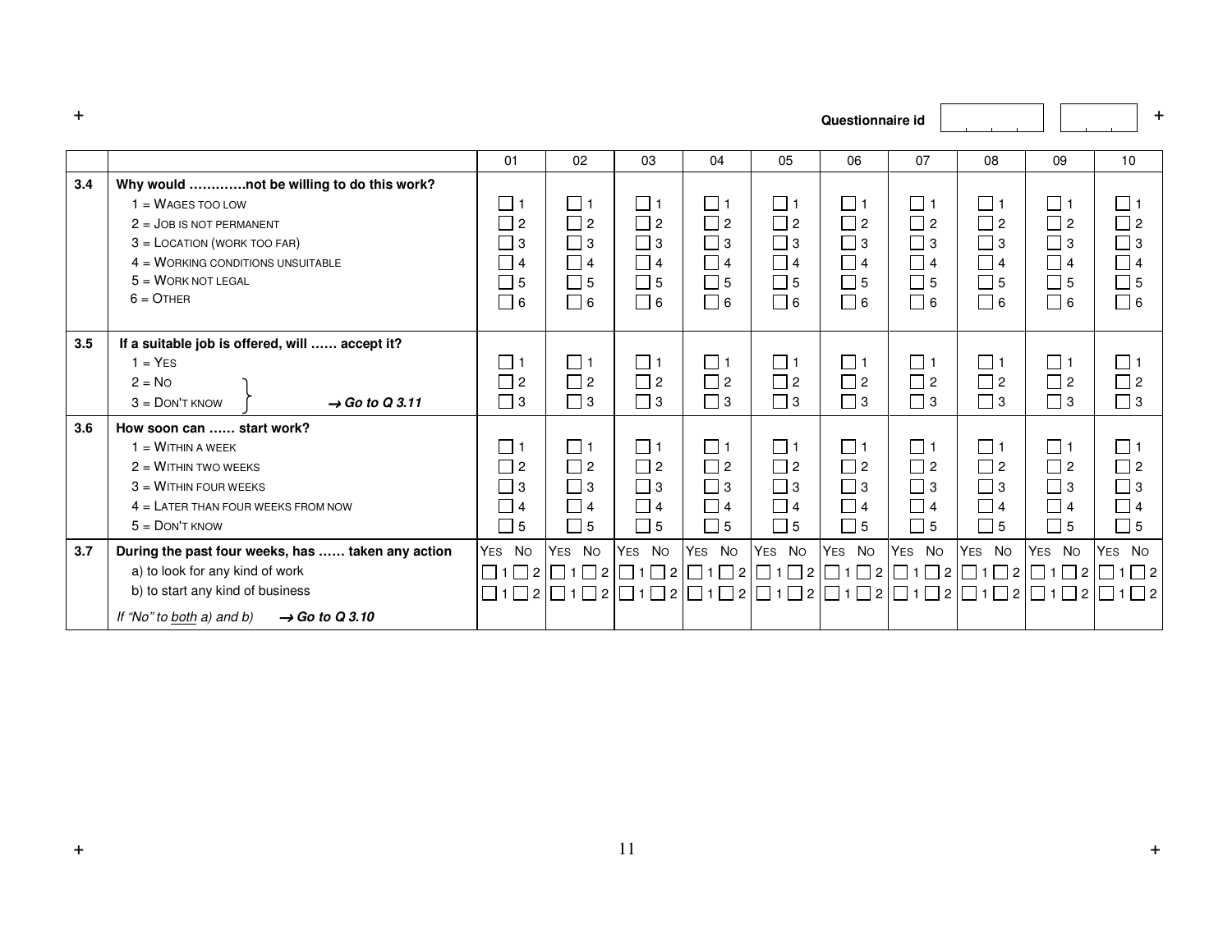Questionnaire id

| | | 01 | 02 | 03 | 04 | 05 | 06 | 07 | 08 | 09 | 10 |
|---|---|---|---|---|---|---|---|---|---|---|---|
| **3.4** | **Why would …………not be willing to do this work?**<br>1 = WAGES TOO LOW<br>2 = JOB IS NOT PERMANENT<br>3 = LOCATION (WORK TOO FAR)<br>4 = WORKING CONDITIONS UNSUITABLE<br>5 = WORK NOT LEGAL<br>6 = OTHER | ☐ 1<br>☐ 2<br>☐ 3<br>☐ 4<br>☐ 5<br>☐ 6 | ☐ 1<br>☐ 2<br>☐ 3<br>☐ 4<br>☐ 5<br>☐ 6 | ☐ 1<br>☐ 2<br>☐ 3<br>☐ 4<br>☐ 5<br>☐ 6 | ☐ 1<br>☐ 2<br>☐ 3<br>☐ 4<br>☐ 5<br>☐ 6 | ☐ 1<br>☐ 2<br>☐ 3<br>☐ 4<br>☐ 5<br>☐ 6 | ☐ 1<br>☐ 2<br>☐ 3<br>☐ 4<br>☐ 5<br>☐ 6 | ☐ 1<br>☐ 2<br>☐ 3<br>☐ 4<br>☐ 5<br>☐ 6 | ☐ 1<br>☐ 2<br>☐ 3<br>☐ 4<br>☐ 5<br>☐ 6 | ☐ 1<br>☐ 2<br>☐ 3<br>☐ 4<br>☐ 5<br>☐ 6 | ☐ 1<br>☐ 2<br>☐ 3<br>☐ 4<br>☐ 5<br>☐ 6 |
| **3.5** | **If a suitable job is offered, will …… accept it?**<br>1 = YES<br>2 = NO<br>3 = DON'T KNOW } ***→ Go to Q 3.11*** | ☐ 1<br>☐ 2<br>☐ 3 | ☐ 1<br>☐ 2<br>☐ 3 | ☐ 1<br>☐ 2<br>☐ 3 | ☐ 1<br>☐ 2<br>☐ 3 | ☐ 1<br>☐ 2<br>☐ 3 | ☐ 1<br>☐ 2<br>☐ 3 | ☐ 1<br>☐ 2<br>☐ 3 | ☐ 1<br>☐ 2<br>☐ 3 | ☐ 1<br>☐ 2<br>☐ 3 | ☐ 1<br>☐ 2<br>☐ 3 |
| **3.6** | **How soon can …… start work?**<br>1 = WITHIN A WEEK<br>2 = WITHIN TWO WEEKS<br>3 = WITHIN FOUR WEEKS<br>4 = LATER THAN FOUR WEEKS FROM NOW<br>5 = DON'T KNOW | ☐ 1<br>☐ 2<br>☐ 3<br>☐ 4<br>☐ 5 | ☐ 1<br>☐ 2<br>☐ 3<br>☐ 4<br>☐ 5 | ☐ 1<br>☐ 2<br>☐ 3<br>☐ 4<br>☐ 5 | ☐ 1<br>☐ 2<br>☐ 3<br>☐ 4<br>☐ 5 | ☐ 1<br>☐ 2<br>☐ 3<br>☐ 4<br>☐ 5 | ☐ 1<br>☐ 2<br>☐ 3<br>☐ 4<br>☐ 5 | ☐ 1<br>☐ 2<br>☐ 3<br>☐ 4<br>☐ 5 | ☐ 1<br>☐ 2<br>☐ 3<br>☐ 4<br>☐ 5 | ☐ 1<br>☐ 2<br>☐ 3<br>☐ 4<br>☐ 5 | ☐ 1<br>☐ 2<br>☐ 3<br>☐ 4<br>☐ 5 |
| **3.7** | **During the past four weeks, has …… taken any action**<br>a) to look for any kind of work<br>b) to start any kind of business<br>*If "No" to both a) and b)* ***→ Go to Q 3.10*** | YES NO<br>☐ 1 ☐ 2<br>☐ 1 ☐ 2 | YES NO<br>☐ 1 ☐ 2<br>☐ 1 ☐ 2 | YES NO<br>☐ 1 ☐ 2<br>☐ 1 ☐ 2 | YES NO<br>☐ 1 ☐ 2<br>☐ 1 ☐ 2 | YES NO<br>☐ 1 ☐ 2<br>☐ 1 ☐ 2 | YES NO<br>☐ 1 ☐ 2<br>☐ 1 ☐ 2 | YES NO<br>☐ 1 ☐ 2<br>☐ 1 ☐ 2 | YES NO<br>☐ 1 ☐ 2<br>☐ 1 ☐ 2 | YES NO<br>☐ 1 ☐ 2<br>☐ 1 ☐ 2 | YES NO<br>☐ 1 ☐ 2<br>☐ 1 ☐ 2 |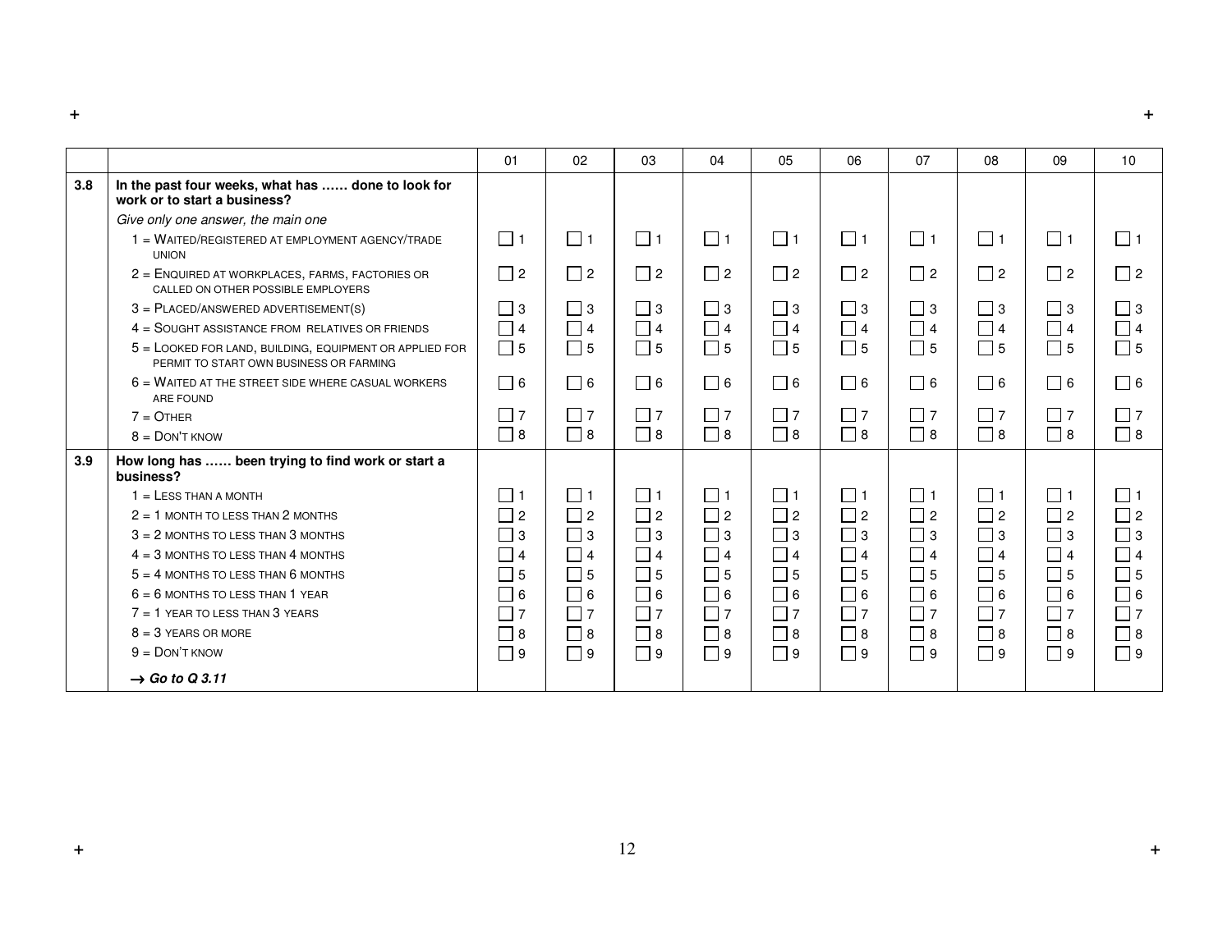| | | 01 | 02 | 03 | 04 | 05 | 06 | 07 | 08 | 09 | 10 |
|---|---|---|---|---|---|---|---|---|---|---|---|
| **3.8** | **In the past four weeks, what has …… done to look for work or to start a business?** | | | | | | | | | | |
| | *Give only one answer, the main one* | | | | | | | | | | |
| | 1 = WAITED/REGISTERED AT EMPLOYMENT AGENCY/TRADE UNION | ☐ 1 | ☐ 1 | ☐ 1 | ☐ 1 | ☐ 1 | ☐ 1 | ☐ 1 | ☐ 1 | ☐ 1 | ☐ 1 |
| | 2 = ENQUIRED AT WORKPLACES, FARMS, FACTORIES OR CALLED ON OTHER POSSIBLE EMPLOYERS | ☐ 2 | ☐ 2 | ☐ 2 | ☐ 2 | ☐ 2 | ☐ 2 | ☐ 2 | ☐ 2 | ☐ 2 | ☐ 2 |
| | 3 = PLACED/ANSWERED ADVERTISEMENT(S) | ☐ 3 | ☐ 3 | ☐ 3 | ☐ 3 | ☐ 3 | ☐ 3 | ☐ 3 | ☐ 3 | ☐ 3 | ☐ 3 |
| | 4 = SOUGHT ASSISTANCE FROM RELATIVES OR FRIENDS | ☐ 4 | ☐ 4 | ☐ 4 | ☐ 4 | ☐ 4 | ☐ 4 | ☐ 4 | ☐ 4 | ☐ 4 | ☐ 4 |
| | 5 = LOOKED FOR LAND, BUILDING, EQUIPMENT OR APPLIED FOR PERMIT TO START OWN BUSINESS OR FARMING | ☐ 5 | ☐ 5 | ☐ 5 | ☐ 5 | ☐ 5 | ☐ 5 | ☐ 5 | ☐ 5 | ☐ 5 | ☐ 5 |
| | 6 = WAITED AT THE STREET SIDE WHERE CASUAL WORKERS ARE FOUND | ☐ 6 | ☐ 6 | ☐ 6 | ☐ 6 | ☐ 6 | ☐ 6 | ☐ 6 | ☐ 6 | ☐ 6 | ☐ 6 |
| | 7 = OTHER | ☐ 7 | ☐ 7 | ☐ 7 | ☐ 7 | ☐ 7 | ☐ 7 | ☐ 7 | ☐ 7 | ☐ 7 | ☐ 7 |
| | 8 = DON'T KNOW | ☐ 8 | ☐ 8 | ☐ 8 | ☐ 8 | ☐ 8 | ☐ 8 | ☐ 8 | ☐ 8 | ☐ 8 | ☐ 8 |
| **3.9** | **How long has …… been trying to find work or start a business?** | | | | | | | | | | |
| | 1 = LESS THAN A MONTH | ☐ 1 | ☐ 1 | ☐ 1 | ☐ 1 | ☐ 1 | ☐ 1 | ☐ 1 | ☐ 1 | ☐ 1 | ☐ 1 |
| | 2 = 1 MONTH TO LESS THAN 2 MONTHS | ☐ 2 | ☐ 2 | ☐ 2 | ☐ 2 | ☐ 2 | ☐ 2 | ☐ 2 | ☐ 2 | ☐ 2 | ☐ 2 |
| | 3 = 2 MONTHS TO LESS THAN 3 MONTHS | ☐ 3 | ☐ 3 | ☐ 3 | ☐ 3 | ☐ 3 | ☐ 3 | ☐ 3 | ☐ 3 | ☐ 3 | ☐ 3 |
| | 4 = 3 MONTHS TO LESS THAN 4 MONTHS | ☐ 4 | ☐ 4 | ☐ 4 | ☐ 4 | ☐ 4 | ☐ 4 | ☐ 4 | ☐ 4 | ☐ 4 | ☐ 4 |
| | 5 = 4 MONTHS TO LESS THAN 6 MONTHS | ☐ 5 | ☐ 5 | ☐ 5 | ☐ 5 | ☐ 5 | ☐ 5 | ☐ 5 | ☐ 5 | ☐ 5 | ☐ 5 |
| | 6 = 6 MONTHS TO LESS THAN 1 YEAR | ☐ 6 | ☐ 6 | ☐ 6 | ☐ 6 | ☐ 6 | ☐ 6 | ☐ 6 | ☐ 6 | ☐ 6 | ☐ 6 |
| | 7 = 1 YEAR TO LESS THAN 3 YEARS | ☐ 7 | ☐ 7 | ☐ 7 | ☐ 7 | ☐ 7 | ☐ 7 | ☐ 7 | ☐ 7 | ☐ 7 | ☐ 7 |
| | 8 = 3 YEARS OR MORE | ☐ 8 | ☐ 8 | ☐ 8 | ☐ 8 | ☐ 8 | ☐ 8 | ☐ 8 | ☐ 8 | ☐ 8 | ☐ 8 |
| | 9 = DON'T KNOW | ☐ 9 | ☐ 9 | ☐ 9 | ☐ 9 | ☐ 9 | ☐ 9 | ☐ 9 | ☐ 9 | ☐ 9 | ☐ 9 |
| | ***→ Go to Q 3.11*** | | | | | | | | | | |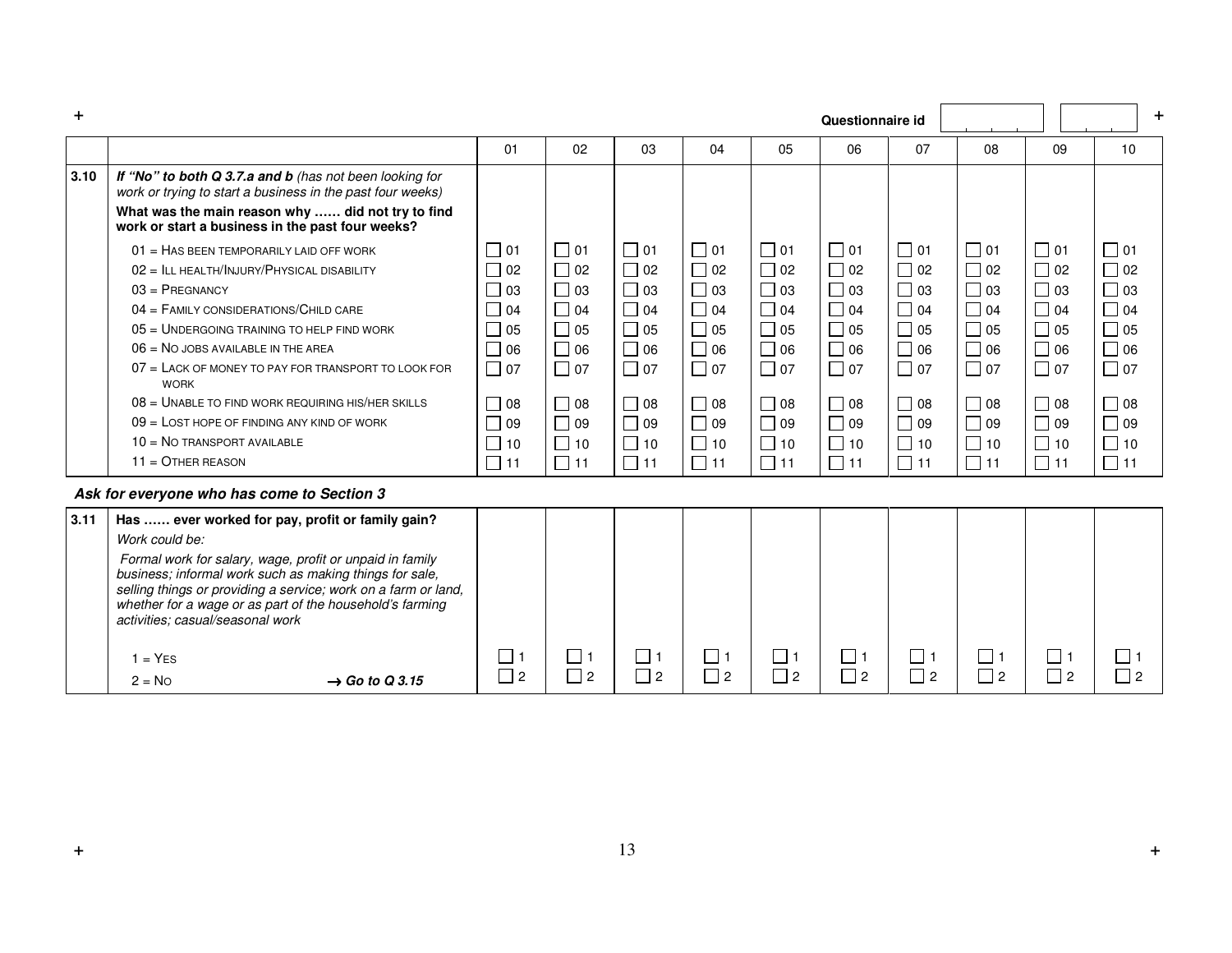Questionnaire id

| | | 01 | 02 | 03 | 04 | 05 | 06 | 07 | 08 | 09 | 10 |
|---|---|---|---|---|---|---|---|---|---|---|---|
| 3.10 | ***If "No" to both Q 3.7.a and b*** *(has not been looking for work or trying to start a business in the past four weeks)*<br><br>**What was the main reason why …… did not try to find work or start a business in the past four weeks?**<br><br>01 = HAS BEEN TEMPORARILY LAID OFF WORK<br>02 = ILL HEALTH/INJURY/PHYSICAL DISABILITY<br>03 = PREGNANCY<br>04 = FAMILY CONSIDERATIONS/CHILD CARE<br>05 = UNDERGOING TRAINING TO HELP FIND WORK<br>06 = NO JOBS AVAILABLE IN THE AREA<br>07 = LACK OF MONEY TO PAY FOR TRANSPORT TO LOOK FOR WORK<br>08 = UNABLE TO FIND WORK REQUIRING HIS/HER SKILLS<br>09 = LOST HOPE OF FINDING ANY KIND OF WORK<br>10 = NO TRANSPORT AVAILABLE<br>11 = OTHER REASON | ☐ 01<br>☐ 02<br>☐ 03<br>☐ 04<br>☐ 05<br>☐ 06<br>☐ 07<br>☐ 08<br>☐ 09<br>☐ 10<br>☐ 11 | ☐ 01<br>☐ 02<br>☐ 03<br>☐ 04<br>☐ 05<br>☐ 06<br>☐ 07<br>☐ 08<br>☐ 09<br>☐ 10<br>☐ 11 | ☐ 01<br>☐ 02<br>☐ 03<br>☐ 04<br>☐ 05<br>☐ 06<br>☐ 07<br>☐ 08<br>☐ 09<br>☐ 10<br>☐ 11 | ☐ 01<br>☐ 02<br>☐ 03<br>☐ 04<br>☐ 05<br>☐ 06<br>☐ 07<br>☐ 08<br>☐ 09<br>☐ 10<br>☐ 11 | ☐ 01<br>☐ 02<br>☐ 03<br>☐ 04<br>☐ 05<br>☐ 06<br>☐ 07<br>☐ 08<br>☐ 09<br>☐ 10<br>☐ 11 | ☐ 01<br>☐ 02<br>☐ 03<br>☐ 04<br>☐ 05<br>☐ 06<br>☐ 07<br>☐ 08<br>☐ 09<br>☐ 10<br>☐ 11 | ☐ 01<br>☐ 02<br>☐ 03<br>☐ 04<br>☐ 05<br>☐ 06<br>☐ 07<br>☐ 08<br>☐ 09<br>☐ 10<br>☐ 11 | ☐ 01<br>☐ 02<br>☐ 03<br>☐ 04<br>☐ 05<br>☐ 06<br>☐ 07<br>☐ 08<br>☐ 09<br>☐ 10<br>☐ 11 | ☐ 01<br>☐ 02<br>☐ 03<br>☐ 04<br>☐ 05<br>☐ 06<br>☐ 07<br>☐ 08<br>☐ 09<br>☐ 10<br>☐ 11 | ☐ 01<br>☐ 02<br>☐ 03<br>☐ 04<br>☐ 05<br>☐ 06<br>☐ 07<br>☐ 08<br>☐ 09<br>☐ 10<br>☐ 11 |

***Ask for everyone who has come to Section 3***

| | | | | | | | | | | | |
|---|---|---|---|---|---|---|---|---|---|---|---|
| 3.11 | **Has …… ever worked for pay, profit or family gain?**<br>*Work could be:*<br>*Formal work for salary, wage, profit or unpaid in family business; informal work such as making things for sale, selling things or providing a service; work on a farm or land, whether for a wage or as part of the household's farming activities; casual/seasonal work*<br><br>1 = YES<br>2 = NO → ***Go to Q 3.15*** | ☐ 1<br>☐ 2 | ☐ 1<br>☐ 2 | ☐ 1<br>☐ 2 | ☐ 1<br>☐ 2 | ☐ 1<br>☐ 2 | ☐ 1<br>☐ 2 | ☐ 1<br>☐ 2 | ☐ 1<br>☐ 2 | ☐ 1<br>☐ 2 | ☐ 1<br>☐ 2 |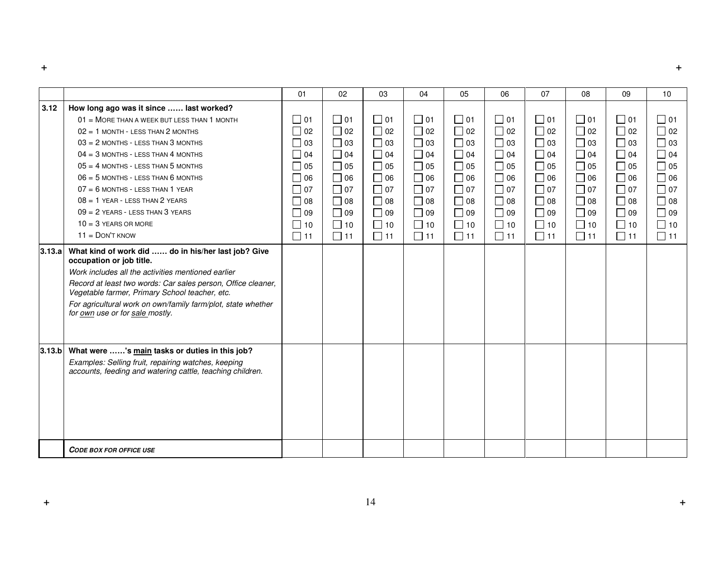| | | 01 | 02 | 03 | 04 | 05 | 06 | 07 | 08 | 09 | 10 |
|---|---|---|---|---|---|---|---|---|---|---|---|
| **3.12** | **How long ago was it since …… last worked?**<br>01 = MORE THAN A WEEK BUT LESS THAN 1 MONTH<br>02 = 1 MONTH - LESS THAN 2 MONTHS<br>03 = 2 MONTHS - LESS THAN 3 MONTHS<br>04 = 3 MONTHS - LESS THAN 4 MONTHS<br>05 = 4 MONTHS - LESS THAN 5 MONTHS<br>06 = 5 MONTHS - LESS THAN 6 MONTHS<br>07 = 6 MONTHS - LESS THAN 1 YEAR<br>08 = 1 YEAR - LESS THAN 2 YEARS<br>09 = 2 YEARS - LESS THAN 3 YEARS<br>10 = 3 YEARS OR MORE<br>11 = DON'T KNOW | ☐ 01<br>☐ 02<br>☐ 03<br>☐ 04<br>☐ 05<br>☐ 06<br>☐ 07<br>☐ 08<br>☐ 09<br>☐ 10<br>☐ 11 | ☐ 01<br>☐ 02<br>☐ 03<br>☐ 04<br>☐ 05<br>☐ 06<br>☐ 07<br>☐ 08<br>☐ 09<br>☐ 10<br>☐ 11 | ☐ 01<br>☐ 02<br>☐ 03<br>☐ 04<br>☐ 05<br>☐ 06<br>☐ 07<br>☐ 08<br>☐ 09<br>☐ 10<br>☐ 11 | ☐ 01<br>☐ 02<br>☐ 03<br>☐ 04<br>☐ 05<br>☐ 06<br>☐ 07<br>☐ 08<br>☐ 09<br>☐ 10<br>☐ 11 | ☐ 01<br>☐ 02<br>☐ 03<br>☐ 04<br>☐ 05<br>☐ 06<br>☐ 07<br>☐ 08<br>☐ 09<br>☐ 10<br>☐ 11 | ☐ 01<br>☐ 02<br>☐ 03<br>☐ 04<br>☐ 05<br>☐ 06<br>☐ 07<br>☐ 08<br>☐ 09<br>☐ 10<br>☐ 11 | ☐ 01<br>☐ 02<br>☐ 03<br>☐ 04<br>☐ 05<br>☐ 06<br>☐ 07<br>☐ 08<br>☐ 09<br>☐ 10<br>☐ 11 | ☐ 01<br>☐ 02<br>☐ 03<br>☐ 04<br>☐ 05<br>☐ 06<br>☐ 07<br>☐ 08<br>☐ 09<br>☐ 10<br>☐ 11 | ☐ 01<br>☐ 02<br>☐ 03<br>☐ 04<br>☐ 05<br>☐ 06<br>☐ 07<br>☐ 08<br>☐ 09<br>☐ 10<br>☐ 11 | ☐ 01<br>☐ 02<br>☐ 03<br>☐ 04<br>☐ 05<br>☐ 06<br>☐ 07<br>☐ 08<br>☐ 09<br>☐ 10<br>☐ 11 |
| **3.13.a** | **What kind of work did …… do in his/her last job? Give occupation or job title.**<br>*Work includes all the activities mentioned earlier*<br>*Record at least two words: Car sales person, Office cleaner, Vegetable farmer, Primary School teacher, etc.*<br>*For agricultural work on own/family farm/plot, state whether for own use or for sale mostly.* | | | | | | | | | | |
| **3.13.b** | **What were ……'s main tasks or duties in this job?**<br>*Examples: Selling fruit, repairing watches, keeping accounts, feeding and watering cattle, teaching children.* | | | | | | | | | | |
| | ***CODE BOX FOR OFFICE USE*** | | | | | | | | | | |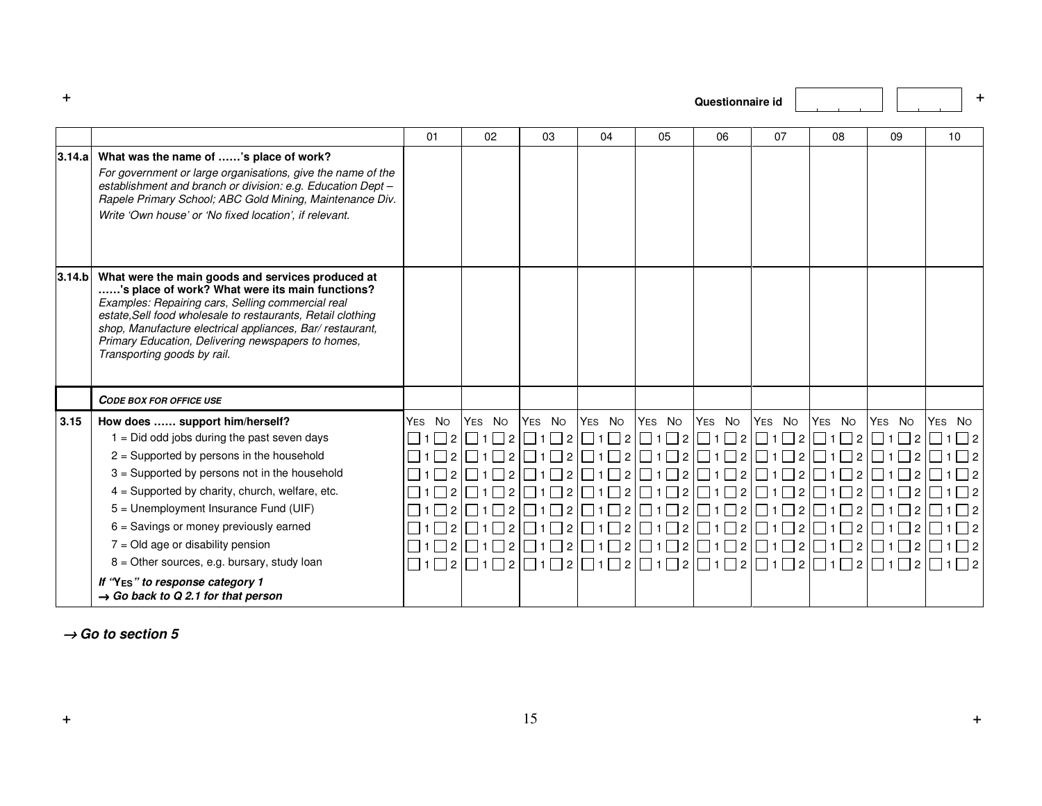Questionnaire id

| | | 01 | 02 | 03 | 04 | 05 | 06 | 07 | 08 | 09 | 10 |
|---|---|---|---|---|---|---|---|---|---|---|---|
| 3.14.a | **What was the name of ……'s place of work?**<br>*For government or large organisations, give the name of the establishment and branch or division: e.g. Education Dept – Rapele Primary School; ABC Gold Mining, Maintenance Div.*<br>*Write 'Own house' or 'No fixed location', if relevant.* | | | | | | | | | | |
| 3.14.b | **What were the main goods and services produced at ……'s place of work? What were its main functions?**<br>*Examples: Repairing cars, Selling commercial real estate,Sell food wholesale to restaurants, Retail clothing shop, Manufacture electrical appliances, Bar/ restaurant, Primary Education, Delivering newspapers to homes, Transporting goods by rail.* | | | | | | | | | | |
| | ***CODE BOX FOR OFFICE USE*** | | | | | | | | | | |
| 3.15 | **How does …… support him/herself?** | YES NO | YES NO | YES NO | YES NO | YES NO | YES NO | YES NO | YES NO | YES NO | YES NO |
| | 1 = Did odd jobs during the past seven days | ☐1 ☐2 | ☐1 ☐2 | ☐1 ☐2 | ☐1 ☐2 | ☐1 ☐2 | ☐1 ☐2 | ☐1 ☐2 | ☐1 ☐2 | ☐1 ☐2 | ☐1 ☐2 |
| | 2 = Supported by persons in the household | ☐1 ☐2 | ☐1 ☐2 | ☐1 ☐2 | ☐1 ☐2 | ☐1 ☐2 | ☐1 ☐2 | ☐1 ☐2 | ☐1 ☐2 | ☐1 ☐2 | ☐1 ☐2 |
| | 3 = Supported by persons not in the household | ☐1 ☐2 | ☐1 ☐2 | ☐1 ☐2 | ☐1 ☐2 | ☐1 ☐2 | ☐1 ☐2 | ☐1 ☐2 | ☐1 ☐2 | ☐1 ☐2 | ☐1 ☐2 |
| | 4 = Supported by charity, church, welfare, etc. | ☐1 ☐2 | ☐1 ☐2 | ☐1 ☐2 | ☐1 ☐2 | ☐1 ☐2 | ☐1 ☐2 | ☐1 ☐2 | ☐1 ☐2 | ☐1 ☐2 | ☐1 ☐2 |
| | 5 = Unemployment Insurance Fund (UIF) | ☐1 ☐2 | ☐1 ☐2 | ☐1 ☐2 | ☐1 ☐2 | ☐1 ☐2 | ☐1 ☐2 | ☐1 ☐2 | ☐1 ☐2 | ☐1 ☐2 | ☐1 ☐2 |
| | 6 = Savings or money previously earned | ☐1 ☐2 | ☐1 ☐2 | ☐1 ☐2 | ☐1 ☐2 | ☐1 ☐2 | ☐1 ☐2 | ☐1 ☐2 | ☐1 ☐2 | ☐1 ☐2 | ☐1 ☐2 |
| | 7 = Old age or disability pension | ☐1 ☐2 | ☐1 ☐2 | ☐1 ☐2 | ☐1 ☐2 | ☐1 ☐2 | ☐1 ☐2 | ☐1 ☐2 | ☐1 ☐2 | ☐1 ☐2 | ☐1 ☐2 |
| | 8 = Other sources, e.g. bursary, study loan | ☐1 ☐2 | ☐1 ☐2 | ☐1 ☐2 | ☐1 ☐2 | ☐1 ☐2 | ☐1 ☐2 | ☐1 ☐2 | ☐1 ☐2 | ☐1 ☐2 | ☐1 ☐2 |
| | ***If "YES" to response category 1***<br>***→ Go back to Q 2.1 for that person*** | | | | | | | | | | |

***→ Go to section 5***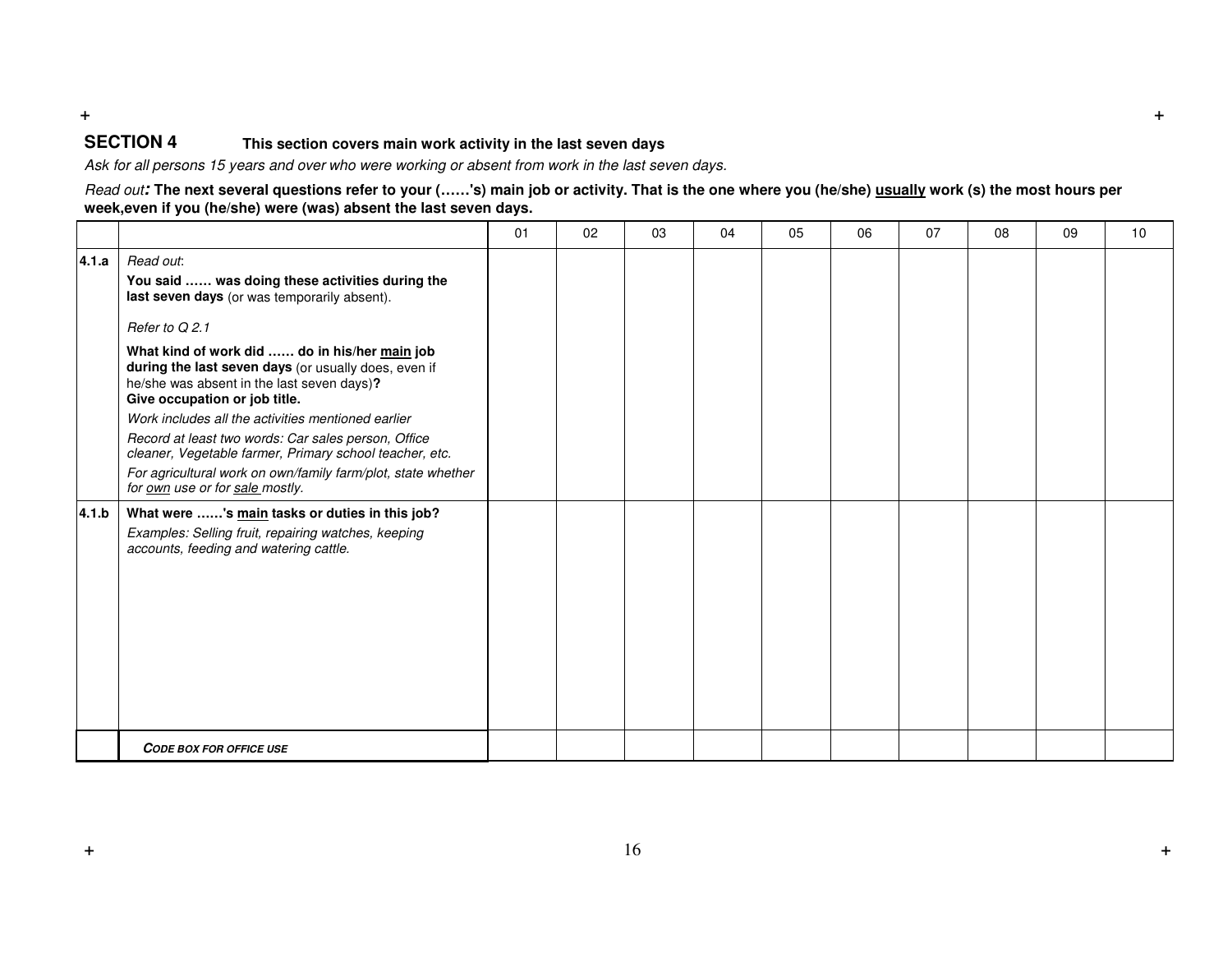## SECTION 4 This section covers main work activity in the last seven days

*Ask for all persons 15 years and over who were working or absent from work in the last seven days.*

*Read out***: The next several questions refer to your (……'s) main job or activity. That is the one where you (he/she) usually work (s) the most hours per week,even if you (he/she) were (was) absent the last seven days.**

| | | 01 | 02 | 03 | 04 | 05 | 06 | 07 | 08 | 09 | 10 |
|---|---|---|---|---|---|---|---|---|---|---|---|
| **4.1.a** | *Read out*:<br>**You said …… was doing these activities during the last seven days** (or was temporarily absent).<br>*Refer to Q 2.1*<br>**What kind of work did …… do in his/her main job during the last seven days** (or usually does, even if he/she was absent in the last seven days)**?**<br>**Give occupation or job title.**<br>*Work includes all the activities mentioned earlier*<br>*Record at least two words: Car sales person, Office cleaner, Vegetable farmer, Primary school teacher, etc.*<br>*For agricultural work on own/family farm/plot, state whether for own use or for sale mostly.* | | | | | | | | | | |
| **4.1.b** | **What were ……'s main tasks or duties in this job?**<br>*Examples: Selling fruit, repairing watches, keeping accounts, feeding and watering cattle.* | | | | | | | | | | |
| | ***CODE BOX FOR OFFICE USE*** | | | | | | | | | | |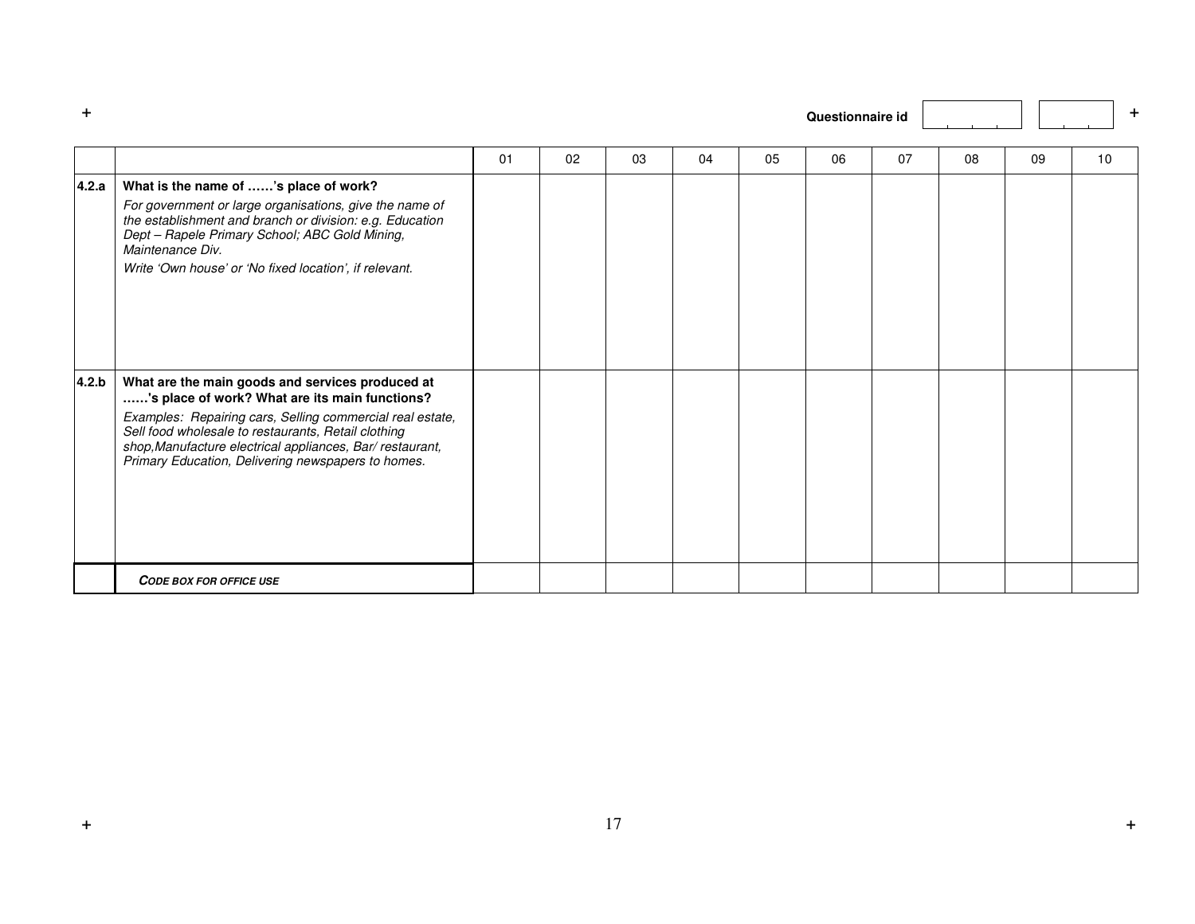Questionnaire id

| | | 01 | 02 | 03 | 04 | 05 | 06 | 07 | 08 | 09 | 10 |
|---|---|---|---|---|---|---|---|---|---|---|---|
| **4.2.a** | **What is the name of ……'s place of work?**<br>*For government or large organisations, give the name of the establishment and branch or division: e.g. Education Dept – Rapele Primary School; ABC Gold Mining, Maintenance Div.*<br>*Write 'Own house' or 'No fixed location', if relevant.* | | | | | | | | | | |
| **4.2.b** | **What are the main goods and services produced at ……'s place of work? What are its main functions?**<br>*Examples: Repairing cars, Selling commercial real estate, Sell food wholesale to restaurants, Retail clothing shop,Manufacture electrical appliances, Bar/ restaurant, Primary Education, Delivering newspapers to homes.* | | | | | | | | | | |
| | ***CODE BOX FOR OFFICE USE*** | | | | | | | | | | |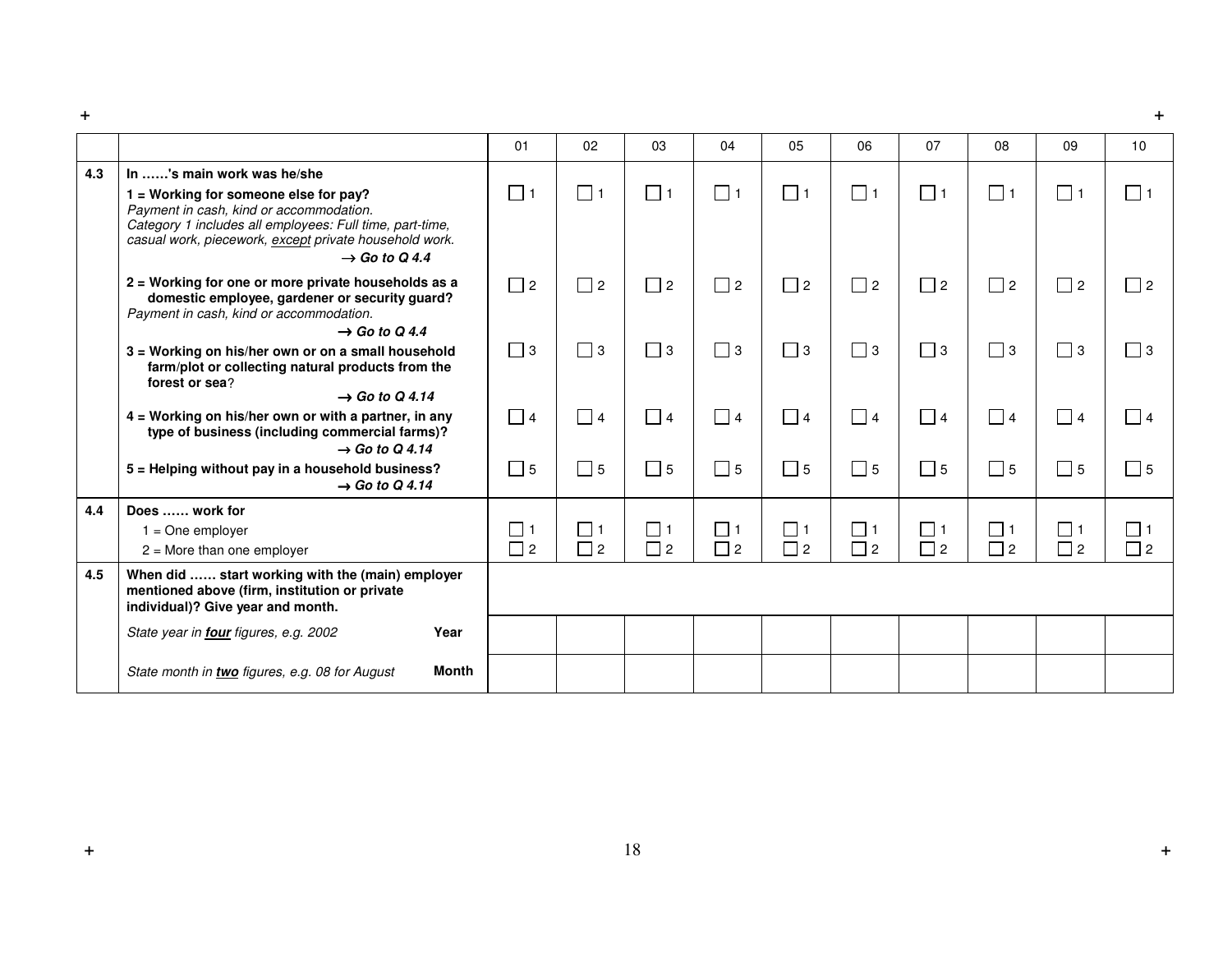| | | 01 | 02 | 03 | 04 | 05 | 06 | 07 | 08 | 09 | 10 |
|---|---|---|---|---|---|---|---|---|---|---|---|
| **4.3** | **In ……'s main work was he/she** | | | | | | | | | | |
| | **1 = Working for someone else for pay?** *Payment in cash, kind or accommodation. Category 1 includes all employees: Full time, part-time, casual work, piecework, <u>except</u> private household work.* **→ *Go to Q 4.4*** | ☐ 1 | ☐ 1 | ☐ 1 | ☐ 1 | ☐ 1 | ☐ 1 | ☐ 1 | ☐ 1 | ☐ 1 | ☐ 1 |
| | **2 = Working for one or more private households as a domestic employee, gardener or security guard?** *Payment in cash, kind or accommodation.* **→ *Go to Q 4.4*** | ☐ 2 | ☐ 2 | ☐ 2 | ☐ 2 | ☐ 2 | ☐ 2 | ☐ 2 | ☐ 2 | ☐ 2 | ☐ 2 |
| | **3 = Working on his/her own or on a small household farm/plot or collecting natural products from the forest or sea?** **→ *Go to Q 4.14*** | ☐ 3 | ☐ 3 | ☐ 3 | ☐ 3 | ☐ 3 | ☐ 3 | ☐ 3 | ☐ 3 | ☐ 3 | ☐ 3 |
| | **4 = Working on his/her own or with a partner, in any type of business (including commercial farms)?** **→ *Go to Q 4.14*** | ☐ 4 | ☐ 4 | ☐ 4 | ☐ 4 | ☐ 4 | ☐ 4 | ☐ 4 | ☐ 4 | ☐ 4 | ☐ 4 |
| | **5 = Helping without pay in a household business?** **→ *Go to Q 4.14*** | ☐ 5 | ☐ 5 | ☐ 5 | ☐ 5 | ☐ 5 | ☐ 5 | ☐ 5 | ☐ 5 | ☐ 5 | ☐ 5 |
| **4.4** | **Does …… work for** 1 = One employer 2 = More than one employer | ☐ 1 ☐ 2 | ☐ 1 ☐ 2 | ☐ 1 ☐ 2 | ☐ 1 ☐ 2 | ☐ 1 ☐ 2 | ☐ 1 ☐ 2 | ☐ 1 ☐ 2 | ☐ 1 ☐ 2 | ☐ 1 ☐ 2 | ☐ 1 ☐ 2 |
| **4.5** | **When did …… start working with the (main) employer mentioned above (firm, institution or private individual)? Give year and month.** | | | | | | | | | | |
| | *State year in **<u>four</u>** figures, e.g. 2002* **Year** | | | | | | | | | | |
| | *State month in **<u>two</u>** figures, e.g. 08 for August* **Month** | | | | | | | | | | |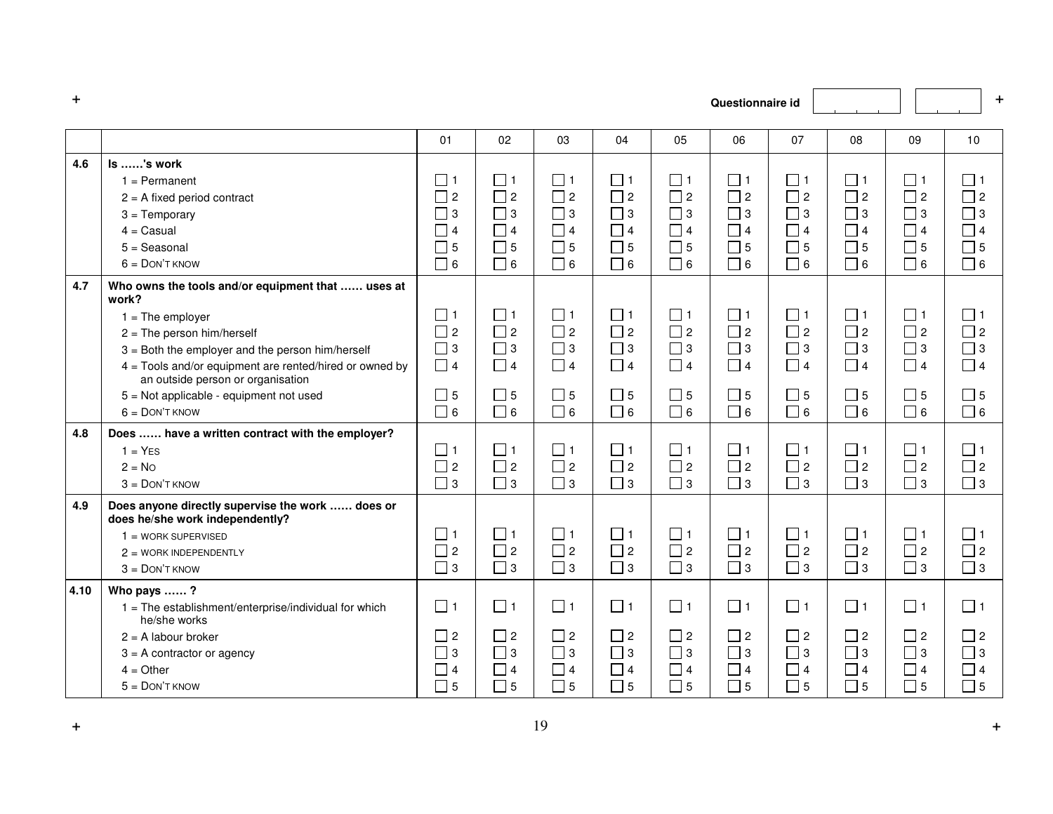Questionnaire id

| | | 01 | 02 | 03 | 04 | 05 | 06 | 07 | 08 | 09 | 10 |
|---|---|---|---|---|---|---|---|---|---|---|---|
| **4.6** | **Is ……'s work**<br>1 = Permanent<br>2 = A fixed period contract<br>3 = Temporary<br>4 = Casual<br>5 = Seasonal<br>6 = DON'T KNOW | ☐ 1<br>☐ 2<br>☐ 3<br>☐ 4<br>☐ 5<br>☐ 6 | ☐ 1<br>☐ 2<br>☐ 3<br>☐ 4<br>☐ 5<br>☐ 6 | ☐ 1<br>☐ 2<br>☐ 3<br>☐ 4<br>☐ 5<br>☐ 6 | ☐ 1<br>☐ 2<br>☐ 3<br>☐ 4<br>☐ 5<br>☐ 6 | ☐ 1<br>☐ 2<br>☐ 3<br>☐ 4<br>☐ 5<br>☐ 6 | ☐ 1<br>☐ 2<br>☐ 3<br>☐ 4<br>☐ 5<br>☐ 6 | ☐ 1<br>☐ 2<br>☐ 3<br>☐ 4<br>☐ 5<br>☐ 6 | ☐ 1<br>☐ 2<br>☐ 3<br>☐ 4<br>☐ 5<br>☐ 6 | ☐ 1<br>☐ 2<br>☐ 3<br>☐ 4<br>☐ 5<br>☐ 6 | ☐ 1<br>☐ 2<br>☐ 3<br>☐ 4<br>☐ 5<br>☐ 6 |
| **4.7** | **Who owns the tools and/or equipment that …… uses at work?**<br>1 = The employer<br>2 = The person him/herself<br>3 = Both the employer and the person him/herself<br>4 = Tools and/or equipment are rented/hired or owned by an outside person or organisation<br>5 = Not applicable - equipment not used<br>6 = DON'T KNOW | ☐ 1<br>☐ 2<br>☐ 3<br>☐ 4<br>☐ 5<br>☐ 6 | ☐ 1<br>☐ 2<br>☐ 3<br>☐ 4<br>☐ 5<br>☐ 6 | ☐ 1<br>☐ 2<br>☐ 3<br>☐ 4<br>☐ 5<br>☐ 6 | ☐ 1<br>☐ 2<br>☐ 3<br>☐ 4<br>☐ 5<br>☐ 6 | ☐ 1<br>☐ 2<br>☐ 3<br>☐ 4<br>☐ 5<br>☐ 6 | ☐ 1<br>☐ 2<br>☐ 3<br>☐ 4<br>☐ 5<br>☐ 6 | ☐ 1<br>☐ 2<br>☐ 3<br>☐ 4<br>☐ 5<br>☐ 6 | ☐ 1<br>☐ 2<br>☐ 3<br>☐ 4<br>☐ 5<br>☐ 6 | ☐ 1<br>☐ 2<br>☐ 3<br>☐ 4<br>☐ 5<br>☐ 6 | ☐ 1<br>☐ 2<br>☐ 3<br>☐ 4<br>☐ 5<br>☐ 6 |
| **4.8** | **Does …… have a written contract with the employer?**<br>1 = YES<br>2 = NO<br>3 = DON'T KNOW | ☐ 1<br>☐ 2<br>☐ 3 | ☐ 1<br>☐ 2<br>☐ 3 | ☐ 1<br>☐ 2<br>☐ 3 | ☐ 1<br>☐ 2<br>☐ 3 | ☐ 1<br>☐ 2<br>☐ 3 | ☐ 1<br>☐ 2<br>☐ 3 | ☐ 1<br>☐ 2<br>☐ 3 | ☐ 1<br>☐ 2<br>☐ 3 | ☐ 1<br>☐ 2<br>☐ 3 | ☐ 1<br>☐ 2<br>☐ 3 |
| **4.9** | **Does anyone directly supervise the work …… does or does he/she work independently?**<br>1 = WORK SUPERVISED<br>2 = WORK INDEPENDENTLY<br>3 = DON'T KNOW | ☐ 1<br>☐ 2<br>☐ 3 | ☐ 1<br>☐ 2<br>☐ 3 | ☐ 1<br>☐ 2<br>☐ 3 | ☐ 1<br>☐ 2<br>☐ 3 | ☐ 1<br>☐ 2<br>☐ 3 | ☐ 1<br>☐ 2<br>☐ 3 | ☐ 1<br>☐ 2<br>☐ 3 | ☐ 1<br>☐ 2<br>☐ 3 | ☐ 1<br>☐ 2<br>☐ 3 | ☐ 1<br>☐ 2<br>☐ 3 |
| **4.10** | **Who pays …… ?**<br>1 = The establishment/enterprise/individual for which he/she works<br>2 = A labour broker<br>3 = A contractor or agency<br>4 = Other<br>5 = DON'T KNOW | ☐ 1<br>☐ 2<br>☐ 3<br>☐ 4<br>☐ 5 | ☐ 1<br>☐ 2<br>☐ 3<br>☐ 4<br>☐ 5 | ☐ 1<br>☐ 2<br>☐ 3<br>☐ 4<br>☐ 5 | ☐ 1<br>☐ 2<br>☐ 3<br>☐ 4<br>☐ 5 | ☐ 1<br>☐ 2<br>☐ 3<br>☐ 4<br>☐ 5 | ☐ 1<br>☐ 2<br>☐ 3<br>☐ 4<br>☐ 5 | ☐ 1<br>☐ 2<br>☐ 3<br>☐ 4<br>☐ 5 | ☐ 1<br>☐ 2<br>☐ 3<br>☐ 4<br>☐ 5 | ☐ 1<br>☐ 2<br>☐ 3<br>☐ 4<br>☐ 5 | ☐ 1<br>☐ 2<br>☐ 3<br>☐ 4<br>☐ 5 |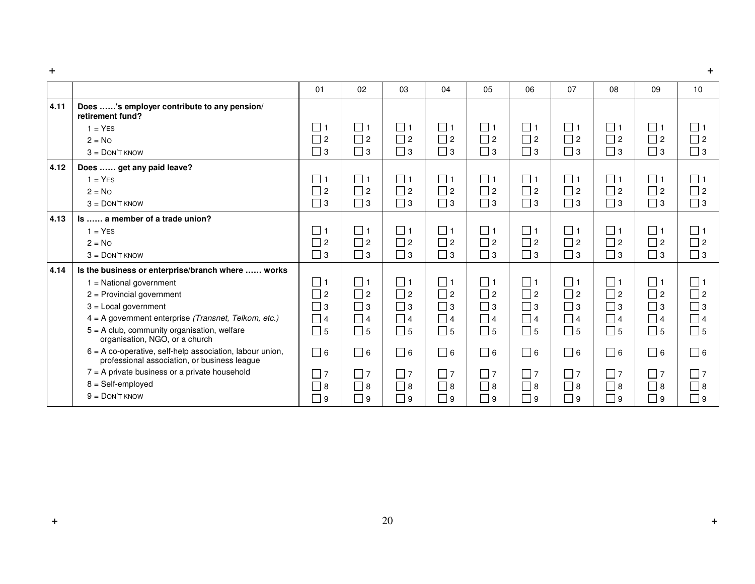| | | 01 | 02 | 03 | 04 | 05 | 06 | 07 | 08 | 09 | 10 |
|---|---|---|---|---|---|---|---|---|---|---|---|
| **4.11** | **Does ……'s employer contribute to any pension/ retirement fund?** | | | | | | | | | | |
| | 1 = YES | ☐ 1 | ☐ 1 | ☐ 1 | ☐ 1 | ☐ 1 | ☐ 1 | ☐ 1 | ☐ 1 | ☐ 1 | ☐ 1 |
| | 2 = NO | ☐ 2 | ☐ 2 | ☐ 2 | ☐ 2 | ☐ 2 | ☐ 2 | ☐ 2 | ☐ 2 | ☐ 2 | ☐ 2 |
| | 3 = DON'T KNOW | ☐ 3 | ☐ 3 | ☐ 3 | ☐ 3 | ☐ 3 | ☐ 3 | ☐ 3 | ☐ 3 | ☐ 3 | ☐ 3 |
| **4.12** | **Does …… get any paid leave?** | | | | | | | | | | |
| | 1 = YES | ☐ 1 | ☐ 1 | ☐ 1 | ☐ 1 | ☐ 1 | ☐ 1 | ☐ 1 | ☐ 1 | ☐ 1 | ☐ 1 |
| | 2 = NO | ☐ 2 | ☐ 2 | ☐ 2 | ☐ 2 | ☐ 2 | ☐ 2 | ☐ 2 | ☐ 2 | ☐ 2 | ☐ 2 |
| | 3 = DON'T KNOW | ☐ 3 | ☐ 3 | ☐ 3 | ☐ 3 | ☐ 3 | ☐ 3 | ☐ 3 | ☐ 3 | ☐ 3 | ☐ 3 |
| **4.13** | **Is …… a member of a trade union?** | | | | | | | | | | |
| | 1 = YES | ☐ 1 | ☐ 1 | ☐ 1 | ☐ 1 | ☐ 1 | ☐ 1 | ☐ 1 | ☐ 1 | ☐ 1 | ☐ 1 |
| | 2 = NO | ☐ 2 | ☐ 2 | ☐ 2 | ☐ 2 | ☐ 2 | ☐ 2 | ☐ 2 | ☐ 2 | ☐ 2 | ☐ 2 |
| | 3 = DON'T KNOW | ☐ 3 | ☐ 3 | ☐ 3 | ☐ 3 | ☐ 3 | ☐ 3 | ☐ 3 | ☐ 3 | ☐ 3 | ☐ 3 |
| **4.14** | **Is the business or enterprise/branch where …… works** | | | | | | | | | | |
| | 1 = National government | ☐ 1 | ☐ 1 | ☐ 1 | ☐ 1 | ☐ 1 | ☐ 1 | ☐ 1 | ☐ 1 | ☐ 1 | ☐ 1 |
| | 2 = Provincial government | ☐ 2 | ☐ 2 | ☐ 2 | ☐ 2 | ☐ 2 | ☐ 2 | ☐ 2 | ☐ 2 | ☐ 2 | ☐ 2 |
| | 3 = Local government | ☐ 3 | ☐ 3 | ☐ 3 | ☐ 3 | ☐ 3 | ☐ 3 | ☐ 3 | ☐ 3 | ☐ 3 | ☐ 3 |
| | 4 = A government enterprise *(Transnet, Telkom, etc.)* | ☐ 4 | ☐ 4 | ☐ 4 | ☐ 4 | ☐ 4 | ☐ 4 | ☐ 4 | ☐ 4 | ☐ 4 | ☐ 4 |
| | 5 = A club, community organisation, welfare organisation, NGO, or a church | ☐ 5 | ☐ 5 | ☐ 5 | ☐ 5 | ☐ 5 | ☐ 5 | ☐ 5 | ☐ 5 | ☐ 5 | ☐ 5 |
| | 6 = A co-operative, self-help association, labour union, professional association, or business league | ☐ 6 | ☐ 6 | ☐ 6 | ☐ 6 | ☐ 6 | ☐ 6 | ☐ 6 | ☐ 6 | ☐ 6 | ☐ 6 |
| | 7 = A private business or a private household | ☐ 7 | ☐ 7 | ☐ 7 | ☐ 7 | ☐ 7 | ☐ 7 | ☐ 7 | ☐ 7 | ☐ 7 | ☐ 7 |
| | 8 = Self-employed | ☐ 8 | ☐ 8 | ☐ 8 | ☐ 8 | ☐ 8 | ☐ 8 | ☐ 8 | ☐ 8 | ☐ 8 | ☐ 8 |
| | 9 = DON'T KNOW | ☐ 9 | ☐ 9 | ☐ 9 | ☐ 9 | ☐ 9 | ☐ 9 | ☐ 9 | ☐ 9 | ☐ 9 | ☐ 9 |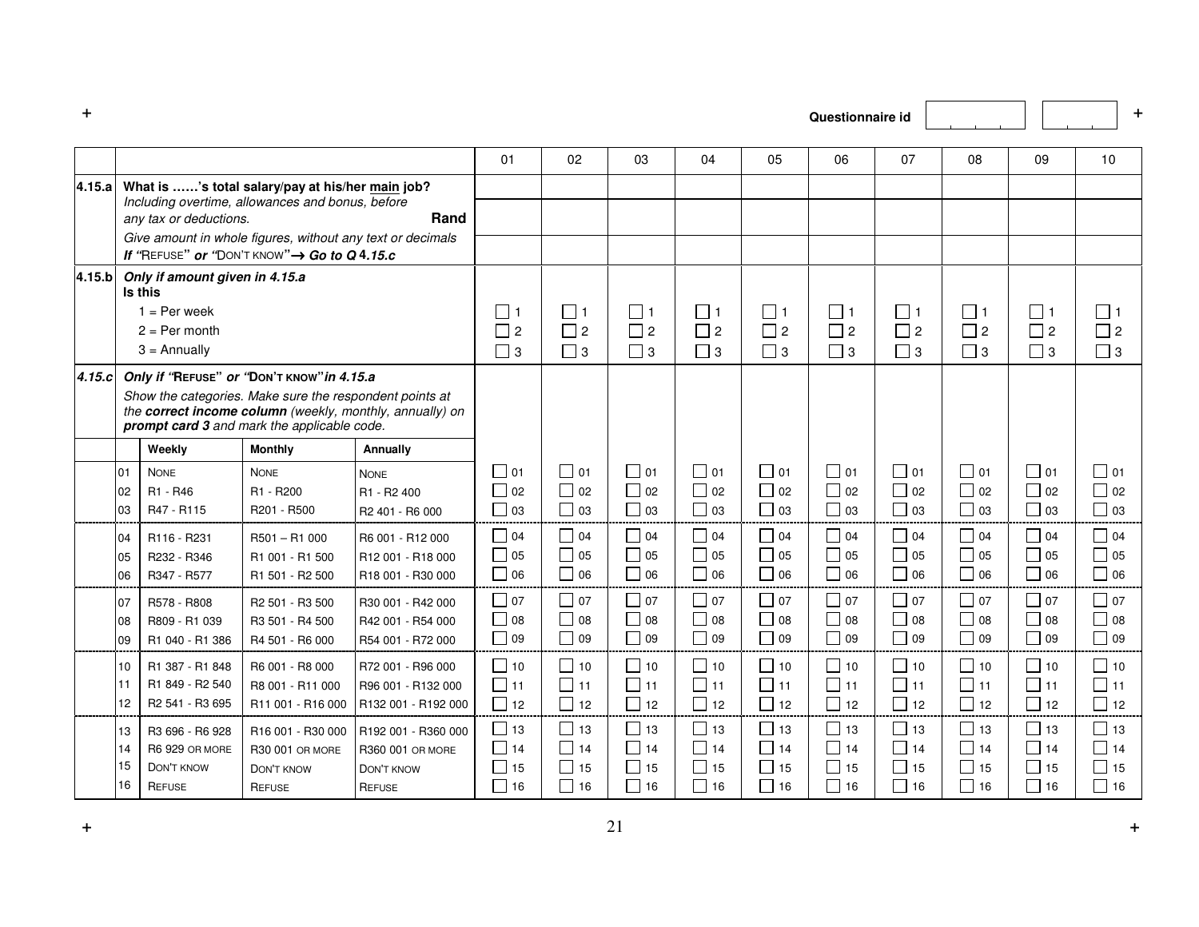Questionnaire id

| | | 01 | 02 | 03 | 04 | 05 | 06 | 07 | 08 | 09 | 10 |
|---|---|---|---|---|---|---|---|---|---|---|---|
| **4.15.a** | **What is ……'s total salary/pay at his/her main job?** *Including overtime, allowances and bonus, before any tax or deductions.* **Rand** *Give amount in whole figures, without any text or decimals* ***If "REFUSE" or "DON'T KNOW"→ Go to Q 4.15.c*** | | | | | | | | | | |
| **4.15.b** | ***Only if amount given in 4.15.a*** **Is this** 1 = Per week 2 = Per month 3 = Annually | ☐ 1 ☐ 2 ☐ 3 | ☐ 1 ☐ 2 ☐ 3 | ☐ 1 ☐ 2 ☐ 3 | ☐ 1 ☐ 2 ☐ 3 | ☐ 1 ☐ 2 ☐ 3 | ☐ 1 ☐ 2 ☐ 3 | ☐ 1 ☐ 2 ☐ 3 | ☐ 1 ☐ 2 ☐ 3 | ☐ 1 ☐ 2 ☐ 3 | ☐ 1 ☐ 2 ☐ 3 |
| ***4.15.c*** | ***Only if "REFUSE" or "DON'T KNOW" in 4.15.a*** *Show the categories. Make sure the respondent points at the **correct income column** (weekly, monthly, annually) on **prompt card 3** and mark the applicable code.* | | | | | | | | | | |

| Code | Weekly | Monthly | Annually | 01 | 02 | 03 | 04 | 05 | 06 | 07 | 08 | 09 | 10 |
|---|---|---|---|---|---|---|---|---|---|---|---|---|---|
| 01 | NONE | NONE | NONE | ☐ 01 | ☐ 01 | ☐ 01 | ☐ 01 | ☐ 01 | ☐ 01 | ☐ 01 | ☐ 01 | ☐ 01 | ☐ 01 |
| 02 | R1 - R46 | R1 - R200 | R1 - R2 400 | ☐ 02 | ☐ 02 | ☐ 02 | ☐ 02 | ☐ 02 | ☐ 02 | ☐ 02 | ☐ 02 | ☐ 02 | ☐ 02 |
| 03 | R47 - R115 | R201 - R500 | R2 401 - R6 000 | ☐ 03 | ☐ 03 | ☐ 03 | ☐ 03 | ☐ 03 | ☐ 03 | ☐ 03 | ☐ 03 | ☐ 03 | ☐ 03 |
| 04 | R116 - R231 | R501 – R1 000 | R6 001 - R12 000 | ☐ 04 | ☐ 04 | ☐ 04 | ☐ 04 | ☐ 04 | ☐ 04 | ☐ 04 | ☐ 04 | ☐ 04 | ☐ 04 |
| 05 | R232 - R346 | R1 001 - R1 500 | R12 001 - R18 000 | ☐ 05 | ☐ 05 | ☐ 05 | ☐ 05 | ☐ 05 | ☐ 05 | ☐ 05 | ☐ 05 | ☐ 05 | ☐ 05 |
| 06 | R347 - R577 | R1 501 - R2 500 | R18 001 - R30 000 | ☐ 06 | ☐ 06 | ☐ 06 | ☐ 06 | ☐ 06 | ☐ 06 | ☐ 06 | ☐ 06 | ☐ 06 | ☐ 06 |
| 07 | R578 - R808 | R2 501 - R3 500 | R30 001 - R42 000 | ☐ 07 | ☐ 07 | ☐ 07 | ☐ 07 | ☐ 07 | ☐ 07 | ☐ 07 | ☐ 07 | ☐ 07 | ☐ 07 |
| 08 | R809 - R1 039 | R3 501 - R4 500 | R42 001 - R54 000 | ☐ 08 | ☐ 08 | ☐ 08 | ☐ 08 | ☐ 08 | ☐ 08 | ☐ 08 | ☐ 08 | ☐ 08 | ☐ 08 |
| 09 | R1 040 - R1 386 | R4 501 - R6 000 | R54 001 - R72 000 | ☐ 09 | ☐ 09 | ☐ 09 | ☐ 09 | ☐ 09 | ☐ 09 | ☐ 09 | ☐ 09 | ☐ 09 | ☐ 09 |
| 10 | R1 387 - R1 848 | R6 001 - R8 000 | R72 001 - R96 000 | ☐ 10 | ☐ 10 | ☐ 10 | ☐ 10 | ☐ 10 | ☐ 10 | ☐ 10 | ☐ 10 | ☐ 10 | ☐ 10 |
| 11 | R1 849 - R2 540 | R8 001 - R11 000 | R96 001 - R132 000 | ☐ 11 | ☐ 11 | ☐ 11 | ☐ 11 | ☐ 11 | ☐ 11 | ☐ 11 | ☐ 11 | ☐ 11 | ☐ 11 |
| 12 | R2 541 - R3 695 | R11 001 - R16 000 | R132 001 - R192 000 | ☐ 12 | ☐ 12 | ☐ 12 | ☐ 12 | ☐ 12 | ☐ 12 | ☐ 12 | ☐ 12 | ☐ 12 | ☐ 12 |
| 13 | R3 696 - R6 928 | R16 001 - R30 000 | R192 001 - R360 000 | ☐ 13 | ☐ 13 | ☐ 13 | ☐ 13 | ☐ 13 | ☐ 13 | ☐ 13 | ☐ 13 | ☐ 13 | ☐ 13 |
| 14 | R6 929 OR MORE | R30 001 OR MORE | R360 001 OR MORE | ☐ 14 | ☐ 14 | ☐ 14 | ☐ 14 | ☐ 14 | ☐ 14 | ☐ 14 | ☐ 14 | ☐ 14 | ☐ 14 |
| 15 | DON'T KNOW | DON'T KNOW | DON'T KNOW | ☐ 15 | ☐ 15 | ☐ 15 | ☐ 15 | ☐ 15 | ☐ 15 | ☐ 15 | ☐ 15 | ☐ 15 | ☐ 15 |
| 16 | REFUSE | REFUSE | REFUSE | ☐ 16 | ☐ 16 | ☐ 16 | ☐ 16 | ☐ 16 | ☐ 16 | ☐ 16 | ☐ 16 | ☐ 16 | ☐ 16 |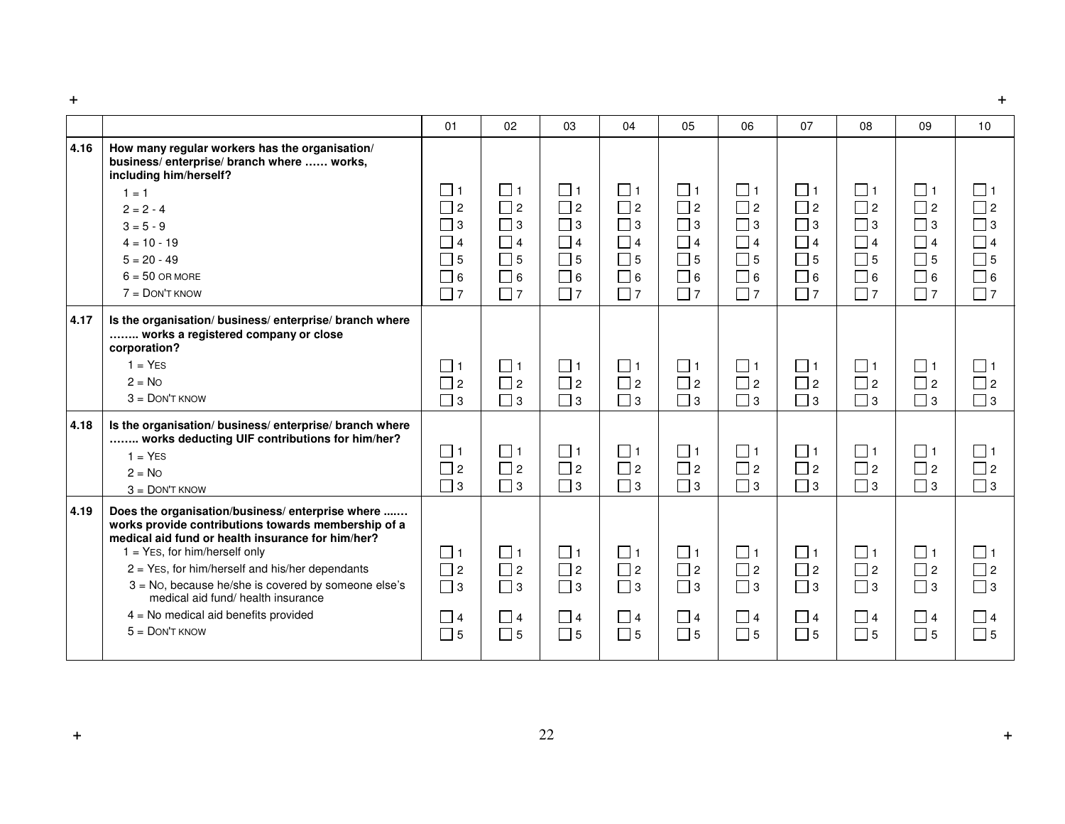| | | 01 | 02 | 03 | 04 | 05 | 06 | 07 | 08 | 09 | 10 |
|---|---|---|---|---|---|---|---|---|---|---|---|
| 4.16 | **How many regular workers has the organisation/ business/ enterprise/ branch where …… works, including him/herself?**<br>1 = 1<br>2 = 2 - 4<br>3 = 5 - 9<br>4 = 10 - 19<br>5 = 20 - 49<br>6 = 50 OR MORE<br>7 = DON'T KNOW | ☐ 1<br>☐ 2<br>☐ 3<br>☐ 4<br>☐ 5<br>☐ 6<br>☐ 7 | ☐ 1<br>☐ 2<br>☐ 3<br>☐ 4<br>☐ 5<br>☐ 6<br>☐ 7 | ☐ 1<br>☐ 2<br>☐ 3<br>☐ 4<br>☐ 5<br>☐ 6<br>☐ 7 | ☐ 1<br>☐ 2<br>☐ 3<br>☐ 4<br>☐ 5<br>☐ 6<br>☐ 7 | ☐ 1<br>☐ 2<br>☐ 3<br>☐ 4<br>☐ 5<br>☐ 6<br>☐ 7 | ☐ 1<br>☐ 2<br>☐ 3<br>☐ 4<br>☐ 5<br>☐ 6<br>☐ 7 | ☐ 1<br>☐ 2<br>☐ 3<br>☐ 4<br>☐ 5<br>☐ 6<br>☐ 7 | ☐ 1<br>☐ 2<br>☐ 3<br>☐ 4<br>☐ 5<br>☐ 6<br>☐ 7 | ☐ 1<br>☐ 2<br>☐ 3<br>☐ 4<br>☐ 5<br>☐ 6<br>☐ 7 | ☐ 1<br>☐ 2<br>☐ 3<br>☐ 4<br>☐ 5<br>☐ 6<br>☐ 7 |
| 4.17 | **Is the organisation/ business/ enterprise/ branch where …….. works a registered company or close corporation?**<br>1 = YES<br>2 = NO<br>3 = DON'T KNOW | ☐ 1<br>☐ 2<br>☐ 3 | ☐ 1<br>☐ 2<br>☐ 3 | ☐ 1<br>☐ 2<br>☐ 3 | ☐ 1<br>☐ 2<br>☐ 3 | ☐ 1<br>☐ 2<br>☐ 3 | ☐ 1<br>☐ 2<br>☐ 3 | ☐ 1<br>☐ 2<br>☐ 3 | ☐ 1<br>☐ 2<br>☐ 3 | ☐ 1<br>☐ 2<br>☐ 3 | ☐ 1<br>☐ 2<br>☐ 3 |
| 4.18 | **Is the organisation/ business/ enterprise/ branch where …….. works deducting UIF contributions for him/her?**<br>1 = YES<br>2 = NO<br>3 = DON'T KNOW | ☐ 1<br>☐ 2<br>☐ 3 | ☐ 1<br>☐ 2<br>☐ 3 | ☐ 1<br>☐ 2<br>☐ 3 | ☐ 1<br>☐ 2<br>☐ 3 | ☐ 1<br>☐ 2<br>☐ 3 | ☐ 1<br>☐ 2<br>☐ 3 | ☐ 1<br>☐ 2<br>☐ 3 | ☐ 1<br>☐ 2<br>☐ 3 | ☐ 1<br>☐ 2<br>☐ 3 | ☐ 1<br>☐ 2<br>☐ 3 |
| 4.19 | **Does the organisation/business/ enterprise where ....… works provide contributions towards membership of a medical aid fund or health insurance for him/her?**<br>1 = YES, for him/herself only<br>2 = YES, for him/herself and his/her dependants<br>3 = NO, because he/she is covered by someone else's medical aid fund/ health insurance<br>4 = No medical aid benefits provided<br>5 = DON'T KNOW | ☐ 1<br>☐ 2<br>☐ 3<br>☐ 4<br>☐ 5 | ☐ 1<br>☐ 2<br>☐ 3<br>☐ 4<br>☐ 5 | ☐ 1<br>☐ 2<br>☐ 3<br>☐ 4<br>☐ 5 | ☐ 1<br>☐ 2<br>☐ 3<br>☐ 4<br>☐ 5 | ☐ 1<br>☐ 2<br>☐ 3<br>☐ 4<br>☐ 5 | ☐ 1<br>☐ 2<br>☐ 3<br>☐ 4<br>☐ 5 | ☐ 1<br>☐ 2<br>☐ 3<br>☐ 4<br>☐ 5 | ☐ 1<br>☐ 2<br>☐ 3<br>☐ 4<br>☐ 5 | ☐ 1<br>☐ 2<br>☐ 3<br>☐ 4<br>☐ 5 | ☐ 1<br>☐ 2<br>☐ 3<br>☐ 4<br>☐ 5 |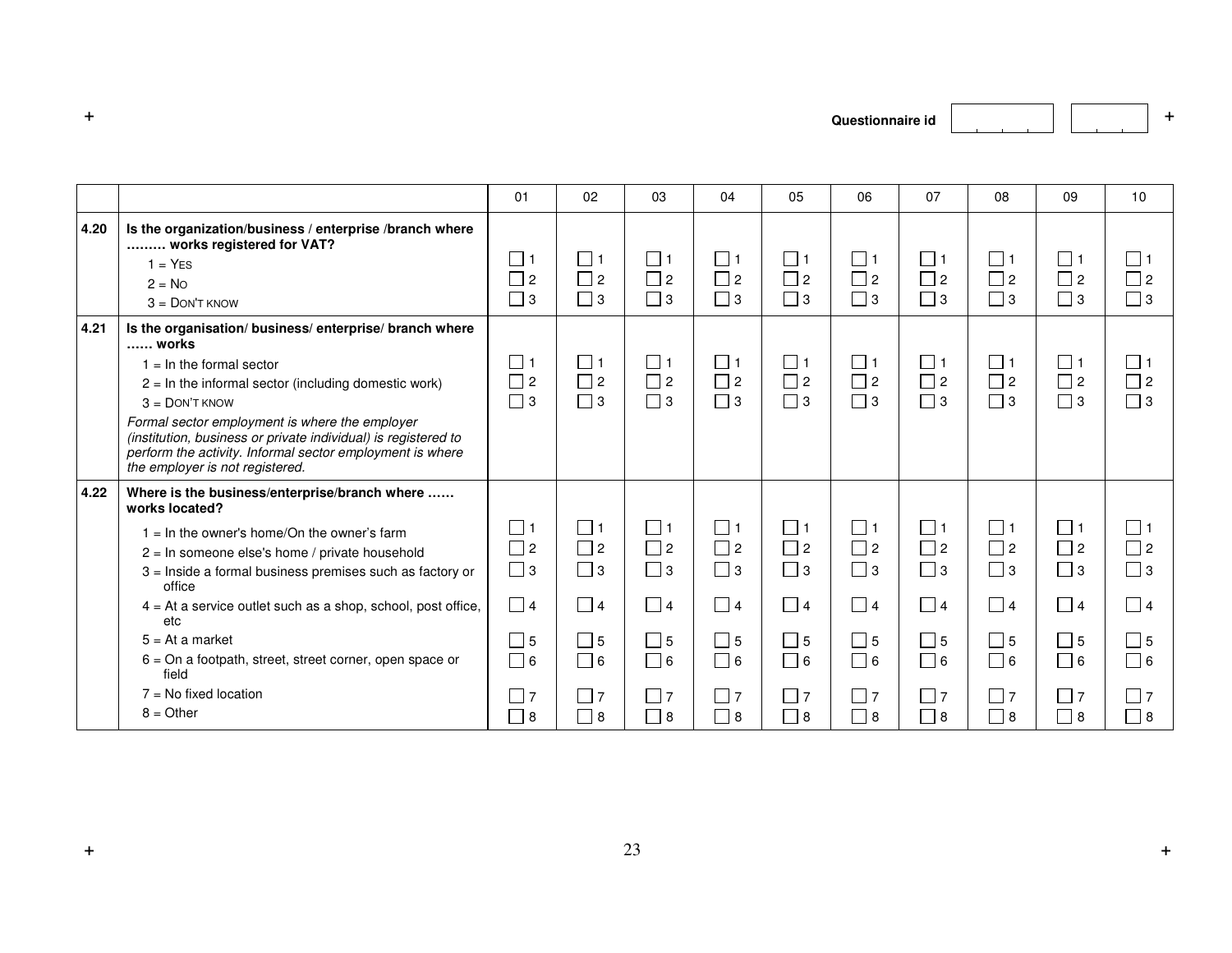Questionnaire id

| | | 01 | 02 | 03 | 04 | 05 | 06 | 07 | 08 | 09 | 10 |
|---|---|---|---|---|---|---|---|---|---|---|---|
| 4.20 | **Is the organization/business / enterprise /branch where ……… works registered for VAT?**<br>1 = YES<br>2 = NO<br>3 = DON'T KNOW | ☐ 1<br>☐ 2<br>☐ 3 | ☐ 1<br>☐ 2<br>☐ 3 | ☐ 1<br>☐ 2<br>☐ 3 | ☐ 1<br>☐ 2<br>☐ 3 | ☐ 1<br>☐ 2<br>☐ 3 | ☐ 1<br>☐ 2<br>☐ 3 | ☐ 1<br>☐ 2<br>☐ 3 | ☐ 1<br>☐ 2<br>☐ 3 | ☐ 1<br>☐ 2<br>☐ 3 | ☐ 1<br>☐ 2<br>☐ 3 |
| 4.21 | **Is the organisation/ business/ enterprise/ branch where …… works**<br>1 = In the formal sector<br>2 = In the informal sector (including domestic work)<br>3 = DON'T KNOW<br>*Formal sector employment is where the employer (institution, business or private individual) is registered to perform the activity. Informal sector employment is where the employer is not registered.* | ☐ 1<br>☐ 2<br>☐ 3 | ☐ 1<br>☐ 2<br>☐ 3 | ☐ 1<br>☐ 2<br>☐ 3 | ☐ 1<br>☐ 2<br>☐ 3 | ☐ 1<br>☐ 2<br>☐ 3 | ☐ 1<br>☐ 2<br>☐ 3 | ☐ 1<br>☐ 2<br>☐ 3 | ☐ 1<br>☐ 2<br>☐ 3 | ☐ 1<br>☐ 2<br>☐ 3 | ☐ 1<br>☐ 2<br>☐ 3 |
| 4.22 | **Where is the business/enterprise/branch where …… works located?**<br>1 = In the owner's home/On the owner's farm<br>2 = In someone else's home / private household<br>3 = Inside a formal business premises such as factory or office<br>4 = At a service outlet such as a shop, school, post office, etc<br>5 = At a market<br>6 = On a footpath, street, street corner, open space or field<br>7 = No fixed location<br>8 = Other | ☐ 1<br>☐ 2<br>☐ 3<br>☐ 4<br>☐ 5<br>☐ 6<br>☐ 7<br>☐ 8 | ☐ 1<br>☐ 2<br>☐ 3<br>☐ 4<br>☐ 5<br>☐ 6<br>☐ 7<br>☐ 8 | ☐ 1<br>☐ 2<br>☐ 3<br>☐ 4<br>☐ 5<br>☐ 6<br>☐ 7<br>☐ 8 | ☐ 1<br>☐ 2<br>☐ 3<br>☐ 4<br>☐ 5<br>☐ 6<br>☐ 7<br>☐ 8 | ☐ 1<br>☐ 2<br>☐ 3<br>☐ 4<br>☐ 5<br>☐ 6<br>☐ 7<br>☐ 8 | ☐ 1<br>☐ 2<br>☐ 3<br>☐ 4<br>☐ 5<br>☐ 6<br>☐ 7<br>☐ 8 | ☐ 1<br>☐ 2<br>☐ 3<br>☐ 4<br>☐ 5<br>☐ 6<br>☐ 7<br>☐ 8 | ☐ 1<br>☐ 2<br>☐ 3<br>☐ 4<br>☐ 5<br>☐ 6<br>☐ 7<br>☐ 8 | ☐ 1<br>☐ 2<br>☐ 3<br>☐ 4<br>☐ 5<br>☐ 6<br>☐ 7<br>☐ 8 | ☐ 1<br>☐ 2<br>☐ 3<br>☐ 4<br>☐ 5<br>☐ 6<br>☐ 7<br>☐ 8 |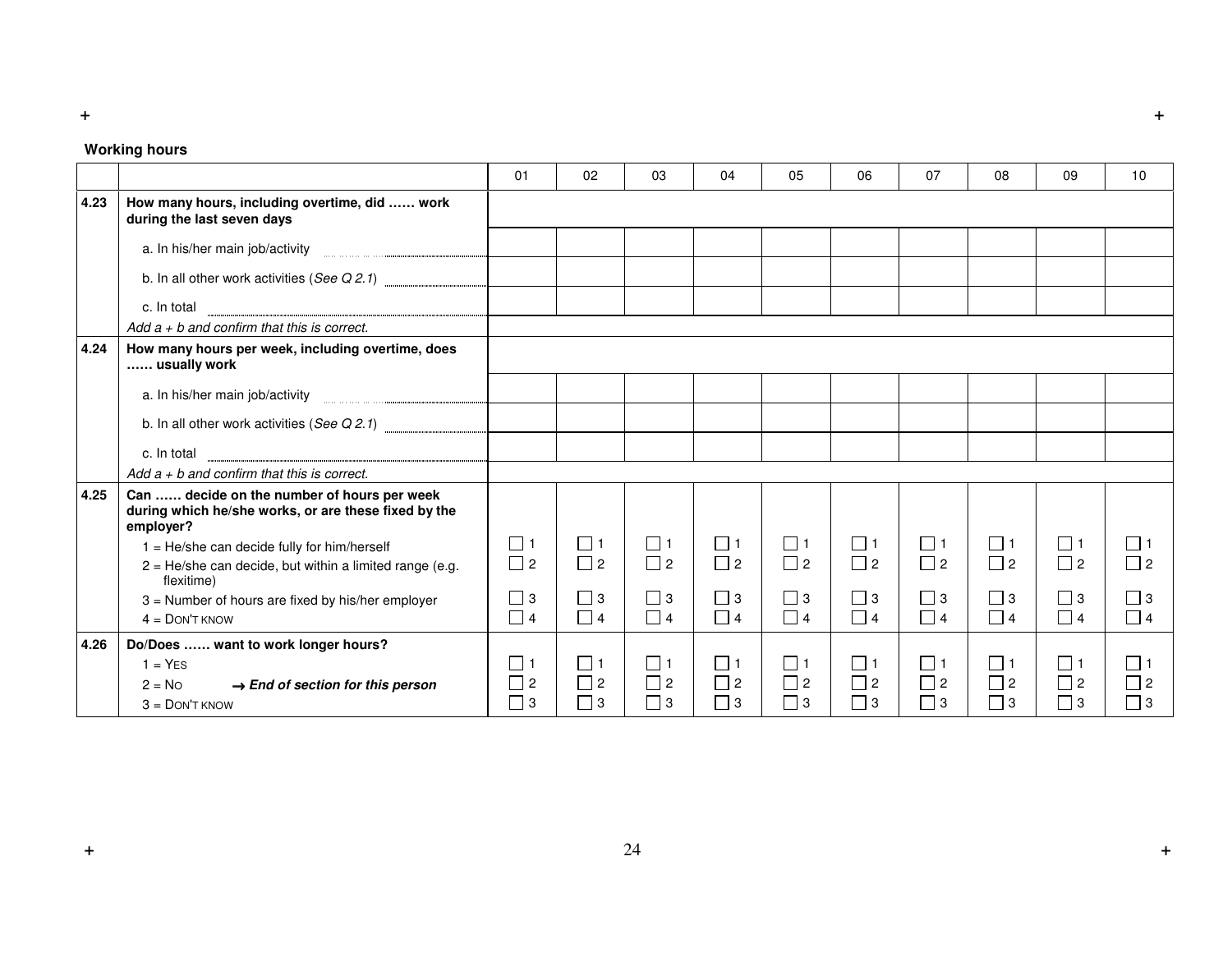**Working hours**

| | | 01 | 02 | 03 | 04 | 05 | 06 | 07 | 08 | 09 | 10 |
|---|---|---|---|---|---|---|---|---|---|---|---|
| **4.23** | **How many hours, including overtime, did …… work during the last seven days** | | | | | | | | | | |
| | a. In his/her main job/activity | | | | | | | | | | |
| | b. In all other work activities (*See Q 2.1*) | | | | | | | | | | |
| | c. In total | | | | | | | | | | |
| | *Add a + b and confirm that this is correct.* | | | | | | | | | | |
| **4.24** | **How many hours per week, including overtime, does …… usually work** | | | | | | | | | | |
| | a. In his/her main job/activity | | | | | | | | | | |
| | b. In all other work activities (*See Q 2.1*) | | | | | | | | | | |
| | c. In total | | | | | | | | | | |
| | *Add a + b and confirm that this is correct.* | | | | | | | | | | |
| **4.25** | **Can …… decide on the number of hours per week during which he/she works, or are these fixed by the employer?** | | | | | | | | | | |
| | 1 = He/she can decide fully for him/herself | ☐ 1 | ☐ 1 | ☐ 1 | ☐ 1 | ☐ 1 | ☐ 1 | ☐ 1 | ☐ 1 | ☐ 1 | ☐ 1 |
| | 2 = He/she can decide, but within a limited range (e.g. flexitime) | ☐ 2 | ☐ 2 | ☐ 2 | ☐ 2 | ☐ 2 | ☐ 2 | ☐ 2 | ☐ 2 | ☐ 2 | ☐ 2 |
| | 3 = Number of hours are fixed by his/her employer | ☐ 3 | ☐ 3 | ☐ 3 | ☐ 3 | ☐ 3 | ☐ 3 | ☐ 3 | ☐ 3 | ☐ 3 | ☐ 3 |
| | 4 = DON'T KNOW | ☐ 4 | ☐ 4 | ☐ 4 | ☐ 4 | ☐ 4 | ☐ 4 | ☐ 4 | ☐ 4 | ☐ 4 | ☐ 4 |
| **4.26** | **Do/Does …… want to work longer hours?** | | | | | | | | | | |
| | 1 = YES | ☐ 1 | ☐ 1 | ☐ 1 | ☐ 1 | ☐ 1 | ☐ 1 | ☐ 1 | ☐ 1 | ☐ 1 | ☐ 1 |
| | 2 = NO → ***End of section for this person*** | ☐ 2 | ☐ 2 | ☐ 2 | ☐ 2 | ☐ 2 | ☐ 2 | ☐ 2 | ☐ 2 | ☐ 2 | ☐ 2 |
| | 3 = DON'T KNOW | ☐ 3 | ☐ 3 | ☐ 3 | ☐ 3 | ☐ 3 | ☐ 3 | ☐ 3 | ☐ 3 | ☐ 3 | ☐ 3 |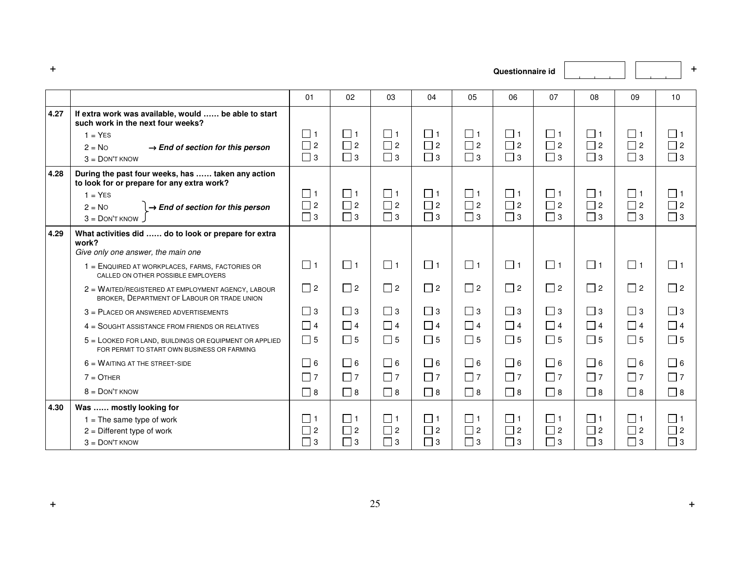Questionnaire id

| | | 01 | 02 | 03 | 04 | 05 | 06 | 07 | 08 | 09 | 10 |
|---|---|---|---|---|---|---|---|---|---|---|---|
| **4.27** | **If extra work was available, would …… be able to start such work in the next four weeks?**<br>1 = YES<br>2 = NO → ***End of section for this person***<br>3 = DON'T KNOW | ☐ 1<br>☐ 2<br>☐ 3 | ☐ 1<br>☐ 2<br>☐ 3 | ☐ 1<br>☐ 2<br>☐ 3 | ☐ 1<br>☐ 2<br>☐ 3 | ☐ 1<br>☐ 2<br>☐ 3 | ☐ 1<br>☐ 2<br>☐ 3 | ☐ 1<br>☐ 2<br>☐ 3 | ☐ 1<br>☐ 2<br>☐ 3 | ☐ 1<br>☐ 2<br>☐ 3 | ☐ 1<br>☐ 2<br>☐ 3 |
| **4.28** | **During the past four weeks, has …… taken any action to look for or prepare for any extra work?**<br>1 = YES<br>2 = NO } → ***End of section for this person***<br>3 = DON'T KNOW | ☐ 1<br>☐ 2<br>☐ 3 | ☐ 1<br>☐ 2<br>☐ 3 | ☐ 1<br>☐ 2<br>☐ 3 | ☐ 1<br>☐ 2<br>☐ 3 | ☐ 1<br>☐ 2<br>☐ 3 | ☐ 1<br>☐ 2<br>☐ 3 | ☐ 1<br>☐ 2<br>☐ 3 | ☐ 1<br>☐ 2<br>☐ 3 | ☐ 1<br>☐ 2<br>☐ 3 | ☐ 1<br>☐ 2<br>☐ 3 |
| **4.29** | **What activities did …… do to look or prepare for extra work?**<br>*Give only one answer, the main one*<br>1 = ENQUIRED AT WORKPLACES, FARMS, FACTORIES OR CALLED ON OTHER POSSIBLE EMPLOYERS<br>2 = WAITED/REGISTERED AT EMPLOYMENT AGENCY, LABOUR BROKER, DEPARTMENT OF LABOUR OR TRADE UNION<br>3 = PLACED OR ANSWERED ADVERTISEMENTS<br>4 = SOUGHT ASSISTANCE FROM FRIENDS OR RELATIVES<br>5 = LOOKED FOR LAND, BUILDINGS OR EQUIPMENT OR APPLIED FOR PERMIT TO START OWN BUSINESS OR FARMING<br>6 = WAITING AT THE STREET-SIDE<br>7 = OTHER<br>8 = DON'T KNOW | ☐ 1<br>☐ 2<br>☐ 3<br>☐ 4<br>☐ 5<br>☐ 6<br>☐ 7<br>☐ 8 | ☐ 1<br>☐ 2<br>☐ 3<br>☐ 4<br>☐ 5<br>☐ 6<br>☐ 7<br>☐ 8 | ☐ 1<br>☐ 2<br>☐ 3<br>☐ 4<br>☐ 5<br>☐ 6<br>☐ 7<br>☐ 8 | ☐ 1<br>☐ 2<br>☐ 3<br>☐ 4<br>☐ 5<br>☐ 6<br>☐ 7<br>☐ 8 | ☐ 1<br>☐ 2<br>☐ 3<br>☐ 4<br>☐ 5<br>☐ 6<br>☐ 7<br>☐ 8 | ☐ 1<br>☐ 2<br>☐ 3<br>☐ 4<br>☐ 5<br>☐ 6<br>☐ 7<br>☐ 8 | ☐ 1<br>☐ 2<br>☐ 3<br>☐ 4<br>☐ 5<br>☐ 6<br>☐ 7<br>☐ 8 | ☐ 1<br>☐ 2<br>☐ 3<br>☐ 4<br>☐ 5<br>☐ 6<br>☐ 7<br>☐ 8 | ☐ 1<br>☐ 2<br>☐ 3<br>☐ 4<br>☐ 5<br>☐ 6<br>☐ 7<br>☐ 8 | ☐ 1<br>☐ 2<br>☐ 3<br>☐ 4<br>☐ 5<br>☐ 6<br>☐ 7<br>☐ 8 |
| **4.30** | **Was …… mostly looking for**<br>1 = The same type of work<br>2 = Different type of work<br>3 = DON'T KNOW | ☐ 1<br>☐ 2<br>☐ 3 | ☐ 1<br>☐ 2<br>☐ 3 | ☐ 1<br>☐ 2<br>☐ 3 | ☐ 1<br>☐ 2<br>☐ 3 | ☐ 1<br>☐ 2<br>☐ 3 | ☐ 1<br>☐ 2<br>☐ 3 | ☐ 1<br>☐ 2<br>☐ 3 | ☐ 1<br>☐ 2<br>☐ 3 | ☐ 1<br>☐ 2<br>☐ 3 | ☐ 1<br>☐ 2<br>☐ 3 |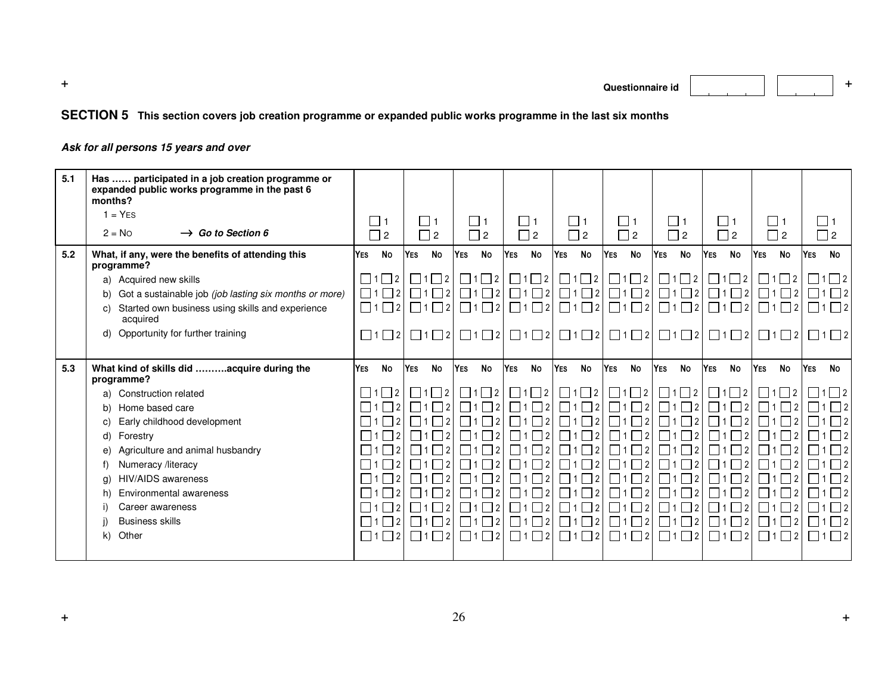Questionnaire id

## SECTION 5 This section covers job creation programme or expanded public works programme in the last six months

***Ask for all persons 15 years and over***

| | | | | | | | | | | | |
|---|---|---|---|---|---|---|---|---|---|---|---|
| **5.1** | **Has …… participated in a job creation programme or expanded public works programme in the past 6 months?**<br>1 = Yes<br>2 = No → ***Go to Section 6*** | ☐ 1<br>☐ 2 | ☐ 1<br>☐ 2 | ☐ 1<br>☐ 2 | ☐ 1<br>☐ 2 | ☐ 1<br>☐ 2 | ☐ 1<br>☐ 2 | ☐ 1<br>☐ 2 | ☐ 1<br>☐ 2 | ☐ 1<br>☐ 2 | ☐ 1<br>☐ 2 |
| **5.2** | **What, if any, were the benefits of attending this programme?** | **Yes No** | **Yes No** | **Yes No** | **Yes No** | **Yes No** | **Yes No** | **Yes No** | **Yes No** | **Yes No** | **Yes No** |
| | a) Acquired new skills | ☐1 ☐2 | ☐1 ☐2 | ☐1 ☐2 | ☐1 ☐2 | ☐1 ☐2 | ☐1 ☐2 | ☐1 ☐2 | ☐1 ☐2 | ☐1 ☐2 | ☐1 ☐2 |
| | b) Got a sustainable job *(job lasting six months or more)* | ☐1 ☐2 | ☐1 ☐2 | ☐1 ☐2 | ☐1 ☐2 | ☐1 ☐2 | ☐1 ☐2 | ☐1 ☐2 | ☐1 ☐2 | ☐1 ☐2 | ☐1 ☐2 |
| | c) Started own business using skills and experience acquired | ☐1 ☐2 | ☐1 ☐2 | ☐1 ☐2 | ☐1 ☐2 | ☐1 ☐2 | ☐1 ☐2 | ☐1 ☐2 | ☐1 ☐2 | ☐1 ☐2 | ☐1 ☐2 |
| | d) Opportunity for further training | ☐1 ☐2 | ☐1 ☐2 | ☐1 ☐2 | ☐1 ☐2 | ☐1 ☐2 | ☐1 ☐2 | ☐1 ☐2 | ☐1 ☐2 | ☐1 ☐2 | ☐1 ☐2 |
| **5.3** | **What kind of skills did ……….acquire during the programme?** | **Yes No** | **Yes No** | **Yes No** | **Yes No** | **Yes No** | **Yes No** | **Yes No** | **Yes No** | **Yes No** | **Yes No** |
| | a) Construction related | ☐1 ☐2 | ☐1 ☐2 | ☐1 ☐2 | ☐1 ☐2 | ☐1 ☐2 | ☐1 ☐2 | ☐1 ☐2 | ☐1 ☐2 | ☐1 ☐2 | ☐1 ☐2 |
| | b) Home based care | ☐1 ☐2 | ☐1 ☐2 | ☐1 ☐2 | ☐1 ☐2 | ☐1 ☐2 | ☐1 ☐2 | ☐1 ☐2 | ☐1 ☐2 | ☐1 ☐2 | ☐1 ☐2 |
| | c) Early childhood development | ☐1 ☐2 | ☐1 ☐2 | ☐1 ☐2 | ☐1 ☐2 | ☐1 ☐2 | ☐1 ☐2 | ☐1 ☐2 | ☐1 ☐2 | ☐1 ☐2 | ☐1 ☐2 |
| | d) Forestry | ☐1 ☐2 | ☐1 ☐2 | ☐1 ☐2 | ☐1 ☐2 | ☐1 ☐2 | ☐1 ☐2 | ☐1 ☐2 | ☐1 ☐2 | ☐1 ☐2 | ☐1 ☐2 |
| | e) Agriculture and animal husbandry | ☐1 ☐2 | ☐1 ☐2 | ☐1 ☐2 | ☐1 ☐2 | ☐1 ☐2 | ☐1 ☐2 | ☐1 ☐2 | ☐1 ☐2 | ☐1 ☐2 | ☐1 ☐2 |
| | f) Numeracy /literacy | ☐1 ☐2 | ☐1 ☐2 | ☐1 ☐2 | ☐1 ☐2 | ☐1 ☐2 | ☐1 ☐2 | ☐1 ☐2 | ☐1 ☐2 | ☐1 ☐2 | ☐1 ☐2 |
| | g) HIV/AIDS awareness | ☐1 ☐2 | ☐1 ☐2 | ☐1 ☐2 | ☐1 ☐2 | ☐1 ☐2 | ☐1 ☐2 | ☐1 ☐2 | ☐1 ☐2 | ☐1 ☐2 | ☐1 ☐2 |
| | h) Environmental awareness | ☐1 ☐2 | ☐1 ☐2 | ☐1 ☐2 | ☐1 ☐2 | ☐1 ☐2 | ☐1 ☐2 | ☐1 ☐2 | ☐1 ☐2 | ☐1 ☐2 | ☐1 ☐2 |
| | i) Career awareness | ☐1 ☐2 | ☐1 ☐2 | ☐1 ☐2 | ☐1 ☐2 | ☐1 ☐2 | ☐1 ☐2 | ☐1 ☐2 | ☐1 ☐2 | ☐1 ☐2 | ☐1 ☐2 |
| | j) Business skills | ☐1 ☐2 | ☐1 ☐2 | ☐1 ☐2 | ☐1 ☐2 | ☐1 ☐2 | ☐1 ☐2 | ☐1 ☐2 | ☐1 ☐2 | ☐1 ☐2 | ☐1 ☐2 |
| | k) Other | ☐1 ☐2 | ☐1 ☐2 | ☐1 ☐2 | ☐1 ☐2 | ☐1 ☐2 | ☐1 ☐2 | ☐1 ☐2 | ☐1 ☐2 | ☐1 ☐2 | ☐1 ☐2 |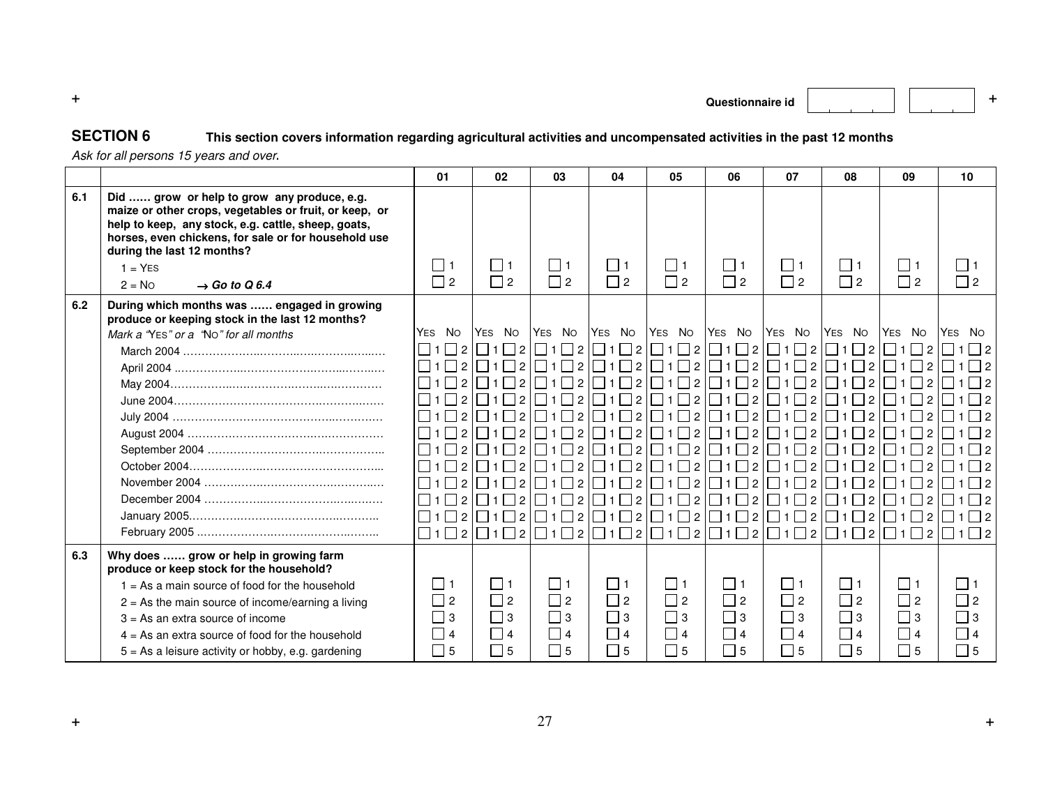Questionnaire id

## SECTION 6

**This section covers information regarding agricultural activities and uncompensated activities in the past 12 months**

*Ask for all persons 15 years and over.*

| | | 01 | 02 | 03 | 04 | 05 | 06 | 07 | 08 | 09 | 10 |
|---|---|---|---|---|---|---|---|---|---|---|---|
| 6.1 | **Did …… grow or help to grow any produce, e.g. maize or other crops, vegetables or fruit, or keep, or help to keep, any stock, e.g. cattle, sheep, goats, horses, even chickens, for sale or for household use during the last 12 months?** | | | | | | | | | | |
| | 1 = YES | ☐ 1 | ☐ 1 | ☐ 1 | ☐ 1 | ☐ 1 | ☐ 1 | ☐ 1 | ☐ 1 | ☐ 1 | ☐ 1 |
| | 2 = NO → ***Go to Q 6.4*** | ☐ 2 | ☐ 2 | ☐ 2 | ☐ 2 | ☐ 2 | ☐ 2 | ☐ 2 | ☐ 2 | ☐ 2 | ☐ 2 |
| 6.2 | **During which months was …… engaged in growing produce or keeping stock in the last 12 months?** | | | | | | | | | | |
| | *Mark a "YES" or a "NO" for all months* | YES NO | YES NO | YES NO | YES NO | YES NO | YES NO | YES NO | YES NO | YES NO | YES NO |
| | March 2004 | ☐ 1 ☐ 2 | ☐ 1 ☐ 2 | ☐ 1 ☐ 2 | ☐ 1 ☐ 2 | ☐ 1 ☐ 2 | ☐ 1 ☐ 2 | ☐ 1 ☐ 2 | ☐ 1 ☐ 2 | ☐ 1 ☐ 2 | ☐ 1 ☐ 2 |
| | April 2004 | ☐ 1 ☐ 2 | ☐ 1 ☐ 2 | ☐ 1 ☐ 2 | ☐ 1 ☐ 2 | ☐ 1 ☐ 2 | ☐ 1 ☐ 2 | ☐ 1 ☐ 2 | ☐ 1 ☐ 2 | ☐ 1 ☐ 2 | ☐ 1 ☐ 2 |
| | May 2004 | ☐ 1 ☐ 2 | ☐ 1 ☐ 2 | ☐ 1 ☐ 2 | ☐ 1 ☐ 2 | ☐ 1 ☐ 2 | ☐ 1 ☐ 2 | ☐ 1 ☐ 2 | ☐ 1 ☐ 2 | ☐ 1 ☐ 2 | ☐ 1 ☐ 2 |
| | June 2004 | ☐ 1 ☐ 2 | ☐ 1 ☐ 2 | ☐ 1 ☐ 2 | ☐ 1 ☐ 2 | ☐ 1 ☐ 2 | ☐ 1 ☐ 2 | ☐ 1 ☐ 2 | ☐ 1 ☐ 2 | ☐ 1 ☐ 2 | ☐ 1 ☐ 2 |
| | July 2004 | ☐ 1 ☐ 2 | ☐ 1 ☐ 2 | ☐ 1 ☐ 2 | ☐ 1 ☐ 2 | ☐ 1 ☐ 2 | ☐ 1 ☐ 2 | ☐ 1 ☐ 2 | ☐ 1 ☐ 2 | ☐ 1 ☐ 2 | ☐ 1 ☐ 2 |
| | August 2004 | ☐ 1 ☐ 2 | ☐ 1 ☐ 2 | ☐ 1 ☐ 2 | ☐ 1 ☐ 2 | ☐ 1 ☐ 2 | ☐ 1 ☐ 2 | ☐ 1 ☐ 2 | ☐ 1 ☐ 2 | ☐ 1 ☐ 2 | ☐ 1 ☐ 2 |
| | September 2004 | ☐ 1 ☐ 2 | ☐ 1 ☐ 2 | ☐ 1 ☐ 2 | ☐ 1 ☐ 2 | ☐ 1 ☐ 2 | ☐ 1 ☐ 2 | ☐ 1 ☐ 2 | ☐ 1 ☐ 2 | ☐ 1 ☐ 2 | ☐ 1 ☐ 2 |
| | October 2004 | ☐ 1 ☐ 2 | ☐ 1 ☐ 2 | ☐ 1 ☐ 2 | ☐ 1 ☐ 2 | ☐ 1 ☐ 2 | ☐ 1 ☐ 2 | ☐ 1 ☐ 2 | ☐ 1 ☐ 2 | ☐ 1 ☐ 2 | ☐ 1 ☐ 2 |
| | November 2004 | ☐ 1 ☐ 2 | ☐ 1 ☐ 2 | ☐ 1 ☐ 2 | ☐ 1 ☐ 2 | ☐ 1 ☐ 2 | ☐ 1 ☐ 2 | ☐ 1 ☐ 2 | ☐ 1 ☐ 2 | ☐ 1 ☐ 2 | ☐ 1 ☐ 2 |
| | December 2004 | ☐ 1 ☐ 2 | ☐ 1 ☐ 2 | ☐ 1 ☐ 2 | ☐ 1 ☐ 2 | ☐ 1 ☐ 2 | ☐ 1 ☐ 2 | ☐ 1 ☐ 2 | ☐ 1 ☐ 2 | ☐ 1 ☐ 2 | ☐ 1 ☐ 2 |
| | January 2005 | ☐ 1 ☐ 2 | ☐ 1 ☐ 2 | ☐ 1 ☐ 2 | ☐ 1 ☐ 2 | ☐ 1 ☐ 2 | ☐ 1 ☐ 2 | ☐ 1 ☐ 2 | ☐ 1 ☐ 2 | ☐ 1 ☐ 2 | ☐ 1 ☐ 2 |
| | February 2005 | ☐ 1 ☐ 2 | ☐ 1 ☐ 2 | ☐ 1 ☐ 2 | ☐ 1 ☐ 2 | ☐ 1 ☐ 2 | ☐ 1 ☐ 2 | ☐ 1 ☐ 2 | ☐ 1 ☐ 2 | ☐ 1 ☐ 2 | ☐ 1 ☐ 2 |
| 6.3 | **Why does …… grow or help in growing farm produce or keep stock for the household?** | | | | | | | | | | |
| | 1 = As a main source of food for the household | ☐ 1 | ☐ 1 | ☐ 1 | ☐ 1 | ☐ 1 | ☐ 1 | ☐ 1 | ☐ 1 | ☐ 1 | ☐ 1 |
| | 2 = As the main source of income/earning a living | ☐ 2 | ☐ 2 | ☐ 2 | ☐ 2 | ☐ 2 | ☐ 2 | ☐ 2 | ☐ 2 | ☐ 2 | ☐ 2 |
| | 3 = As an extra source of income | ☐ 3 | ☐ 3 | ☐ 3 | ☐ 3 | ☐ 3 | ☐ 3 | ☐ 3 | ☐ 3 | ☐ 3 | ☐ 3 |
| | 4 = As an extra source of food for the household | ☐ 4 | ☐ 4 | ☐ 4 | ☐ 4 | ☐ 4 | ☐ 4 | ☐ 4 | ☐ 4 | ☐ 4 | ☐ 4 |
| | 5 = As a leisure activity or hobby, e.g. gardening | ☐ 5 | ☐ 5 | ☐ 5 | ☐ 5 | ☐ 5 | ☐ 5 | ☐ 5 | ☐ 5 | ☐ 5 | ☐ 5 |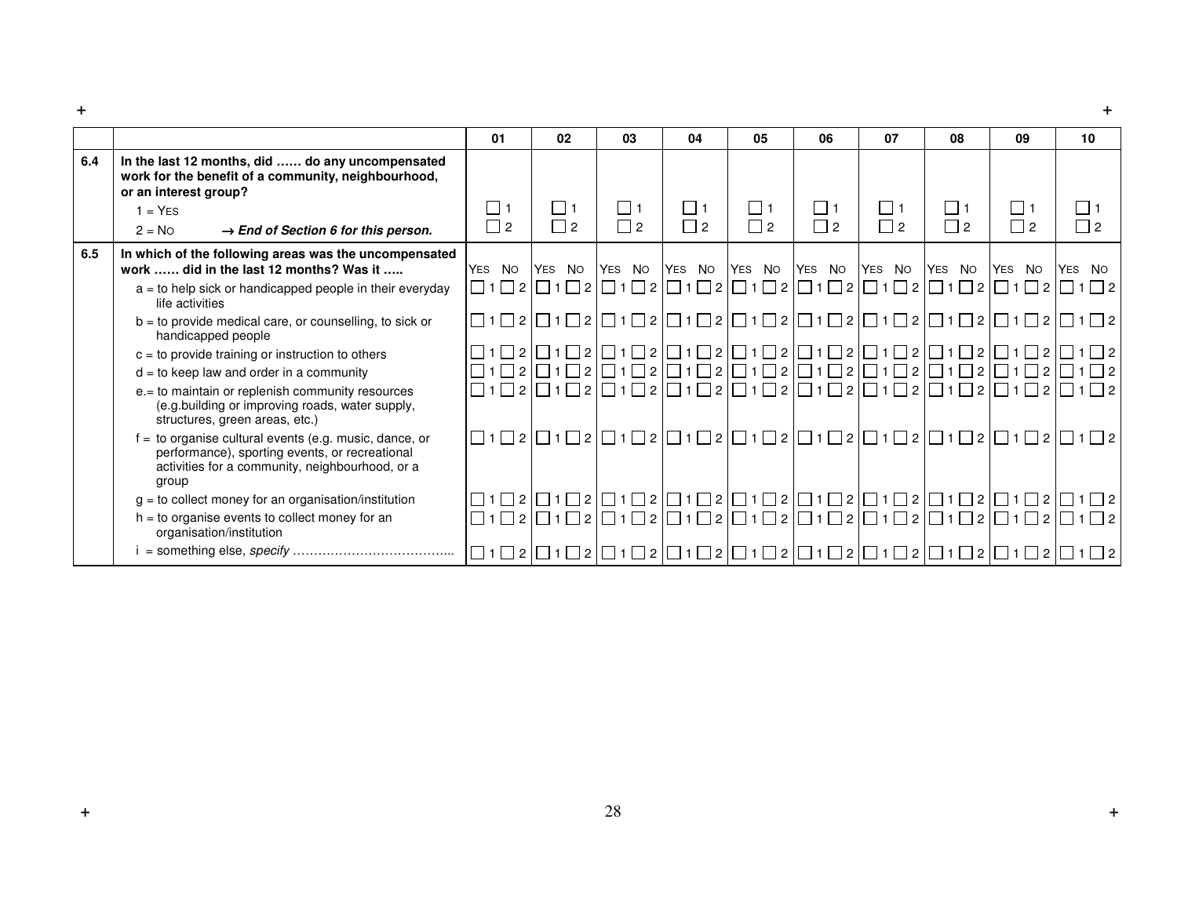| | | 01 | 02 | 03 | 04 | 05 | 06 | 07 | 08 | 09 | 10 |
|---|---|---|---|---|---|---|---|---|---|---|---|
| 6.4 | **In the last 12 months, did …… do any uncompensated work for the benefit of a community, neighbourhood, or an interest group?**<br>1 = YES<br>2 = NO → ***End of Section 6 for this person.*** | ☐ 1<br>☐ 2 | ☐ 1<br>☐ 2 | ☐ 1<br>☐ 2 | ☐ 1<br>☐ 2 | ☐ 1<br>☐ 2 | ☐ 1<br>☐ 2 | ☐ 1<br>☐ 2 | ☐ 1<br>☐ 2 | ☐ 1<br>☐ 2 | ☐ 1<br>☐ 2 |
| 6.5 | **In which of the following areas was the uncompensated work …… did in the last 12 months? Was it …..** | YES NO | YES NO | YES NO | YES NO | YES NO | YES NO | YES NO | YES NO | YES NO | YES NO |
| | a = to help sick or handicapped people in their everyday life activities | ☐ 1 ☐ 2 | ☐ 1 ☐ 2 | ☐ 1 ☐ 2 | ☐ 1 ☐ 2 | ☐ 1 ☐ 2 | ☐ 1 ☐ 2 | ☐ 1 ☐ 2 | ☐ 1 ☐ 2 | ☐ 1 ☐ 2 | ☐ 1 ☐ 2 |
| | b = to provide medical care, or counselling, to sick or handicapped people | ☐ 1 ☐ 2 | ☐ 1 ☐ 2 | ☐ 1 ☐ 2 | ☐ 1 ☐ 2 | ☐ 1 ☐ 2 | ☐ 1 ☐ 2 | ☐ 1 ☐ 2 | ☐ 1 ☐ 2 | ☐ 1 ☐ 2 | ☐ 1 ☐ 2 |
| | c = to provide training or instruction to others | ☐ 1 ☐ 2 | ☐ 1 ☐ 2 | ☐ 1 ☐ 2 | ☐ 1 ☐ 2 | ☐ 1 ☐ 2 | ☐ 1 ☐ 2 | ☐ 1 ☐ 2 | ☐ 1 ☐ 2 | ☐ 1 ☐ 2 | ☐ 1 ☐ 2 |
| | d = to keep law and order in a community | ☐ 1 ☐ 2 | ☐ 1 ☐ 2 | ☐ 1 ☐ 2 | ☐ 1 ☐ 2 | ☐ 1 ☐ 2 | ☐ 1 ☐ 2 | ☐ 1 ☐ 2 | ☐ 1 ☐ 2 | ☐ 1 ☐ 2 | ☐ 1 ☐ 2 |
| | e.= to maintain or replenish community resources (e.g.building or improving roads, water supply, structures, green areas, etc.) | ☐ 1 ☐ 2 | ☐ 1 ☐ 2 | ☐ 1 ☐ 2 | ☐ 1 ☐ 2 | ☐ 1 ☐ 2 | ☐ 1 ☐ 2 | ☐ 1 ☐ 2 | ☐ 1 ☐ 2 | ☐ 1 ☐ 2 | ☐ 1 ☐ 2 |
| | f = to organise cultural events (e.g. music, dance, or performance), sporting events, or recreational activities for a community, neighbourhood, or a group | ☐ 1 ☐ 2 | ☐ 1 ☐ 2 | ☐ 1 ☐ 2 | ☐ 1 ☐ 2 | ☐ 1 ☐ 2 | ☐ 1 ☐ 2 | ☐ 1 ☐ 2 | ☐ 1 ☐ 2 | ☐ 1 ☐ 2 | ☐ 1 ☐ 2 |
| | g = to collect money for an organisation/institution | ☐ 1 ☐ 2 | ☐ 1 ☐ 2 | ☐ 1 ☐ 2 | ☐ 1 ☐ 2 | ☐ 1 ☐ 2 | ☐ 1 ☐ 2 | ☐ 1 ☐ 2 | ☐ 1 ☐ 2 | ☐ 1 ☐ 2 | ☐ 1 ☐ 2 |
| | h = to organise events to collect money for an organisation/institution | ☐ 1 ☐ 2 | ☐ 1 ☐ 2 | ☐ 1 ☐ 2 | ☐ 1 ☐ 2 | ☐ 1 ☐ 2 | ☐ 1 ☐ 2 | ☐ 1 ☐ 2 | ☐ 1 ☐ 2 | ☐ 1 ☐ 2 | ☐ 1 ☐ 2 |
| | i = something else, *specify* ………………………………... | ☐ 1 ☐ 2 | ☐ 1 ☐ 2 | ☐ 1 ☐ 2 | ☐ 1 ☐ 2 | ☐ 1 ☐ 2 | ☐ 1 ☐ 2 | ☐ 1 ☐ 2 | ☐ 1 ☐ 2 | ☐ 1 ☐ 2 | ☐ 1 ☐ 2 |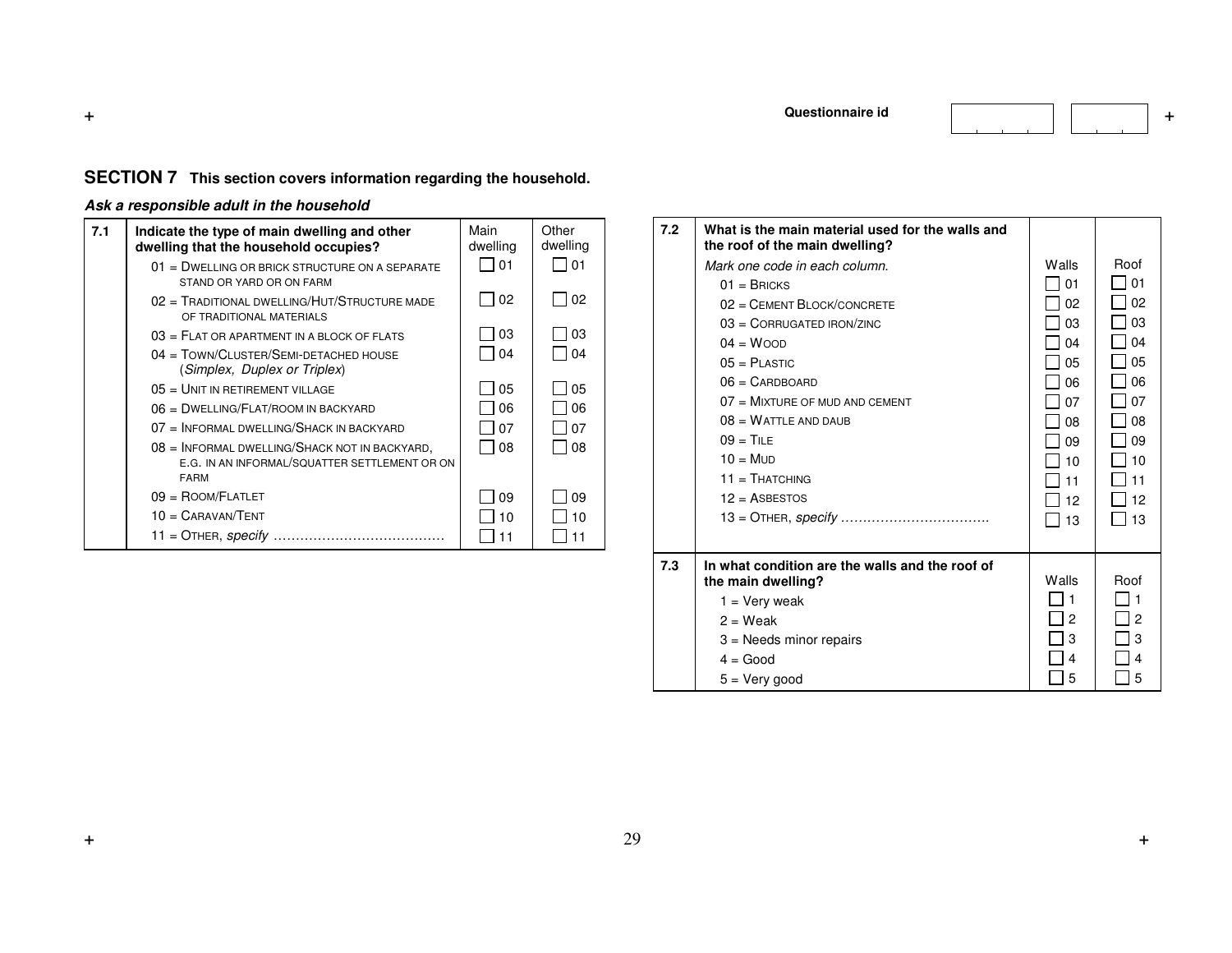Questionnaire id

## SECTION 7 This section covers information regarding the household.

***Ask a responsible adult in the household***

| 7.1 | Indicate the type of main dwelling and other dwelling that the household occupies? | Main dwelling | Other dwelling |
|---|---|---|---|
| | 01 = DWELLING OR BRICK STRUCTURE ON A SEPARATE STAND OR YARD OR ON FARM | ☐ 01 | ☐ 01 |
| | 02 = TRADITIONAL DWELLING/HUT/STRUCTURE MADE OF TRADITIONAL MATERIALS | ☐ 02 | ☐ 02 |
| | 03 = FLAT OR APARTMENT IN A BLOCK OF FLATS | ☐ 03 | ☐ 03 |
| | 04 = TOWN/CLUSTER/SEMI-DETACHED HOUSE (*Simplex, Duplex or Triplex*) | ☐ 04 | ☐ 04 |
| | 05 = UNIT IN RETIREMENT VILLAGE | ☐ 05 | ☐ 05 |
| | 06 = DWELLING/FLAT/ROOM IN BACKYARD | ☐ 06 | ☐ 06 |
| | 07 = INFORMAL DWELLING/SHACK IN BACKYARD | ☐ 07 | ☐ 07 |
| | 08 = INFORMAL DWELLING/SHACK NOT IN BACKYARD, E.G. IN AN INFORMAL/SQUATTER SETTLEMENT OR ON FARM | ☐ 08 | ☐ 08 |
| | 09 = ROOM/FLATLET | ☐ 09 | ☐ 09 |
| | 10 = CARAVAN/TENT | ☐ 10 | ☐ 10 |
| | 11 = OTHER, *specify* ………………………………… | ☐ 11 | ☐ 11 |

| 7.2 | What is the main material used for the walls and the roof of the main dwelling? *Mark one code in each column.* | Walls | Roof |
|---|---|---|---|
| | 01 = BRICKS | ☐ 01 | ☐ 01 |
| | 02 = CEMENT BLOCK/CONCRETE | ☐ 02 | ☐ 02 |
| | 03 = CORRUGATED IRON/ZINC | ☐ 03 | ☐ 03 |
| | 04 = WOOD | ☐ 04 | ☐ 04 |
| | 05 = PLASTIC | ☐ 05 | ☐ 05 |
| | 06 = CARDBOARD | ☐ 06 | ☐ 06 |
| | 07 = MIXTURE OF MUD AND CEMENT | ☐ 07 | ☐ 07 |
| | 08 = WATTLE AND DAUB | ☐ 08 | ☐ 08 |
| | 09 = TILE | ☐ 09 | ☐ 09 |
| | 10 = MUD | ☐ 10 | ☐ 10 |
| | 11 = THATCHING | ☐ 11 | ☐ 11 |
| | 12 = ASBESTOS | ☐ 12 | ☐ 12 |
| | 13 = OTHER, *specify* ……………………………. | ☐ 13 | ☐ 13 |

| 7.3 | In what condition are the walls and the roof of the main dwelling? | Walls | Roof |
|---|---|---|---|
| | 1 = Very weak | ☐ 1 | ☐ 1 |
| | 2 = Weak | ☐ 2 | ☐ 2 |
| | 3 = Needs minor repairs | ☐ 3 | ☐ 3 |
| | 4 = Good | ☐ 4 | ☐ 4 |
| | 5 = Very good | ☐ 5 | ☐ 5 |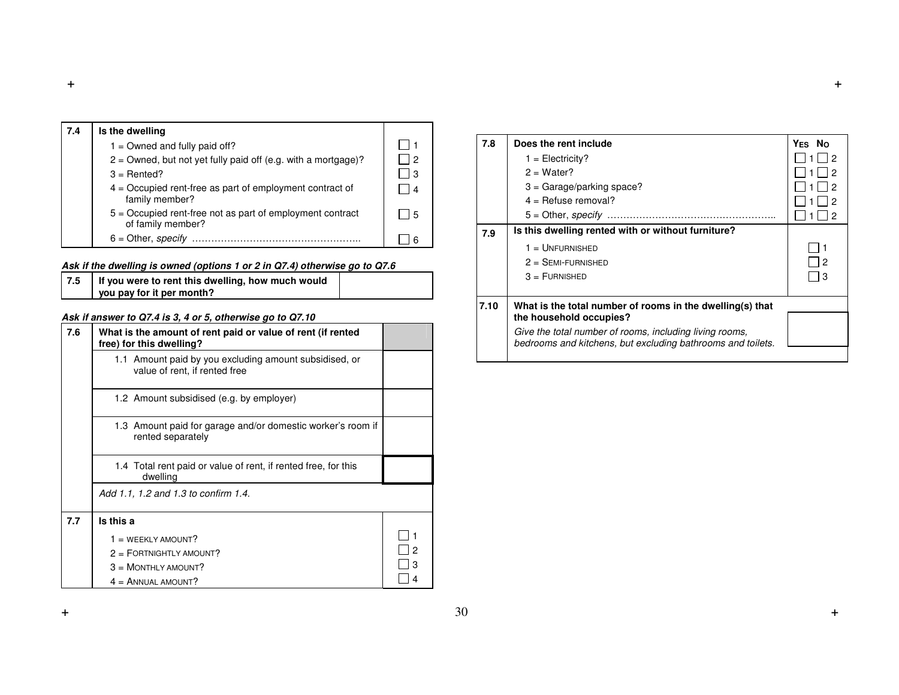| 7.4 | Is the dwelling | |
|---|---|---|
| | 1 = Owned and fully paid off? | ☐ 1 |
| | 2 = Owned, but not yet fully paid off (e.g. with a mortgage)? | ☐ 2 |
| | 3 = Rented? | ☐ 3 |
| | 4 = Occupied rent-free as part of employment contract of family member? | ☐ 4 |
| | 5 = Occupied rent-free not as part of employment contract of family member? | ☐ 5 |
| | 6 = Other, *specify* …………………………………………….. | ☐ 6 |

***Ask if the dwelling is owned (options 1 or 2 in Q7.4) otherwise go to Q7.6***

| 7.5 | If you were to rent this dwelling, how much would you pay for it per month? | |
|---|---|---|

***Ask if answer to Q7.4 is 3, 4 or 5, otherwise go to Q7.10***

| 7.6 | What is the amount of rent paid or value of rent (if rented free) for this dwelling? | |
|---|---|---|
| | 1.1 Amount paid by you excluding amount subsidised, or value of rent, if rented free | |
| | 1.2 Amount subsidised (e.g. by employer) | |
| | 1.3 Amount paid for garage and/or domestic worker's room if rented separately | |
| | 1.4 Total rent paid or value of rent, if rented free, for this dwelling | |
| | *Add 1.1, 1.2 and 1.3 to confirm 1.4.* | |

| 7.7 | Is this a | |
|---|---|---|
| | 1 = WEEKLY AMOUNT? | ☐ 1 |
| | 2 = FORTNIGHTLY AMOUNT? | ☐ 2 |
| | 3 = MONTHLY AMOUNT? | ☐ 3 |
| | 4 = ANNUAL AMOUNT? | ☐ 4 |

| 7.8 | Does the rent include | YES NO |
|---|---|---|
| | 1 = Electricity? | ☐ 1 ☐ 2 |
| | 2 = Water? | ☐ 1 ☐ 2 |
| | 3 = Garage/parking space? | ☐ 1 ☐ 2 |
| | 4 = Refuse removal? | ☐ 1 ☐ 2 |
| | 5 = Other, *specify* …………………………………………….. | ☐ 1 ☐ 2 |

| 7.9 | Is this dwelling rented with or without furniture? | |
|---|---|---|
| | 1 = UNFURNISHED | ☐ 1 |
| | 2 = SEMI-FURNISHED | ☐ 2 |
| | 3 = FURNISHED | ☐ 3 |

| 7.10 | What is the total number of rooms in the dwelling(s) that the household occupies? *Give the total number of rooms, including living rooms, bedrooms and kitchens, but excluding bathrooms and toilets.* | |
|---|---|---|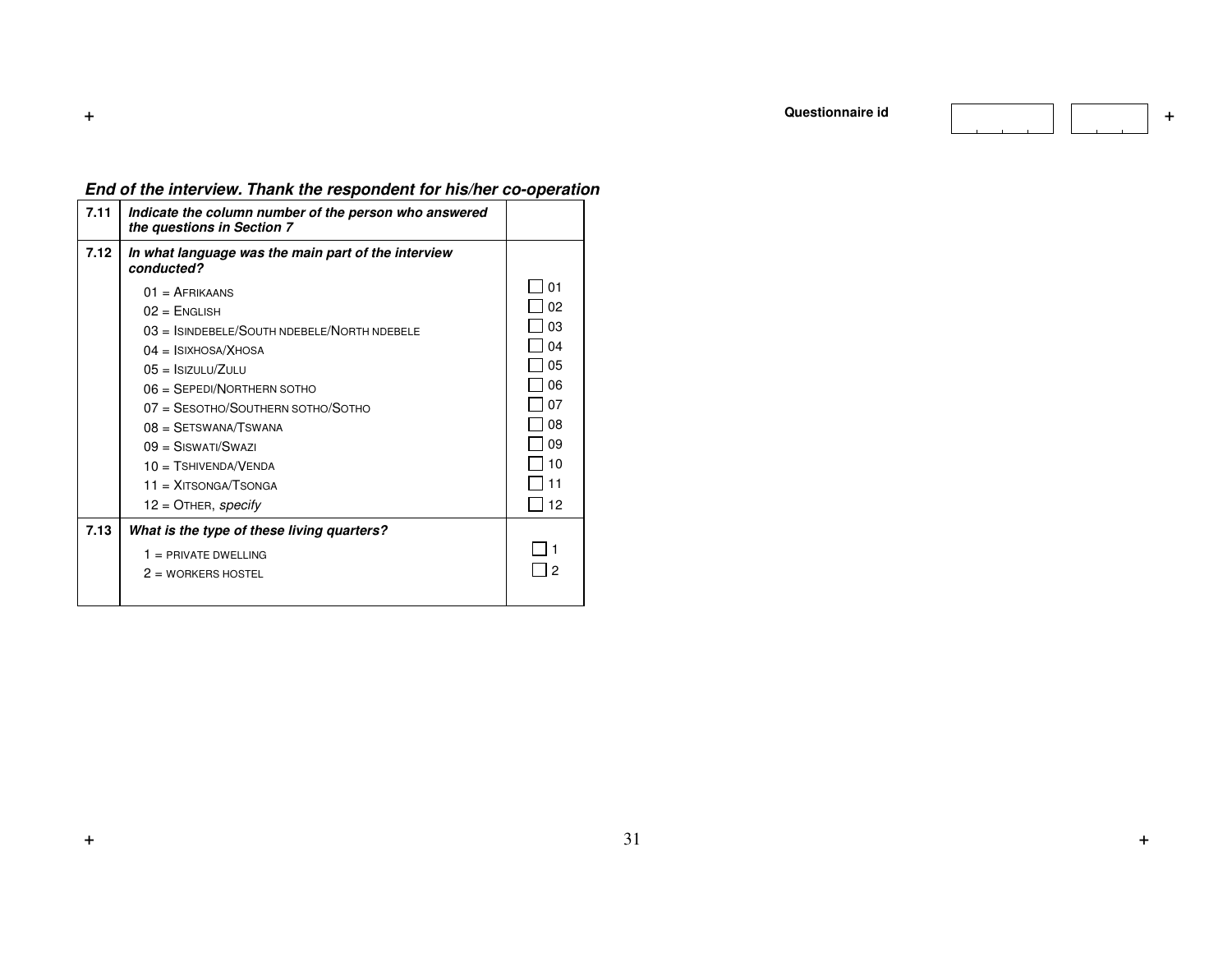Questionnaire id

***End of the interview. Thank the respondent for his/her co-operation***

| | | |
|---|---|---|
| 7.11 | ***Indicate the column number of the person who answered the questions in Section 7*** | |
| 7.12 | ***In what language was the main part of the interview conducted?***<br>01 = AFRIKAANS<br>02 = ENGLISH<br>03 = ISINDEBELE/SOUTH NDEBELE/NORTH NDEBELE<br>04 = ISIXHOSA/XHOSA<br>05 = ISIZULU/ZULU<br>06 = SEPEDI/NORTHERN SOTHO<br>07 = SESOTHO/SOUTHERN SOTHO/SOTHO<br>08 = SETSWANA/TSWANA<br>09 = SISWATI/SWAZI<br>10 = TSHIVENDA/VENDA<br>11 = XITSONGA/TSONGA<br>12 = OTHER, *specify* | ☐ 01<br>☐ 02<br>☐ 03<br>☐ 04<br>☐ 05<br>☐ 06<br>☐ 07<br>☐ 08<br>☐ 09<br>☐ 10<br>☐ 11<br>☐ 12 |
| 7.13 | ***What is the type of these living quarters?***<br>1 = PRIVATE DWELLING<br>2 = WORKERS HOSTEL | ☐ 1<br>☐ 2 |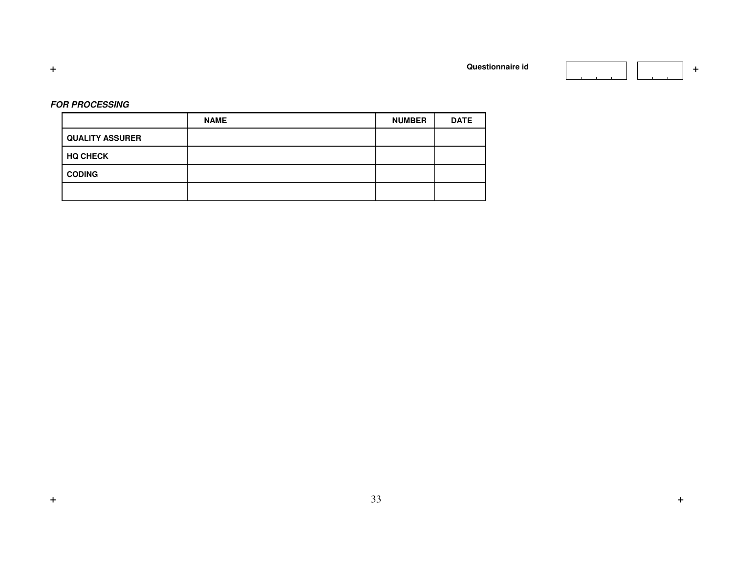Questionnaire id

***FOR PROCESSING***

| | NAME | NUMBER | DATE |
|---|---|---|---|
| **QUALITY ASSURER** | | | |
| **HQ CHECK** | | | |
| **CODING** | | | |
| | | | |